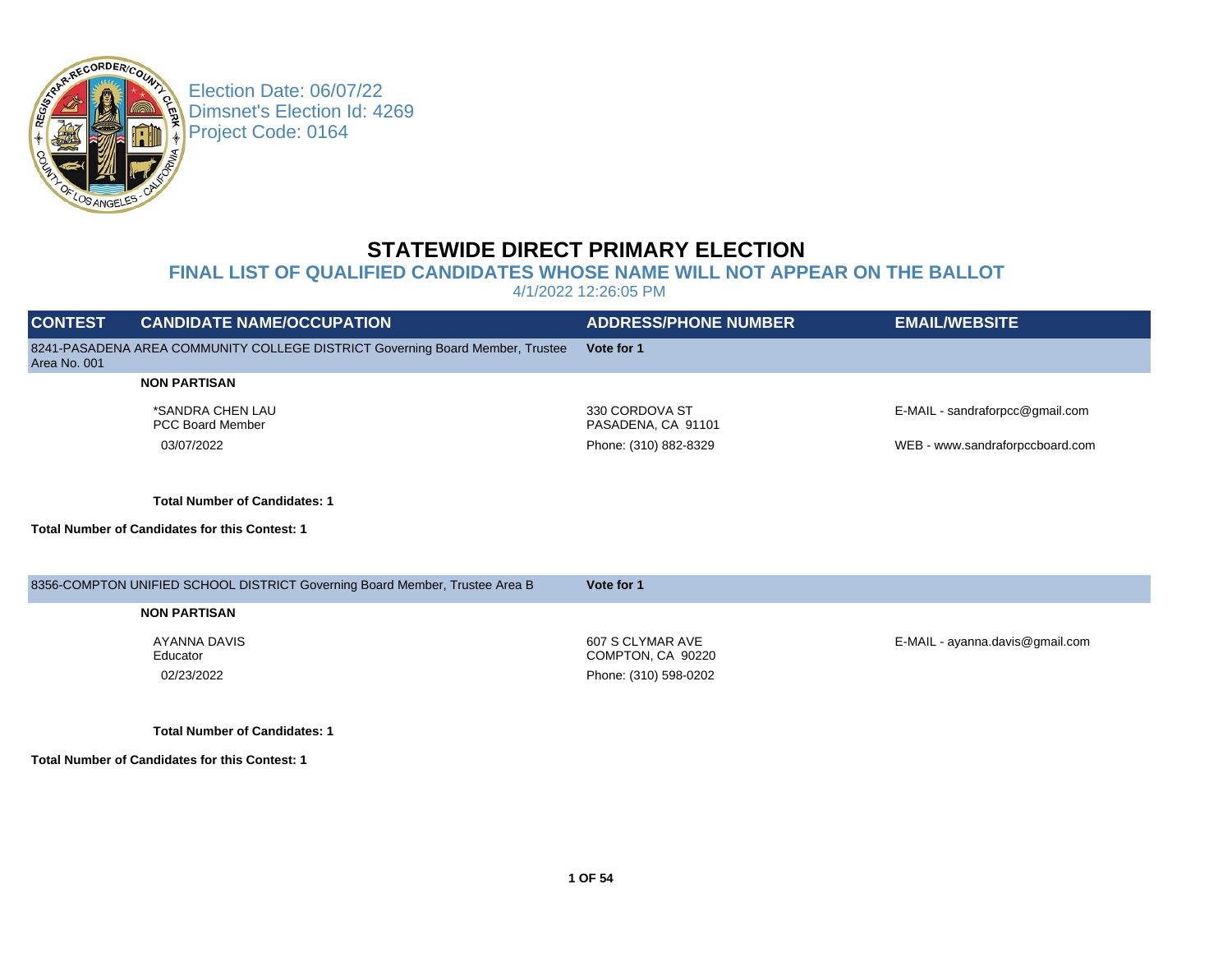Election Date: 06/07/22
Dimsnet's Election Id: 4269
Project Code: 0164

# STATEWIDE DIRECT PRIMARY ELECTION

## FINAL LIST OF QUALIFIED CANDIDATES WHOSE NAME WILL NOT APPEAR ON THE BALLOT

4/1/2022 12:26:05 PM

| CONTEST | CANDIDATE NAME/OCCUPATION | ADDRESS/PHONE NUMBER | EMAIL/WEBSITE |
|---|---|---|---|
| 8241-PASADENA AREA COMMUNITY COLLEGE DISTRICT Governing Board Member, Trustee Area No. 001 | | **Vote for 1** | |
| | **NON PARTISAN** | | |
| | *SANDRA CHEN LAU<br>PCC Board Member | 330 CORDOVA ST<br>PASADENA, CA 91101 | E-MAIL - sandraforpcc@gmail.com |
| | 03/07/2022 | Phone: (310) 882-8329 | WEB - www.sandraforpccboard.com |
| | **Total Number of Candidates: 1** | | |
| **Total Number of Candidates for this Contest: 1** | | | |
| 8356-COMPTON UNIFIED SCHOOL DISTRICT Governing Board Member, Trustee Area B | | **Vote for 1** | |
| | **NON PARTISAN** | | |
| | AYANNA DAVIS<br>Educator | 607 S CLYMAR AVE<br>COMPTON, CA 90220 | E-MAIL - ayanna.davis@gmail.com |
| | 02/23/2022 | Phone: (310) 598-0202 | |
| | **Total Number of Candidates: 1** | | |
| **Total Number of Candidates for this Contest: 1** | | | |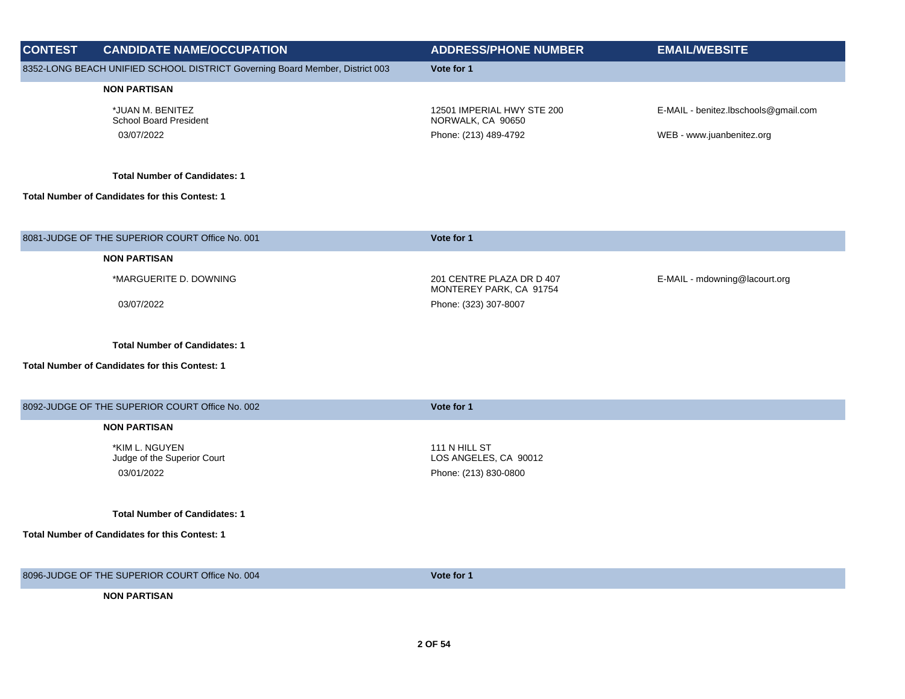| CONTEST | CANDIDATE NAME/OCCUPATION | ADDRESS/PHONE NUMBER | EMAIL/WEBSITE |
|---|---|---|---|
| 8352-LONG BEACH UNIFIED SCHOOL DISTRICT Governing Board Member, District 003 | | Vote for 1 | |
| | **NON PARTISAN** | | |
| | *JUAN M. BENITEZ<br>School Board President<br>03/07/2022 | 12501 IMPERIAL HWY STE 200<br>NORWALK, CA 90650<br>Phone: (213) 489-4792 | E-MAIL - benitez.lbschools@gmail.com<br>WEB - www.juanbenitez.org |
| | **Total Number of Candidates: 1** | | |
| **Total Number of Candidates for this Contest: 1** | | | |
| 8081-JUDGE OF THE SUPERIOR COURT Office No. 001 | | Vote for 1 | |
| | **NON PARTISAN** | | |
| | *MARGUERITE D. DOWNING<br>03/07/2022 | 201 CENTRE PLAZA DR D 407<br>MONTEREY PARK, CA 91754<br>Phone: (323) 307-8007 | E-MAIL - mdowning@lacourt.org |
| | **Total Number of Candidates: 1** | | |
| **Total Number of Candidates for this Contest: 1** | | | |
| 8092-JUDGE OF THE SUPERIOR COURT Office No. 002 | | Vote for 1 | |
| | **NON PARTISAN** | | |
| | *KIM L. NGUYEN<br>Judge of the Superior Court<br>03/01/2022 | 111 N HILL ST<br>LOS ANGELES, CA 90012<br>Phone: (213) 830-0800 | |
| | **Total Number of Candidates: 1** | | |
| **Total Number of Candidates for this Contest: 1** | | | |
| 8096-JUDGE OF THE SUPERIOR COURT Office No. 004 | | Vote for 1 | |
| | **NON PARTISAN** | | |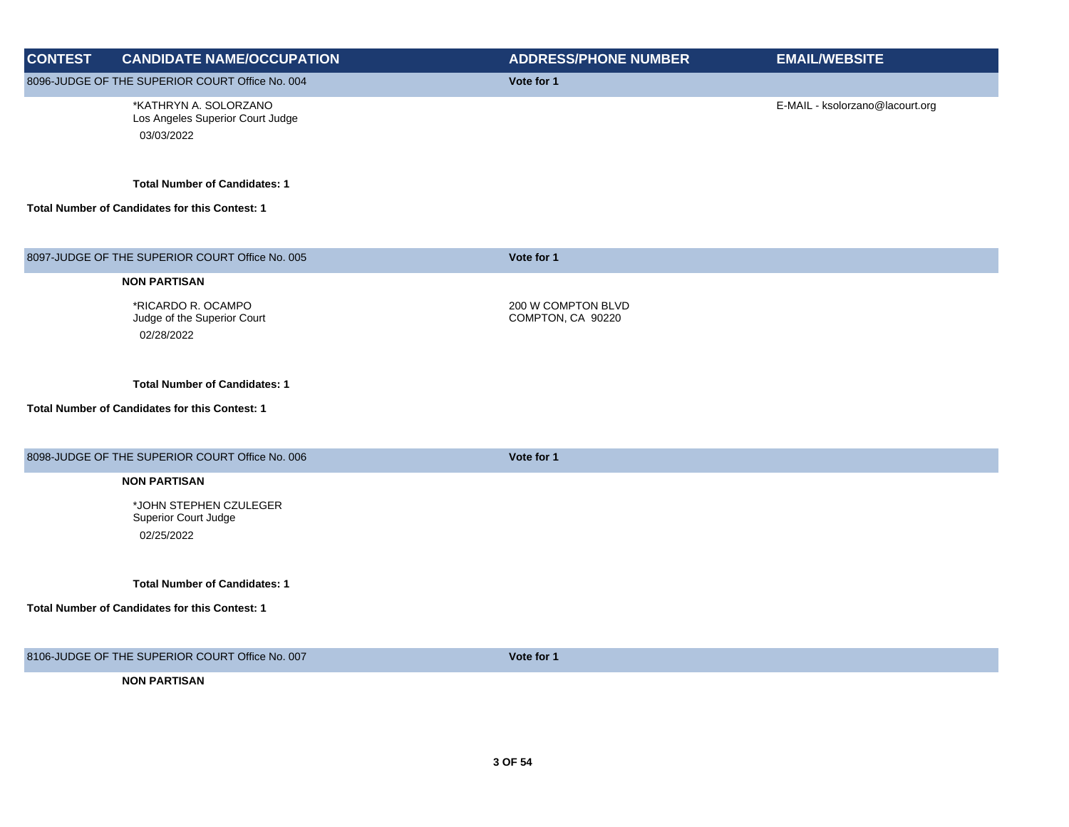| CONTEST | CANDIDATE NAME/OCCUPATION | ADDRESS/PHONE NUMBER | EMAIL/WEBSITE |
|---|---|---|---|
| 8096-JUDGE OF THE SUPERIOR COURT Office No. 004 | | Vote for 1 | |
| | *KATHRYN A. SOLORZANO<br>Los Angeles Superior Court Judge<br>03/03/2022 | | E-MAIL - ksolorzano@lacourt.org |
| | **Total Number of Candidates: 1** | | |
| **Total Number of Candidates for this Contest: 1** | | | |
| 8097-JUDGE OF THE SUPERIOR COURT Office No. 005 | | Vote for 1 | |
| | **NON PARTISAN** | | |
| | *RICARDO R. OCAMPO<br>Judge of the Superior Court<br>02/28/2022 | 200 W COMPTON BLVD<br>COMPTON, CA 90220 | |
| | **Total Number of Candidates: 1** | | |
| **Total Number of Candidates for this Contest: 1** | | | |
| 8098-JUDGE OF THE SUPERIOR COURT Office No. 006 | | Vote for 1 | |
| | **NON PARTISAN** | | |
| | *JOHN STEPHEN CZULEGER<br>Superior Court Judge<br>02/25/2022 | | |
| | **Total Number of Candidates: 1** | | |
| **Total Number of Candidates for this Contest: 1** | | | |
| 8106-JUDGE OF THE SUPERIOR COURT Office No. 007 | | Vote for 1 | |
| | **NON PARTISAN** | | |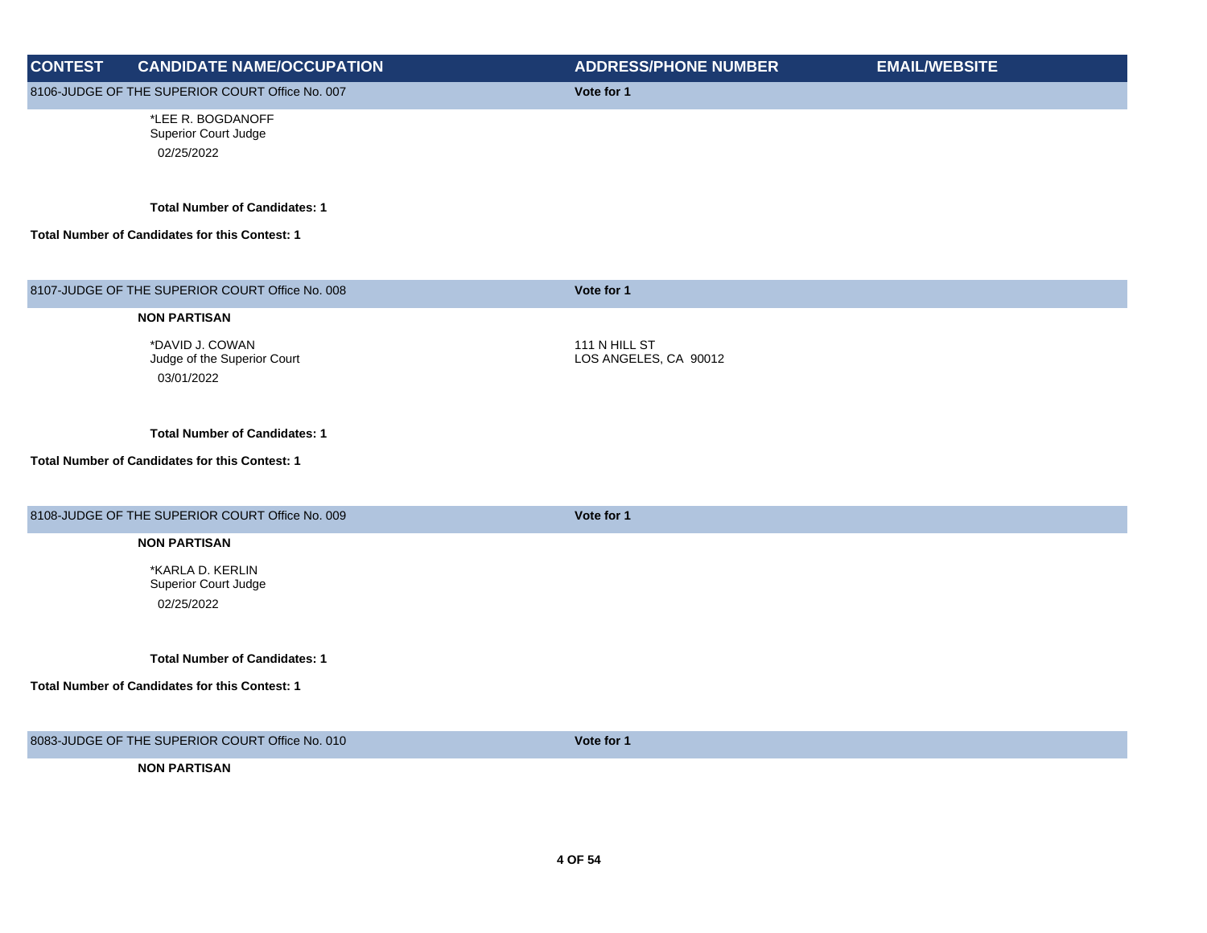| CONTEST | CANDIDATE NAME/OCCUPATION | ADDRESS/PHONE NUMBER | EMAIL/WEBSITE |
| --- | --- | --- | --- |

**8106-JUDGE OF THE SUPERIOR COURT Office No. 007** — Vote for 1

*LEE R. BOGDANOFF
Superior Court Judge
02/25/2022

**Total Number of Candidates: 1**

**Total Number of Candidates for this Contest: 1**

**8107-JUDGE OF THE SUPERIOR COURT Office No. 008** — Vote for 1

**NON PARTISAN**

*DAVID J. COWAN
Judge of the Superior Court
03/01/2022

111 N HILL ST
LOS ANGELES, CA 90012

**Total Number of Candidates: 1**

**Total Number of Candidates for this Contest: 1**

**8108-JUDGE OF THE SUPERIOR COURT Office No. 009** — Vote for 1

**NON PARTISAN**

*KARLA D. KERLIN
Superior Court Judge
02/25/2022

**Total Number of Candidates: 1**

**Total Number of Candidates for this Contest: 1**

**8083-JUDGE OF THE SUPERIOR COURT Office No. 010** — Vote for 1

**NON PARTISAN**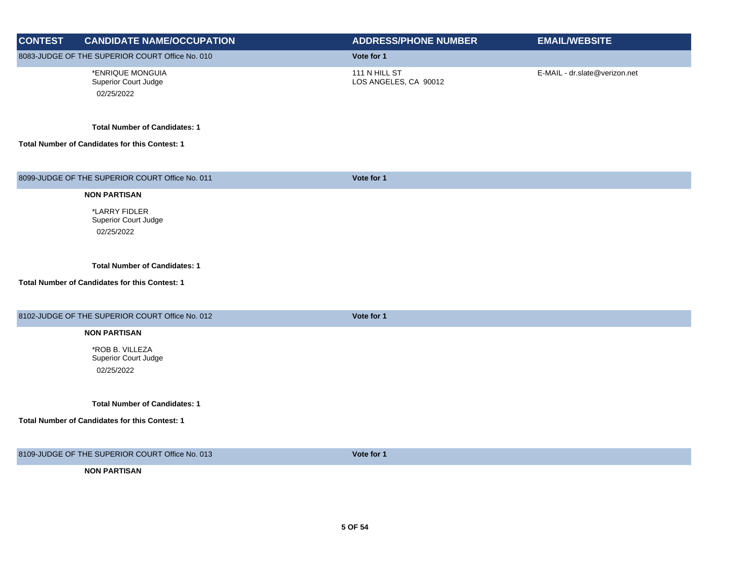| CONTEST | CANDIDATE NAME/OCCUPATION | ADDRESS/PHONE NUMBER | EMAIL/WEBSITE |
|---|---|---|---|
| 8083-JUDGE OF THE SUPERIOR COURT Office No. 010 | | Vote for 1 | |
| | *ENRIQUE MONGUIA<br>Superior Court Judge<br>02/25/2022 | 111 N HILL ST<br>LOS ANGELES, CA 90012 | E-MAIL - dr.slate@verizon.net |
| | **Total Number of Candidates: 1** | | |
| **Total Number of Candidates for this Contest: 1** | | | |
| 8099-JUDGE OF THE SUPERIOR COURT Office No. 011 | | Vote for 1 | |
| | **NON PARTISAN** | | |
| | *LARRY FIDLER<br>Superior Court Judge<br>02/25/2022 | | |
| | **Total Number of Candidates: 1** | | |
| **Total Number of Candidates for this Contest: 1** | | | |
| 8102-JUDGE OF THE SUPERIOR COURT Office No. 012 | | Vote for 1 | |
| | **NON PARTISAN** | | |
| | *ROB B. VILLEZA<br>Superior Court Judge<br>02/25/2022 | | |
| | **Total Number of Candidates: 1** | | |
| **Total Number of Candidates for this Contest: 1** | | | |
| 8109-JUDGE OF THE SUPERIOR COURT Office No. 013 | | Vote for 1 | |
| | **NON PARTISAN** | | |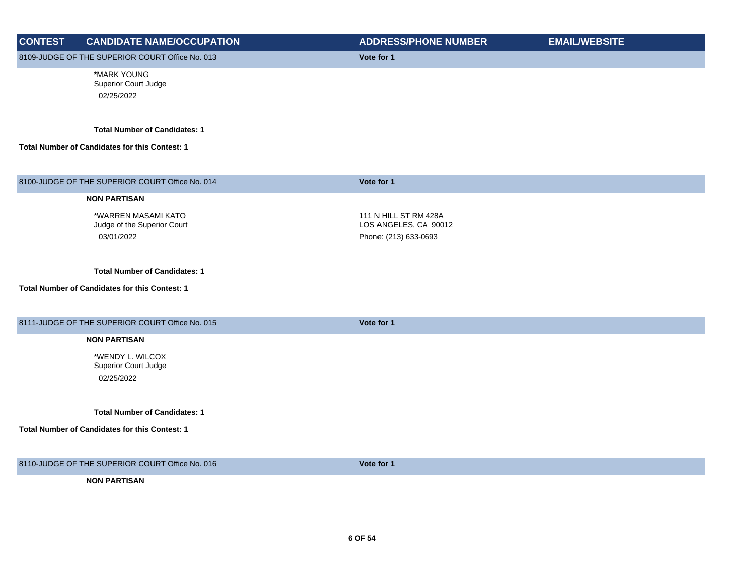| CONTEST | CANDIDATE NAME/OCCUPATION | ADDRESS/PHONE NUMBER | EMAIL/WEBSITE |
|---|---|---|---|

**8109-JUDGE OF THE SUPERIOR COURT Office No. 013** — Vote for 1

*MARK YOUNG
Superior Court Judge
02/25/2022

**Total Number of Candidates: 1**

**Total Number of Candidates for this Contest: 1**

**8100-JUDGE OF THE SUPERIOR COURT Office No. 014** — Vote for 1

**NON PARTISAN**

| Candidate | Address/Phone Number | Email/Website |
|---|---|---|
| *WARREN MASAMI KATO<br>Judge of the Superior Court<br>03/01/2022 | 111 N HILL ST RM 428A<br>LOS ANGELES, CA 90012<br>Phone: (213) 633-0693 | |

**Total Number of Candidates: 1**

**Total Number of Candidates for this Contest: 1**

**8111-JUDGE OF THE SUPERIOR COURT Office No. 015** — Vote for 1

**NON PARTISAN**

*WENDY L. WILCOX
Superior Court Judge
02/25/2022

**Total Number of Candidates: 1**

**Total Number of Candidates for this Contest: 1**

**8110-JUDGE OF THE SUPERIOR COURT Office No. 016** — Vote for 1

**NON PARTISAN**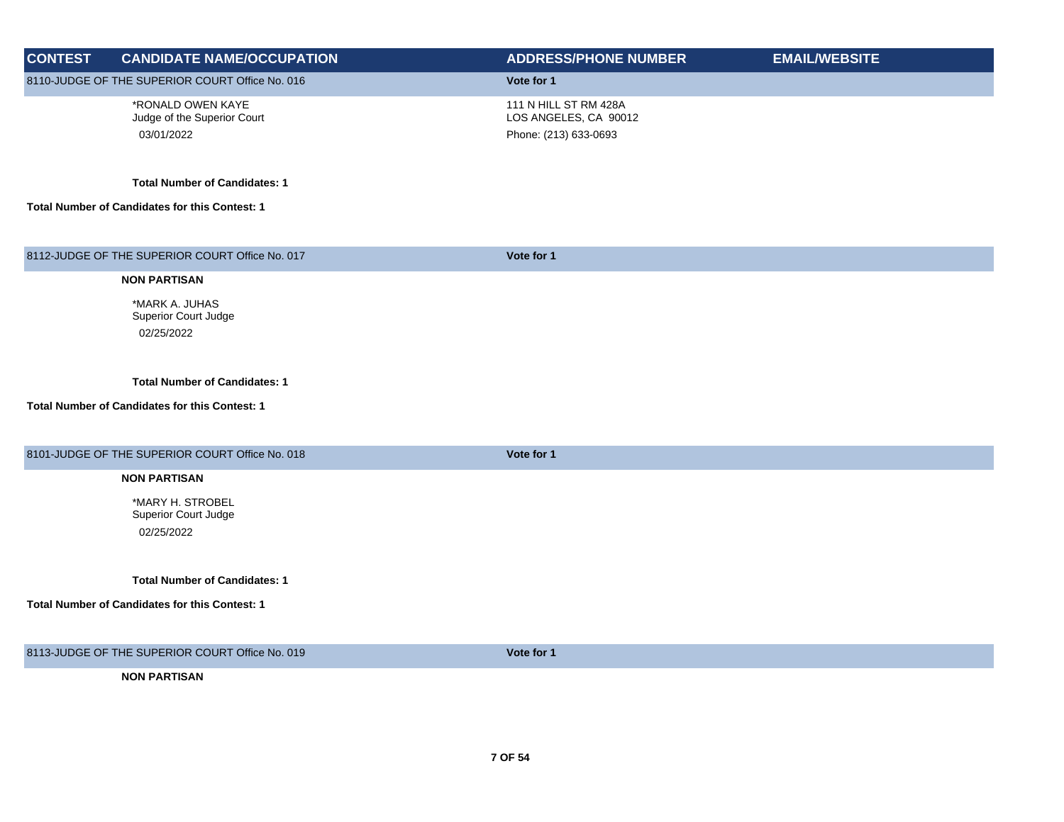| CONTEST | CANDIDATE NAME/OCCUPATION | ADDRESS/PHONE NUMBER | EMAIL/WEBSITE |
|---|---|---|---|
| 8110-JUDGE OF THE SUPERIOR COURT Office No. 016 | | Vote for 1 | |
| | *RONALD OWEN KAYE<br>Judge of the Superior Court<br>03/01/2022 | 111 N HILL ST RM 428A<br>LOS ANGELES, CA 90012<br>Phone: (213) 633-0693 | |
| | **Total Number of Candidates: 1** | | |
| **Total Number of Candidates for this Contest: 1** | | | |
| 8112-JUDGE OF THE SUPERIOR COURT Office No. 017 | | Vote for 1 | |
| | **NON PARTISAN** | | |
| | *MARK A. JUHAS<br>Superior Court Judge<br>02/25/2022 | | |
| | **Total Number of Candidates: 1** | | |
| **Total Number of Candidates for this Contest: 1** | | | |
| 8101-JUDGE OF THE SUPERIOR COURT Office No. 018 | | Vote for 1 | |
| | **NON PARTISAN** | | |
| | *MARY H. STROBEL<br>Superior Court Judge<br>02/25/2022 | | |
| | **Total Number of Candidates: 1** | | |
| **Total Number of Candidates for this Contest: 1** | | | |
| 8113-JUDGE OF THE SUPERIOR COURT Office No. 019 | | Vote for 1 | |
| | **NON PARTISAN** | | |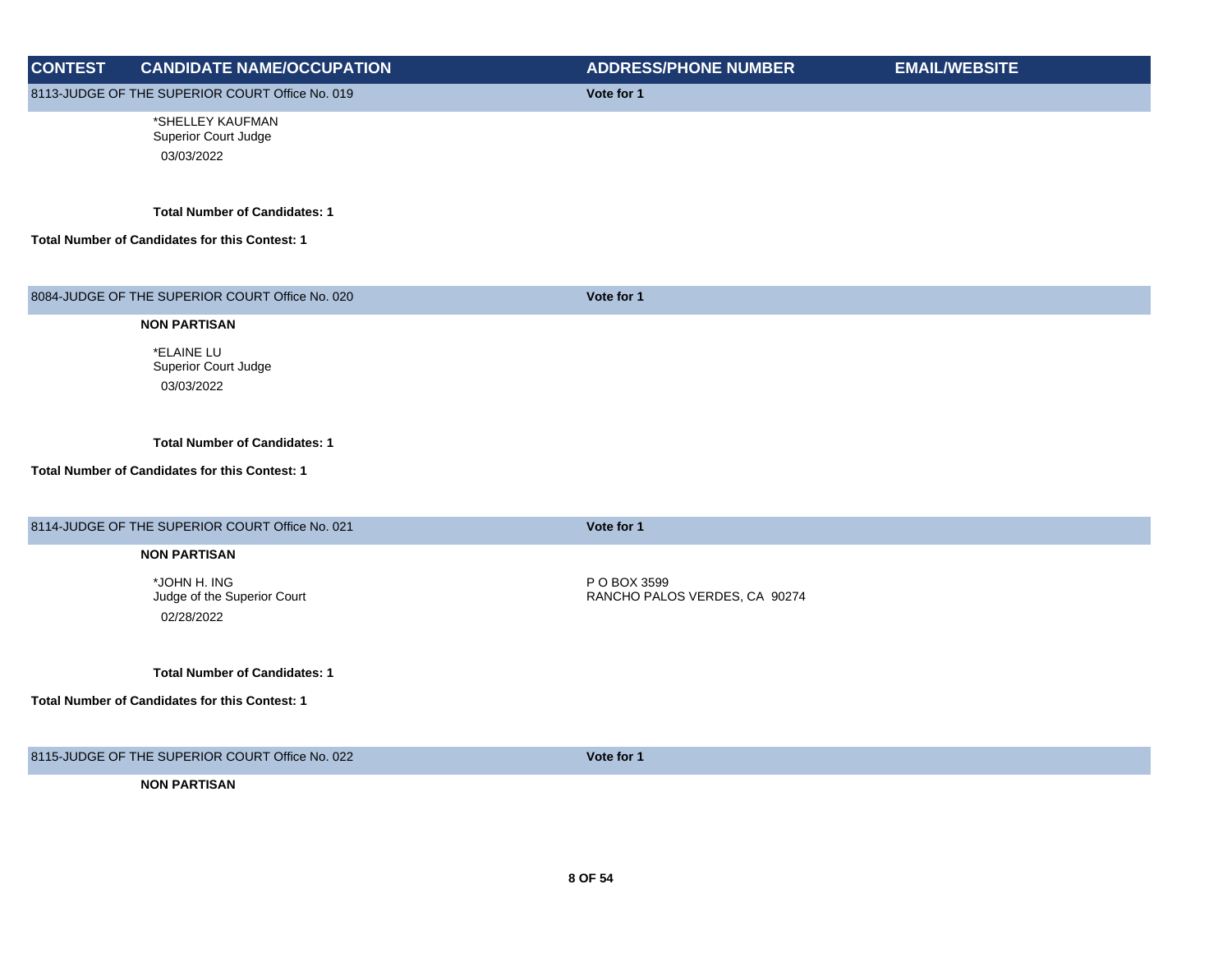| CONTEST | CANDIDATE NAME/OCCUPATION | ADDRESS/PHONE NUMBER | EMAIL/WEBSITE |
|---|---|---|---|
| 8113-JUDGE OF THE SUPERIOR COURT Office No. 019 | | **Vote for 1** | |
| | *SHELLEY KAUFMAN<br>Superior Court Judge<br>03/03/2022 | | |
| | **Total Number of Candidates: 1** | | |
| **Total Number of Candidates for this Contest: 1** | | | |
| 8084-JUDGE OF THE SUPERIOR COURT Office No. 020 | | **Vote for 1** | |
| | **NON PARTISAN** | | |
| | *ELAINE LU<br>Superior Court Judge<br>03/03/2022 | | |
| | **Total Number of Candidates: 1** | | |
| **Total Number of Candidates for this Contest: 1** | | | |
| 8114-JUDGE OF THE SUPERIOR COURT Office No. 021 | | **Vote for 1** | |
| | **NON PARTISAN** | | |
| | *JOHN H. ING<br>Judge of the Superior Court<br>02/28/2022 | P O BOX 3599<br>RANCHO PALOS VERDES, CA 90274 | |
| | **Total Number of Candidates: 1** | | |
| **Total Number of Candidates for this Contest: 1** | | | |
| 8115-JUDGE OF THE SUPERIOR COURT Office No. 022 | | **Vote for 1** | |
| | **NON PARTISAN** | | |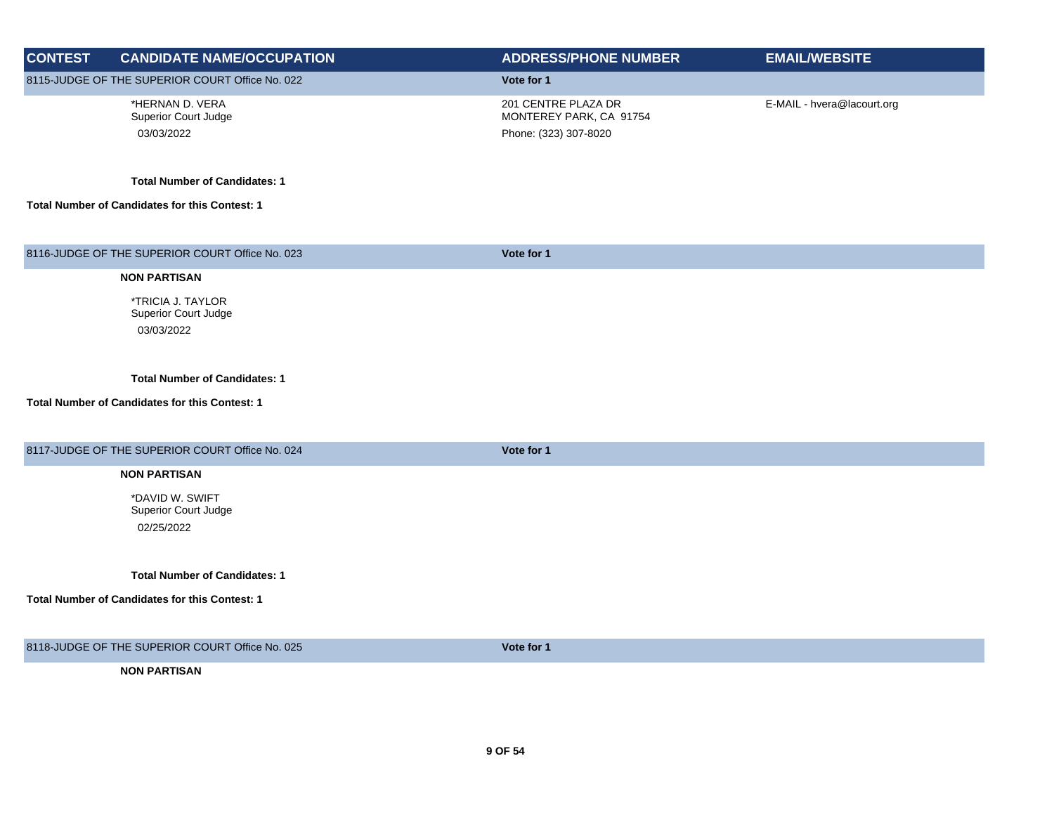| CONTEST | CANDIDATE NAME/OCCUPATION | ADDRESS/PHONE NUMBER | EMAIL/WEBSITE |
|---|---|---|---|
| 8115-JUDGE OF THE SUPERIOR COURT Office No. 022 | | Vote for 1 | |
| | *HERNAN D. VERA<br>Superior Court Judge<br>03/03/2022 | 201 CENTRE PLAZA DR<br>MONTEREY PARK, CA 91754<br>Phone: (323) 307-8020 | E-MAIL - hvera@lacourt.org |
| | **Total Number of Candidates: 1** | | |
| **Total Number of Candidates for this Contest: 1** | | | |
| 8116-JUDGE OF THE SUPERIOR COURT Office No. 023 | | Vote for 1 | |
| | **NON PARTISAN** | | |
| | *TRICIA J. TAYLOR<br>Superior Court Judge<br>03/03/2022 | | |
| | **Total Number of Candidates: 1** | | |
| **Total Number of Candidates for this Contest: 1** | | | |
| 8117-JUDGE OF THE SUPERIOR COURT Office No. 024 | | Vote for 1 | |
| | **NON PARTISAN** | | |
| | *DAVID W. SWIFT<br>Superior Court Judge<br>02/25/2022 | | |
| | **Total Number of Candidates: 1** | | |
| **Total Number of Candidates for this Contest: 1** | | | |
| 8118-JUDGE OF THE SUPERIOR COURT Office No. 025 | | Vote for 1 | |
| | **NON PARTISAN** | | |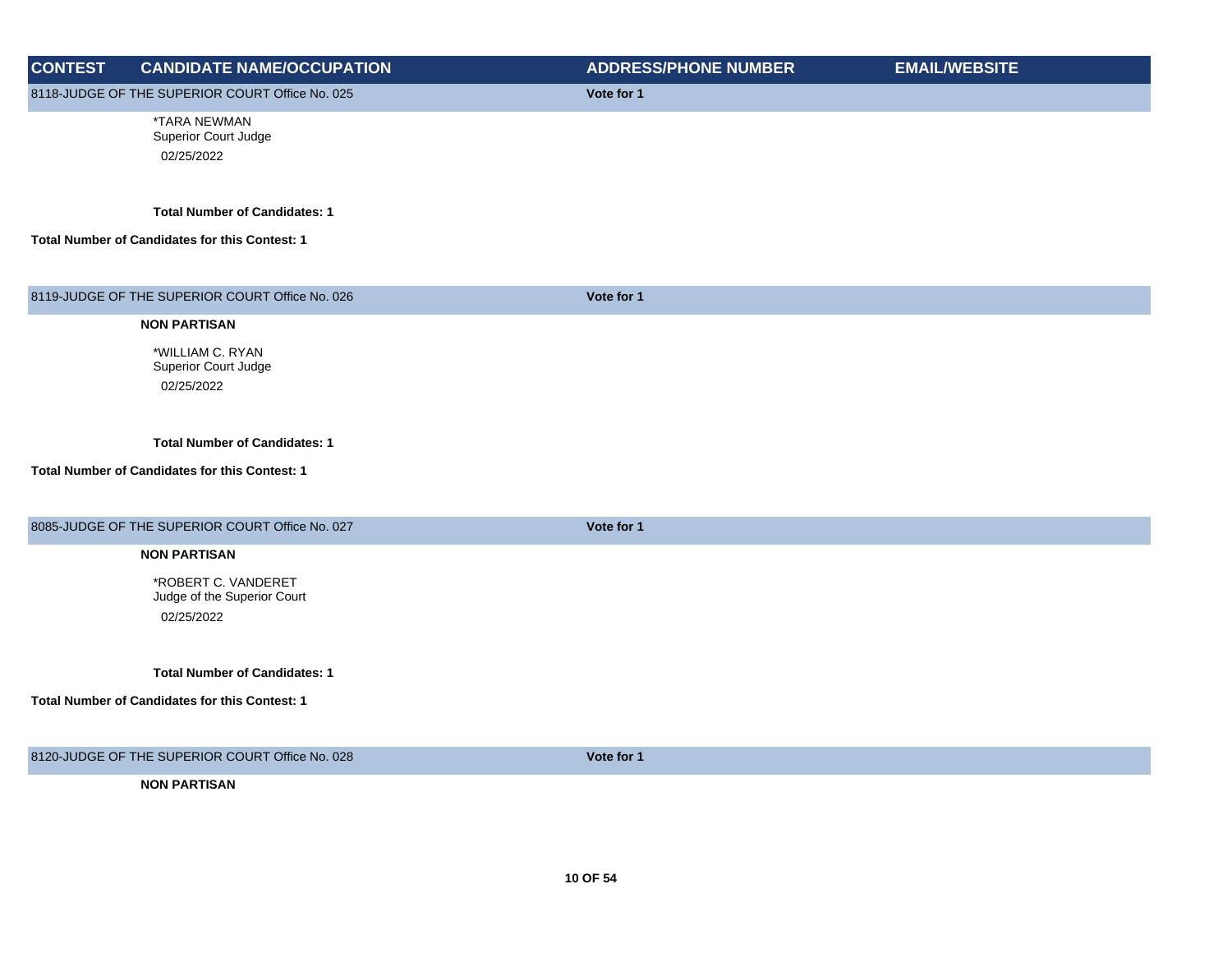| CONTEST | CANDIDATE NAME/OCCUPATION | ADDRESS/PHONE NUMBER | EMAIL/WEBSITE |
|---|---|---|---|
| 8118-JUDGE OF THE SUPERIOR COURT Office No. 025 | | Vote for 1 | |
| | *TARA NEWMAN<br>Superior Court Judge<br>02/25/2022 | | |
| | **Total Number of Candidates: 1** | | |
| **Total Number of Candidates for this Contest: 1** | | | |
| 8119-JUDGE OF THE SUPERIOR COURT Office No. 026 | | Vote for 1 | |
| | **NON PARTISAN** | | |
| | *WILLIAM C. RYAN<br>Superior Court Judge<br>02/25/2022 | | |
| | **Total Number of Candidates: 1** | | |
| **Total Number of Candidates for this Contest: 1** | | | |
| 8085-JUDGE OF THE SUPERIOR COURT Office No. 027 | | Vote for 1 | |
| | **NON PARTISAN** | | |
| | *ROBERT C. VANDERET<br>Judge of the Superior Court<br>02/25/2022 | | |
| | **Total Number of Candidates: 1** | | |
| **Total Number of Candidates for this Contest: 1** | | | |
| 8120-JUDGE OF THE SUPERIOR COURT Office No. 028 | | Vote for 1 | |
| | **NON PARTISAN** | | |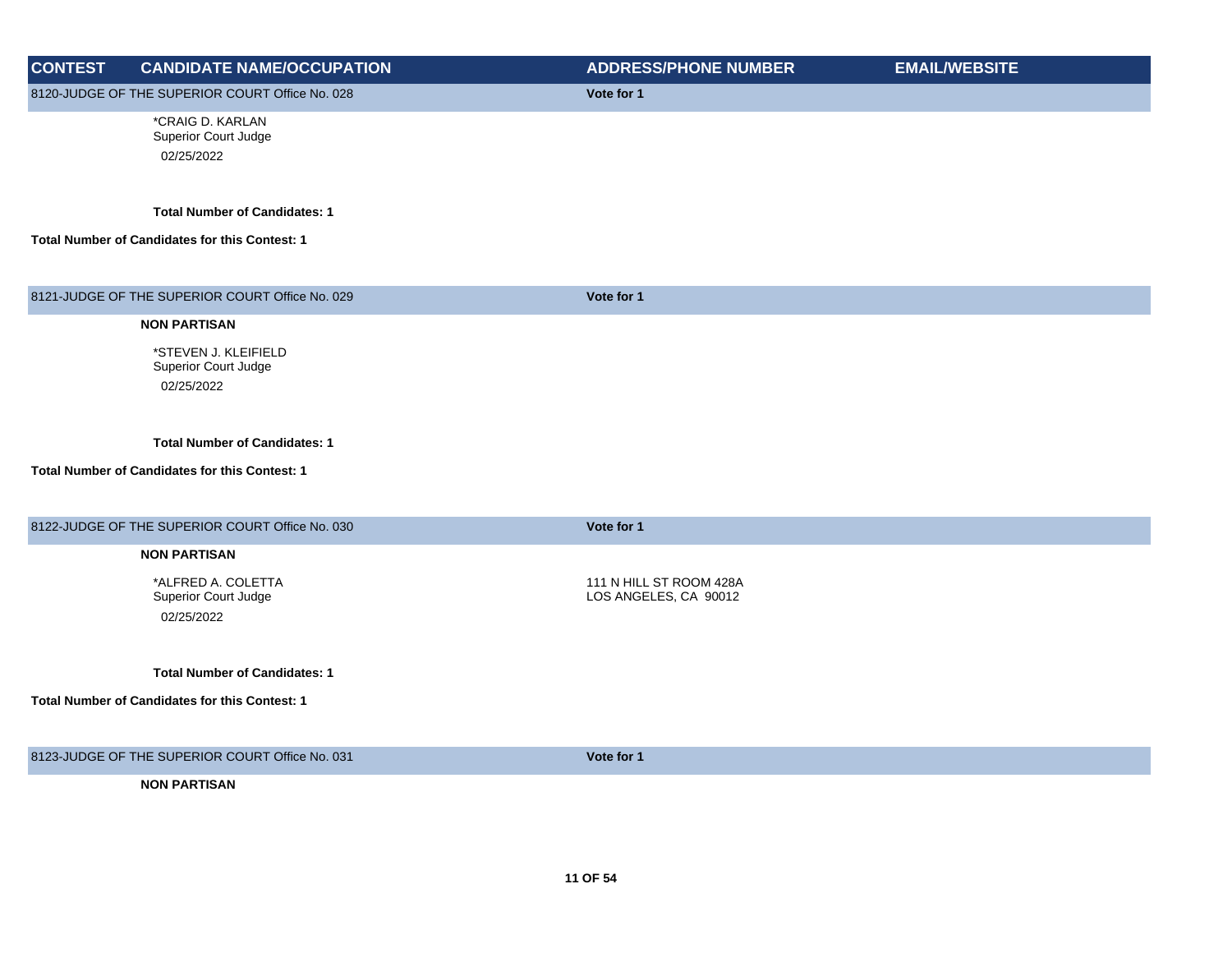| CONTEST | CANDIDATE NAME/OCCUPATION | ADDRESS/PHONE NUMBER | EMAIL/WEBSITE |
| --- | --- | --- | --- |
| 8120-JUDGE OF THE SUPERIOR COURT Office No. 028 | | Vote for 1 | |
| | *CRAIG D. KARLAN<br>Superior Court Judge<br>02/25/2022 | | |
| | **Total Number of Candidates: 1** | | |
| **Total Number of Candidates for this Contest: 1** | | | |
| 8121-JUDGE OF THE SUPERIOR COURT Office No. 029 | | Vote for 1 | |
| | **NON PARTISAN** | | |
| | *STEVEN J. KLEIFIELD<br>Superior Court Judge<br>02/25/2022 | | |
| | **Total Number of Candidates: 1** | | |
| **Total Number of Candidates for this Contest: 1** | | | |
| 8122-JUDGE OF THE SUPERIOR COURT Office No. 030 | | Vote for 1 | |
| | **NON PARTISAN** | | |
| | *ALFRED A. COLETTA<br>Superior Court Judge<br>02/25/2022 | 111 N HILL ST ROOM 428A<br>LOS ANGELES, CA 90012 | |
| | **Total Number of Candidates: 1** | | |
| **Total Number of Candidates for this Contest: 1** | | | |
| 8123-JUDGE OF THE SUPERIOR COURT Office No. 031 | | Vote for 1 | |
| | **NON PARTISAN** | | |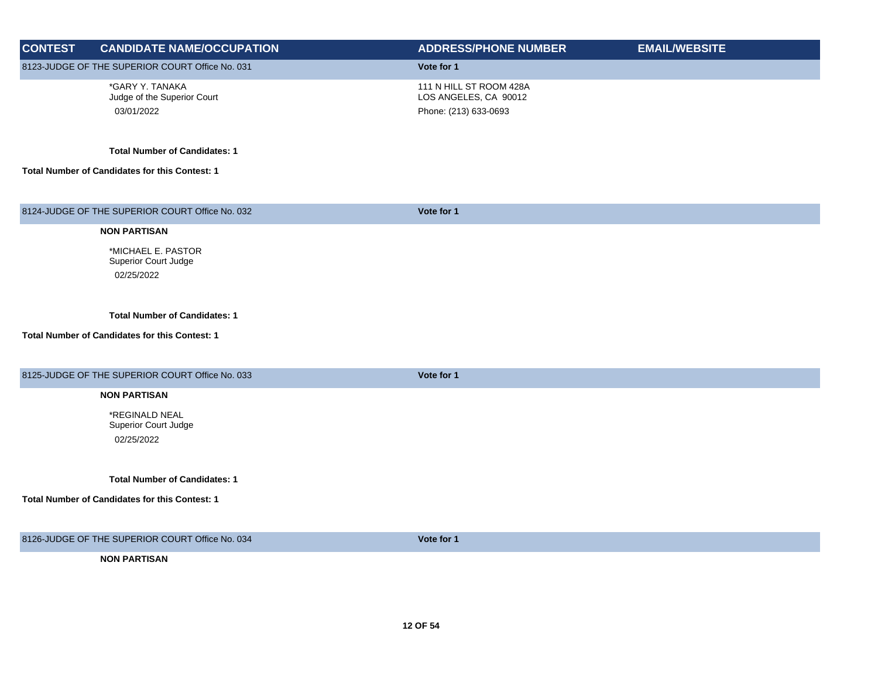| CONTEST | CANDIDATE NAME/OCCUPATION | ADDRESS/PHONE NUMBER | EMAIL/WEBSITE |
| --- | --- | --- | --- |
| 8123-JUDGE OF THE SUPERIOR COURT Office No. 031 | | Vote for 1 | |
| | *GARY Y. TANAKA<br>Judge of the Superior Court<br>03/01/2022 | 111 N HILL ST ROOM 428A<br>LOS ANGELES, CA 90012<br>Phone: (213) 633-0693 | |
| | **Total Number of Candidates: 1** | | |
| **Total Number of Candidates for this Contest: 1** | | | |
| 8124-JUDGE OF THE SUPERIOR COURT Office No. 032 | | Vote for 1 | |
| | **NON PARTISAN** | | |
| | *MICHAEL E. PASTOR<br>Superior Court Judge<br>02/25/2022 | | |
| | **Total Number of Candidates: 1** | | |
| **Total Number of Candidates for this Contest: 1** | | | |
| 8125-JUDGE OF THE SUPERIOR COURT Office No. 033 | | Vote for 1 | |
| | **NON PARTISAN** | | |
| | *REGINALD NEAL<br>Superior Court Judge<br>02/25/2022 | | |
| | **Total Number of Candidates: 1** | | |
| **Total Number of Candidates for this Contest: 1** | | | |
| 8126-JUDGE OF THE SUPERIOR COURT Office No. 034 | | Vote for 1 | |
| | **NON PARTISAN** | | |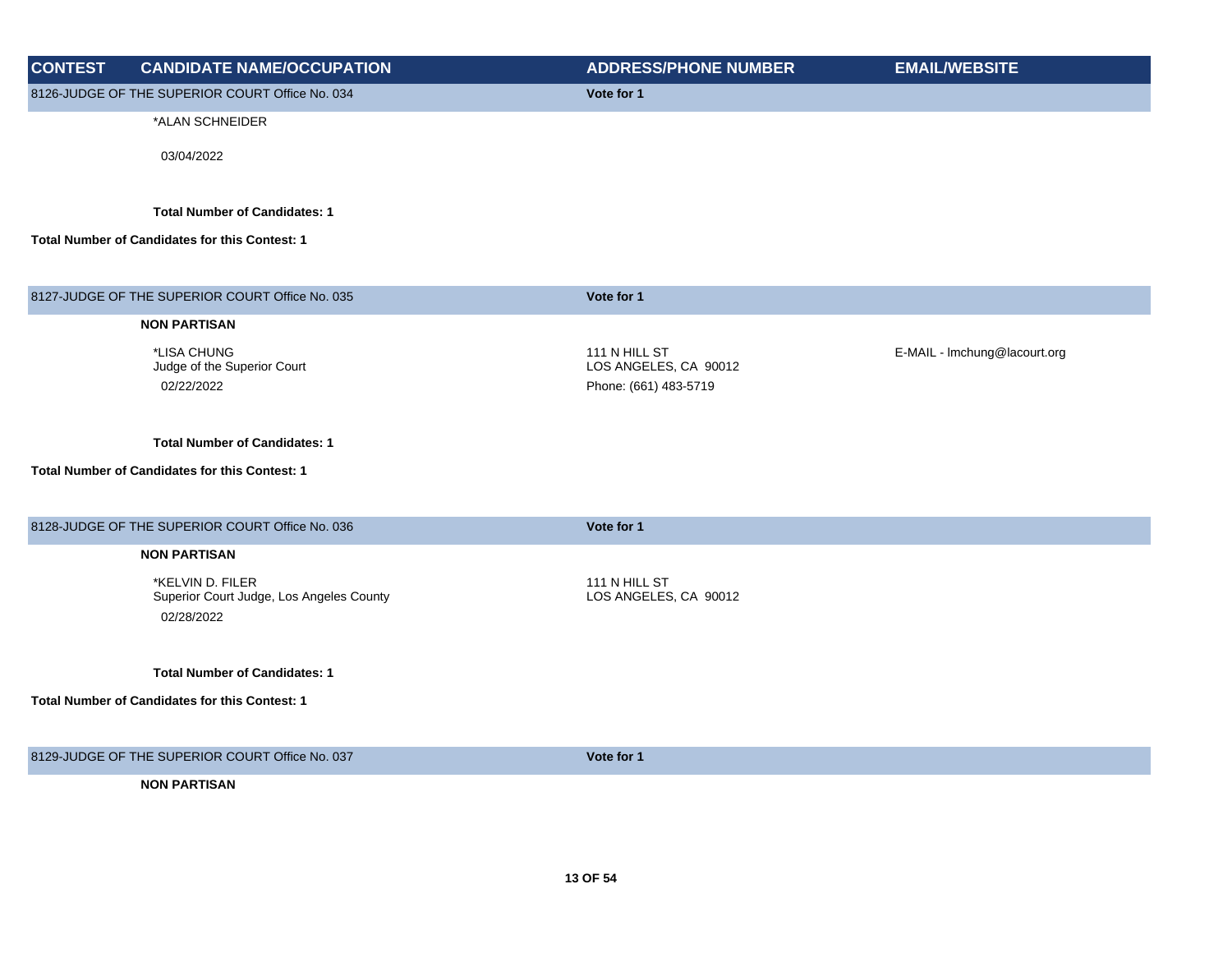| CONTEST | CANDIDATE NAME/OCCUPATION | ADDRESS/PHONE NUMBER | EMAIL/WEBSITE |
|---|---|---|---|
| 8126-JUDGE OF THE SUPERIOR COURT Office No. 034 | | Vote for 1 | |
| | *ALAN SCHNEIDER<br>03/04/2022 | | |
| | **Total Number of Candidates: 1** | | |
| **Total Number of Candidates for this Contest: 1** | | | |
| 8127-JUDGE OF THE SUPERIOR COURT Office No. 035 | | Vote for 1 | |
| | **NON PARTISAN** | | |
| | *LISA CHUNG<br>Judge of the Superior Court<br>02/22/2022 | 111 N HILL ST<br>LOS ANGELES, CA 90012<br>Phone: (661) 483-5719 | E-MAIL - lmchung@lacourt.org |
| | **Total Number of Candidates: 1** | | |
| **Total Number of Candidates for this Contest: 1** | | | |
| 8128-JUDGE OF THE SUPERIOR COURT Office No. 036 | | Vote for 1 | |
| | **NON PARTISAN** | | |
| | *KELVIN D. FILER<br>Superior Court Judge, Los Angeles County<br>02/28/2022 | 111 N HILL ST<br>LOS ANGELES, CA 90012 | |
| | **Total Number of Candidates: 1** | | |
| **Total Number of Candidates for this Contest: 1** | | | |
| 8129-JUDGE OF THE SUPERIOR COURT Office No. 037 | | Vote for 1 | |
| | **NON PARTISAN** | | |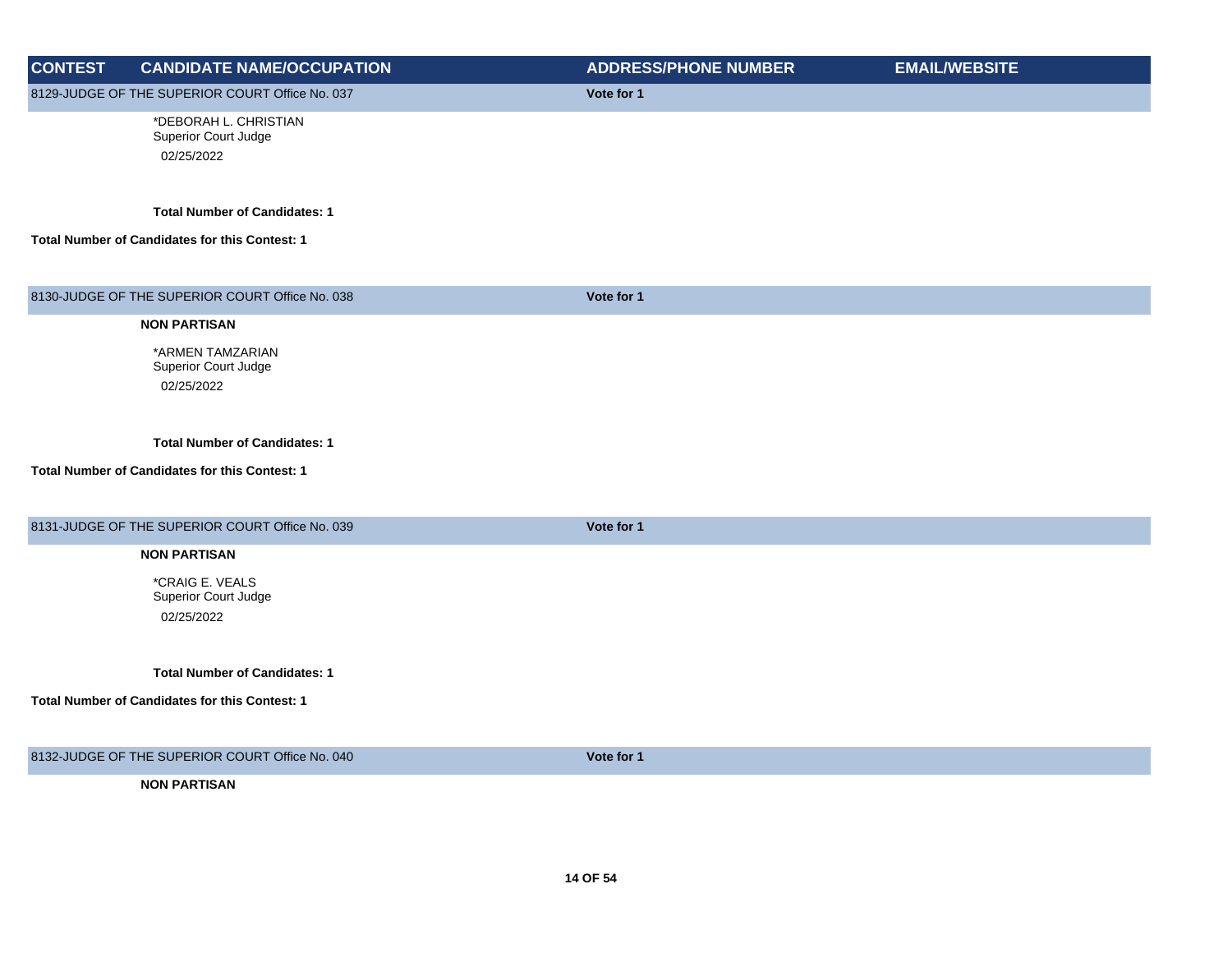| CONTEST | CANDIDATE NAME/OCCUPATION | ADDRESS/PHONE NUMBER | EMAIL/WEBSITE |
|---|---|---|---|
| 8129-JUDGE OF THE SUPERIOR COURT Office No. 037 | | **Vote for 1** | |
| | *DEBORAH L. CHRISTIAN<br>Superior Court Judge<br>02/25/2022 | | |
| | **Total Number of Candidates: 1** | | |
| **Total Number of Candidates for this Contest: 1** | | | |
| 8130-JUDGE OF THE SUPERIOR COURT Office No. 038 | | **Vote for 1** | |
| | **NON PARTISAN** | | |
| | *ARMEN TAMZARIAN<br>Superior Court Judge<br>02/25/2022 | | |
| | **Total Number of Candidates: 1** | | |
| **Total Number of Candidates for this Contest: 1** | | | |
| 8131-JUDGE OF THE SUPERIOR COURT Office No. 039 | | **Vote for 1** | |
| | **NON PARTISAN** | | |
| | *CRAIG E. VEALS<br>Superior Court Judge<br>02/25/2022 | | |
| | **Total Number of Candidates: 1** | | |
| **Total Number of Candidates for this Contest: 1** | | | |
| 8132-JUDGE OF THE SUPERIOR COURT Office No. 040 | | **Vote for 1** | |
| | **NON PARTISAN** | | |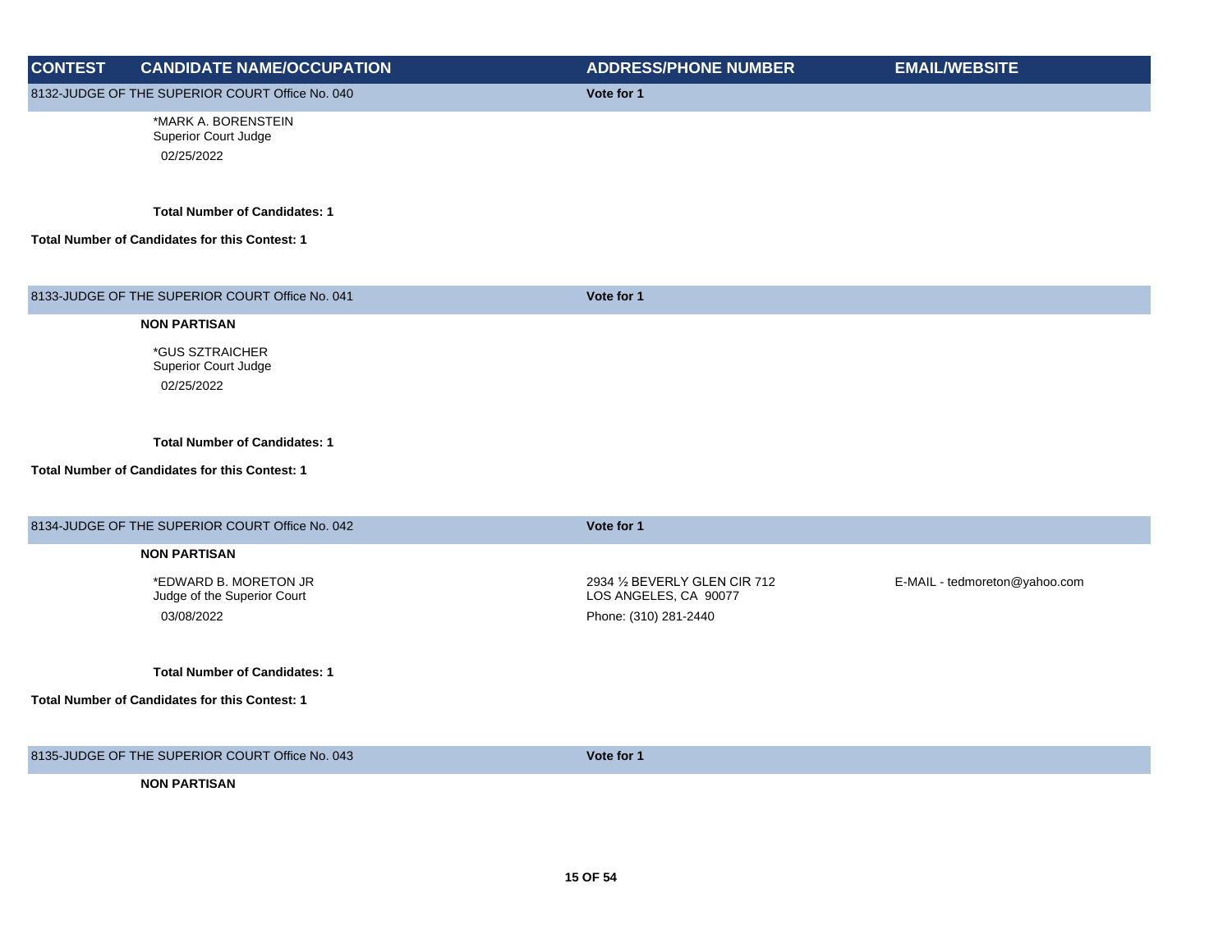| CONTEST | CANDIDATE NAME/OCCUPATION | ADDRESS/PHONE NUMBER | EMAIL/WEBSITE |
|---|---|---|---|
| 8132-JUDGE OF THE SUPERIOR COURT Office No. 040 | | Vote for 1 | |
| | *MARK A. BORENSTEIN<br>Superior Court Judge<br>02/25/2022 | | |
| | **Total Number of Candidates: 1** | | |
| **Total Number of Candidates for this Contest: 1** | | | |
| 8133-JUDGE OF THE SUPERIOR COURT Office No. 041 | | Vote for 1 | |
| | **NON PARTISAN** | | |
| | *GUS SZTRAICHER<br>Superior Court Judge<br>02/25/2022 | | |
| | **Total Number of Candidates: 1** | | |
| **Total Number of Candidates for this Contest: 1** | | | |
| 8134-JUDGE OF THE SUPERIOR COURT Office No. 042 | | Vote for 1 | |
| | **NON PARTISAN** | | |
| | *EDWARD B. MORETON JR<br>Judge of the Superior Court<br>03/08/2022 | 2934 ½ BEVERLY GLEN CIR 712<br>LOS ANGELES, CA 90077<br>Phone: (310) 281-2440 | E-MAIL - tedmoreton@yahoo.com |
| | **Total Number of Candidates: 1** | | |
| **Total Number of Candidates for this Contest: 1** | | | |
| 8135-JUDGE OF THE SUPERIOR COURT Office No. 043 | | Vote for 1 | |
| | **NON PARTISAN** | | |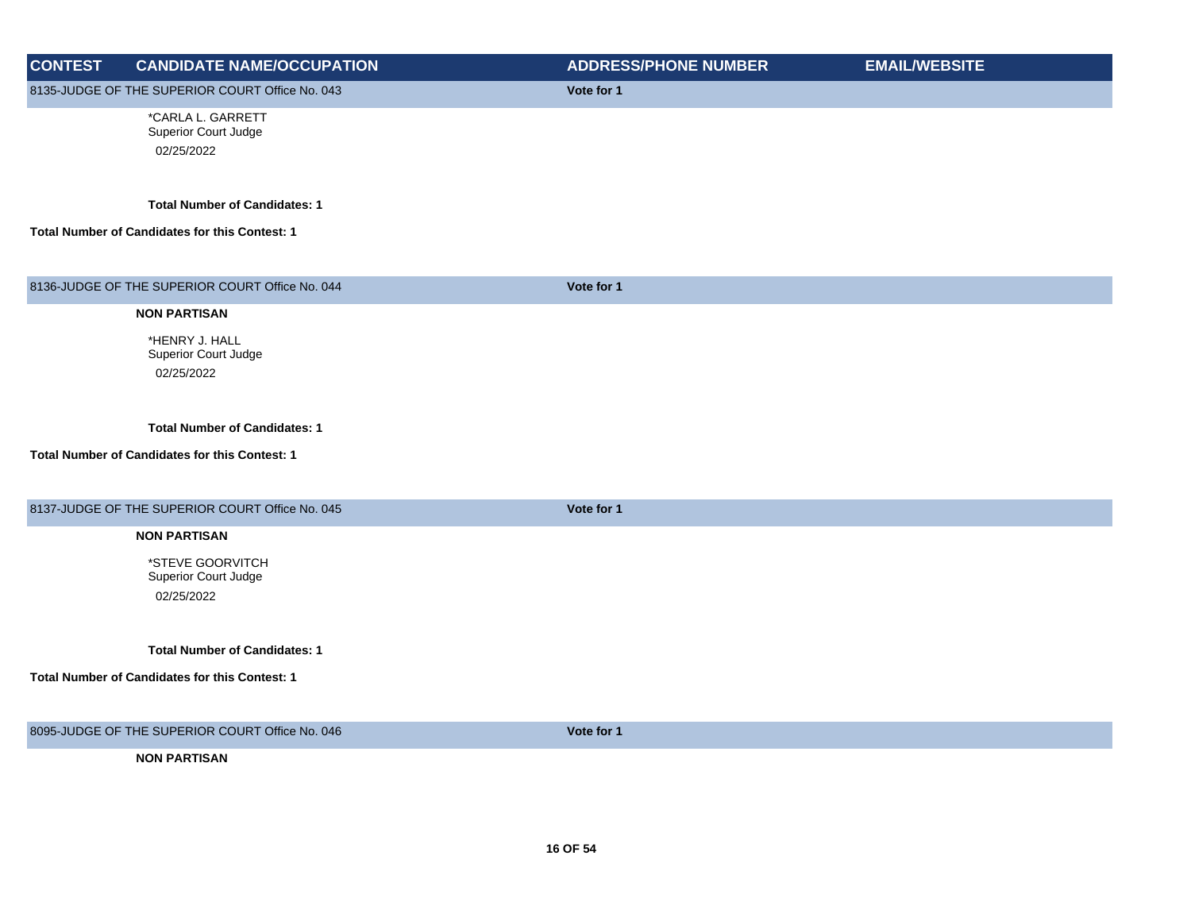| CONTEST | CANDIDATE NAME/OCCUPATION | ADDRESS/PHONE NUMBER | EMAIL/WEBSITE |
|---|---|---|---|
| 8135-JUDGE OF THE SUPERIOR COURT Office No. 043 | | Vote for 1 | |
| | *CARLA L. GARRETT<br>Superior Court Judge<br>02/25/2022 | | |
| | **Total Number of Candidates: 1** | | |
| **Total Number of Candidates for this Contest: 1** | | | |
| 8136-JUDGE OF THE SUPERIOR COURT Office No. 044 | | Vote for 1 | |
| | **NON PARTISAN** | | |
| | *HENRY J. HALL<br>Superior Court Judge<br>02/25/2022 | | |
| | **Total Number of Candidates: 1** | | |
| **Total Number of Candidates for this Contest: 1** | | | |
| 8137-JUDGE OF THE SUPERIOR COURT Office No. 045 | | Vote for 1 | |
| | **NON PARTISAN** | | |
| | *STEVE GOORVITCH<br>Superior Court Judge<br>02/25/2022 | | |
| | **Total Number of Candidates: 1** | | |
| **Total Number of Candidates for this Contest: 1** | | | |
| 8095-JUDGE OF THE SUPERIOR COURT Office No. 046 | | Vote for 1 | |
| | **NON PARTISAN** | | |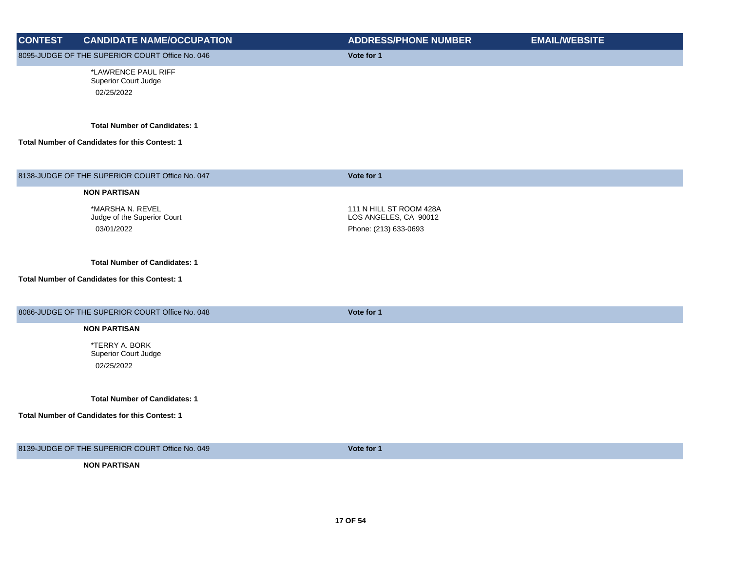| CONTEST | CANDIDATE NAME/OCCUPATION | ADDRESS/PHONE NUMBER | EMAIL/WEBSITE |
|---|---|---|---|

**8095-JUDGE OF THE SUPERIOR COURT Office No. 046** — **Vote for 1**

*LAWRENCE PAUL RIFF
Superior Court Judge
02/25/2022

**Total Number of Candidates: 1**

**Total Number of Candidates for this Contest: 1**

**8138-JUDGE OF THE SUPERIOR COURT Office No. 047** — **Vote for 1**

**NON PARTISAN**

| CANDIDATE NAME/OCCUPATION | ADDRESS/PHONE NUMBER |
|---|---|
| *MARSHA N. REVEL<br>Judge of the Superior Court<br>03/01/2022 | 111 N HILL ST ROOM 428A<br>LOS ANGELES, CA 90012<br>Phone: (213) 633-0693 |

**Total Number of Candidates: 1**

**Total Number of Candidates for this Contest: 1**

**8086-JUDGE OF THE SUPERIOR COURT Office No. 048** — **Vote for 1**

**NON PARTISAN**

*TERRY A. BORK
Superior Court Judge
02/25/2022

**Total Number of Candidates: 1**

**Total Number of Candidates for this Contest: 1**

**8139-JUDGE OF THE SUPERIOR COURT Office No. 049** — **Vote for 1**

**NON PARTISAN**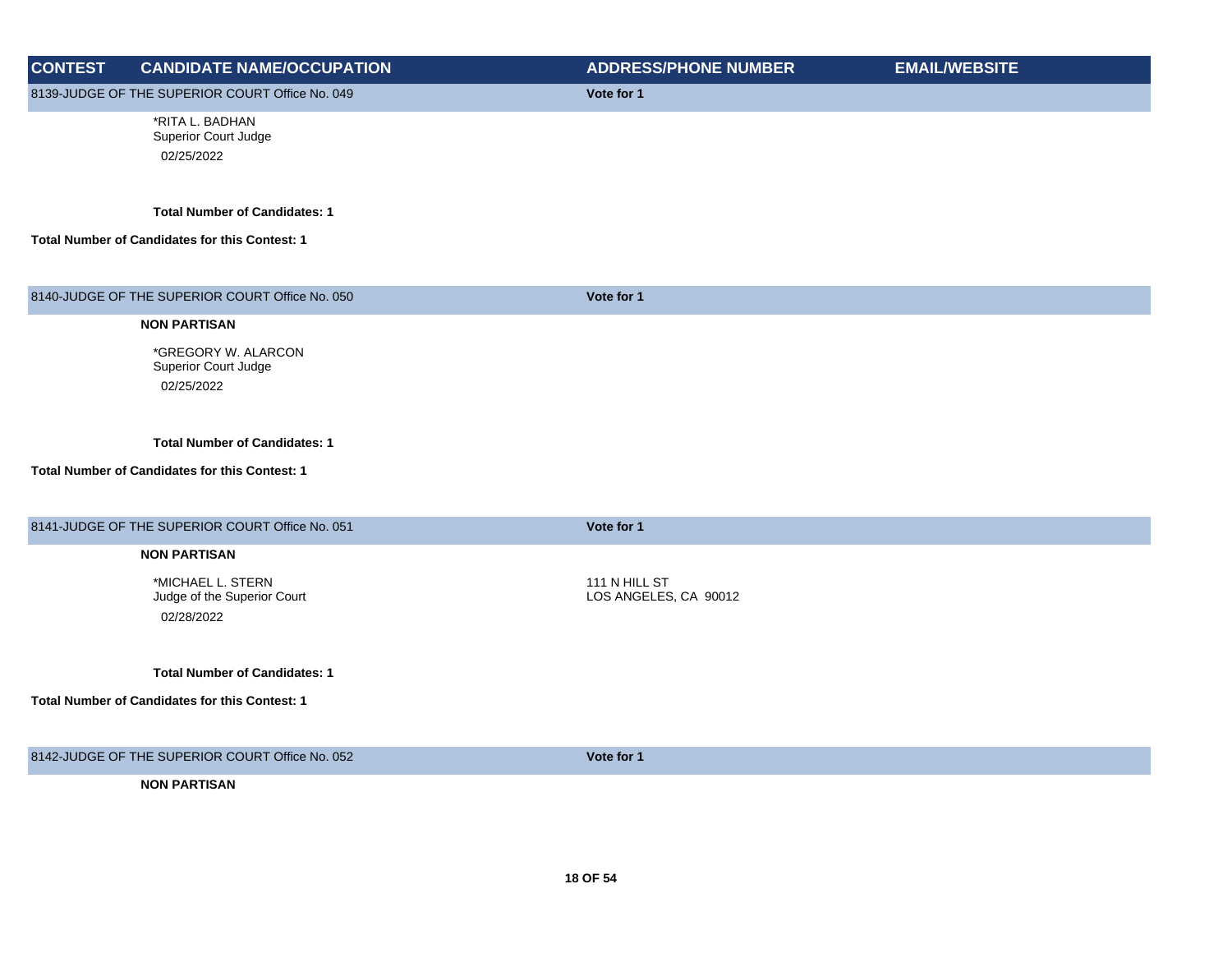| CONTEST | CANDIDATE NAME/OCCUPATION | ADDRESS/PHONE NUMBER | EMAIL/WEBSITE |
|---|---|---|---|

**8139-JUDGE OF THE SUPERIOR COURT Office No. 049** — **Vote for 1**

*RITA L. BADHAN
Superior Court Judge
02/25/2022

**Total Number of Candidates: 1**

**Total Number of Candidates for this Contest: 1**

**8140-JUDGE OF THE SUPERIOR COURT Office No. 050** — **Vote for 1**

**NON PARTISAN**

*GREGORY W. ALARCON
Superior Court Judge
02/25/2022

**Total Number of Candidates: 1**

**Total Number of Candidates for this Contest: 1**

**8141-JUDGE OF THE SUPERIOR COURT Office No. 051** — **Vote for 1**

**NON PARTISAN**

| CANDIDATE NAME/OCCUPATION | ADDRESS/PHONE NUMBER | EMAIL/WEBSITE |
|---|---|---|
| *MICHAEL L. STERN<br>Judge of the Superior Court<br>02/28/2022 | 111 N HILL ST<br>LOS ANGELES, CA 90012 | |

**Total Number of Candidates: 1**

**Total Number of Candidates for this Contest: 1**

**8142-JUDGE OF THE SUPERIOR COURT Office No. 052** — **Vote for 1**

**NON PARTISAN**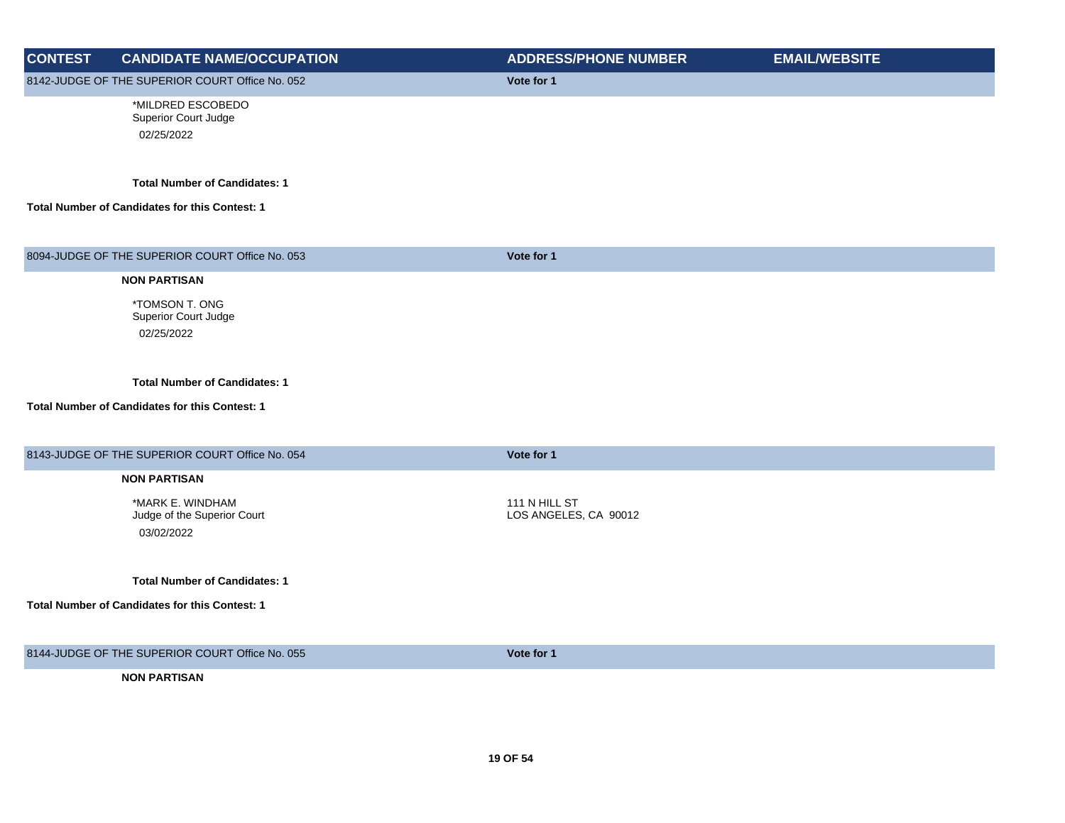| CONTEST | CANDIDATE NAME/OCCUPATION | ADDRESS/PHONE NUMBER | EMAIL/WEBSITE |
|---|---|---|---|
| 8142-JUDGE OF THE SUPERIOR COURT Office No. 052 | | **Vote for 1** | |
| | *MILDRED ESCOBEDO<br>Superior Court Judge<br>02/25/2022 | | |
| | **Total Number of Candidates: 1** | | |
| **Total Number of Candidates for this Contest: 1** | | | |
| 8094-JUDGE OF THE SUPERIOR COURT Office No. 053 | | **Vote for 1** | |
| | **NON PARTISAN** | | |
| | *TOMSON T. ONG<br>Superior Court Judge<br>02/25/2022 | | |
| | **Total Number of Candidates: 1** | | |
| **Total Number of Candidates for this Contest: 1** | | | |
| 8143-JUDGE OF THE SUPERIOR COURT Office No. 054 | | **Vote for 1** | |
| | **NON PARTISAN** | | |
| | *MARK E. WINDHAM<br>Judge of the Superior Court<br>03/02/2022 | 111 N HILL ST<br>LOS ANGELES, CA 90012 | |
| | **Total Number of Candidates: 1** | | |
| **Total Number of Candidates for this Contest: 1** | | | |
| 8144-JUDGE OF THE SUPERIOR COURT Office No. 055 | | **Vote for 1** | |
| | **NON PARTISAN** | | |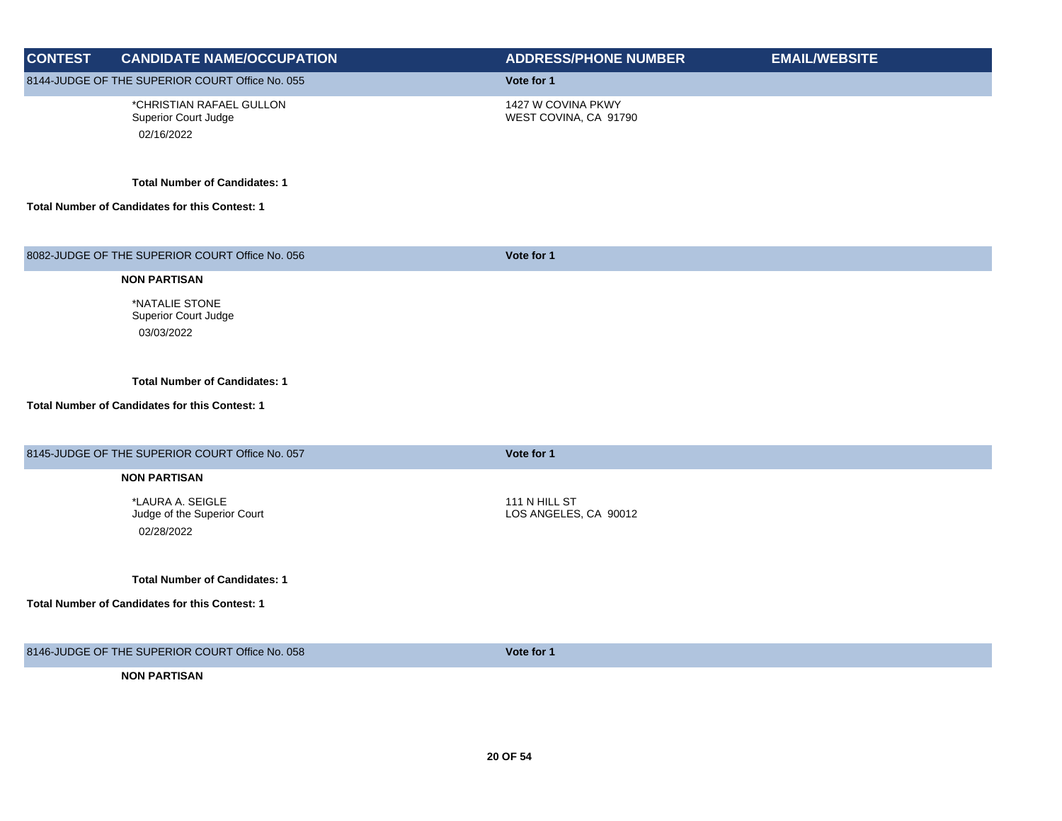| CONTEST | CANDIDATE NAME/OCCUPATION | ADDRESS/PHONE NUMBER | EMAIL/WEBSITE |
|---|---|---|---|
| 8144-JUDGE OF THE SUPERIOR COURT Office No. 055 | | Vote for 1 | |
| | *CHRISTIAN RAFAEL GULLON<br>Superior Court Judge<br>02/16/2022 | 1427 W COVINA PKWY<br>WEST COVINA, CA 91790 | |
| | **Total Number of Candidates: 1** | | |
| **Total Number of Candidates for this Contest: 1** | | | |
| 8082-JUDGE OF THE SUPERIOR COURT Office No. 056 | | Vote for 1 | |
| | **NON PARTISAN** | | |
| | *NATALIE STONE<br>Superior Court Judge<br>03/03/2022 | | |
| | **Total Number of Candidates: 1** | | |
| **Total Number of Candidates for this Contest: 1** | | | |
| 8145-JUDGE OF THE SUPERIOR COURT Office No. 057 | | Vote for 1 | |
| | **NON PARTISAN** | | |
| | *LAURA A. SEIGLE<br>Judge of the Superior Court<br>02/28/2022 | 111 N HILL ST<br>LOS ANGELES, CA 90012 | |
| | **Total Number of Candidates: 1** | | |
| **Total Number of Candidates for this Contest: 1** | | | |
| 8146-JUDGE OF THE SUPERIOR COURT Office No. 058 | | Vote for 1 | |
| | **NON PARTISAN** | | |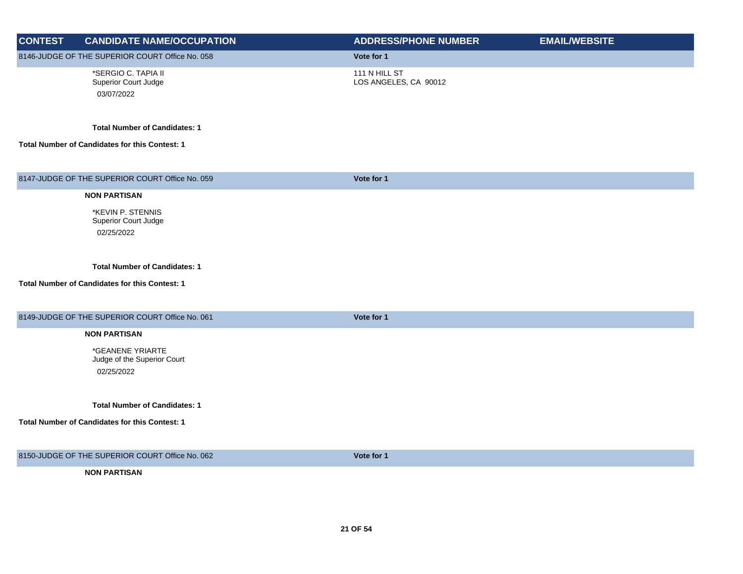| CONTEST | CANDIDATE NAME/OCCUPATION | ADDRESS/PHONE NUMBER | EMAIL/WEBSITE |
|---|---|---|---|
| 8146-JUDGE OF THE SUPERIOR COURT Office No. 058 | | Vote for 1 | |
| | *SERGIO C. TAPIA II<br>Superior Court Judge<br>03/07/2022 | 111 N HILL ST<br>LOS ANGELES, CA 90012 | |
| | **Total Number of Candidates: 1** | | |
| **Total Number of Candidates for this Contest: 1** | | | |
| 8147-JUDGE OF THE SUPERIOR COURT Office No. 059 | | Vote for 1 | |
| | **NON PARTISAN** | | |
| | *KEVIN P. STENNIS<br>Superior Court Judge<br>02/25/2022 | | |
| | **Total Number of Candidates: 1** | | |
| **Total Number of Candidates for this Contest: 1** | | | |
| 8149-JUDGE OF THE SUPERIOR COURT Office No. 061 | | Vote for 1 | |
| | **NON PARTISAN** | | |
| | *GEANENE YRIARTE<br>Judge of the Superior Court<br>02/25/2022 | | |
| | **Total Number of Candidates: 1** | | |
| **Total Number of Candidates for this Contest: 1** | | | |
| 8150-JUDGE OF THE SUPERIOR COURT Office No. 062 | | Vote for 1 | |
| | **NON PARTISAN** | | |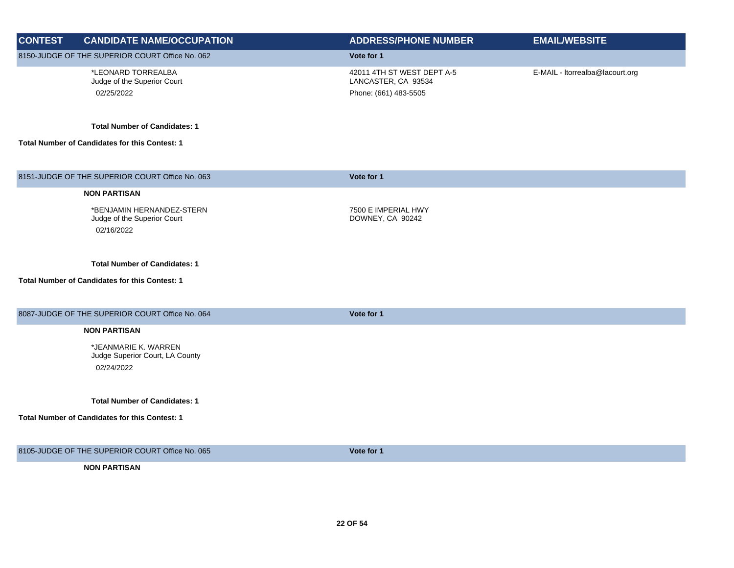| CONTEST | CANDIDATE NAME/OCCUPATION | ADDRESS/PHONE NUMBER | EMAIL/WEBSITE |
|---|---|---|---|
| 8150-JUDGE OF THE SUPERIOR COURT Office No. 062 | | Vote for 1 | |
| | *LEONARD TORREALBA<br>Judge of the Superior Court<br>02/25/2022 | 42011 4TH ST WEST DEPT A-5<br>LANCASTER, CA 93534<br>Phone: (661) 483-5505 | E-MAIL - ltorrealba@lacourt.org |
| | **Total Number of Candidates: 1** | | |
| **Total Number of Candidates for this Contest: 1** | | | |
| 8151-JUDGE OF THE SUPERIOR COURT Office No. 063 | | Vote for 1 | |
| | **NON PARTISAN** | | |
| | *BENJAMIN HERNANDEZ-STERN<br>Judge of the Superior Court<br>02/16/2022 | 7500 E IMPERIAL HWY<br>DOWNEY, CA 90242 | |
| | **Total Number of Candidates: 1** | | |
| **Total Number of Candidates for this Contest: 1** | | | |
| 8087-JUDGE OF THE SUPERIOR COURT Office No. 064 | | Vote for 1 | |
| | **NON PARTISAN** | | |
| | *JEANMARIE K. WARREN<br>Judge Superior Court, LA County<br>02/24/2022 | | |
| | **Total Number of Candidates: 1** | | |
| **Total Number of Candidates for this Contest: 1** | | | |
| 8105-JUDGE OF THE SUPERIOR COURT Office No. 065 | | Vote for 1 | |
| | **NON PARTISAN** | | |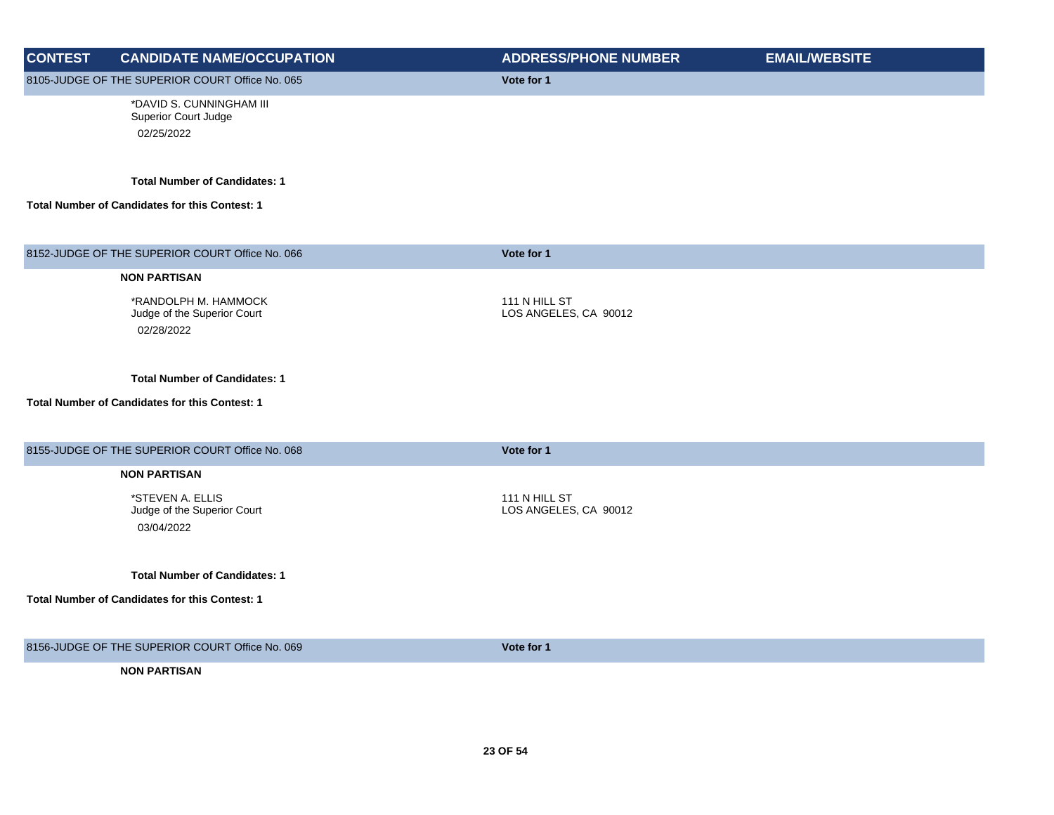| CONTEST | CANDIDATE NAME/OCCUPATION | ADDRESS/PHONE NUMBER | EMAIL/WEBSITE |
|---|---|---|---|
| 8105-JUDGE OF THE SUPERIOR COURT Office No. 065 | | Vote for 1 | |
| | *DAVID S. CUNNINGHAM III<br>Superior Court Judge<br>02/25/2022 | | |
| | **Total Number of Candidates: 1** | | |
| **Total Number of Candidates for this Contest: 1** | | | |
| 8152-JUDGE OF THE SUPERIOR COURT Office No. 066 | | Vote for 1 | |
| | **NON PARTISAN** | | |
| | *RANDOLPH M. HAMMOCK<br>Judge of the Superior Court<br>02/28/2022 | 111 N HILL ST<br>LOS ANGELES, CA 90012 | |
| | **Total Number of Candidates: 1** | | |
| **Total Number of Candidates for this Contest: 1** | | | |
| 8155-JUDGE OF THE SUPERIOR COURT Office No. 068 | | Vote for 1 | |
| | **NON PARTISAN** | | |
| | *STEVEN A. ELLIS<br>Judge of the Superior Court<br>03/04/2022 | 111 N HILL ST<br>LOS ANGELES, CA 90012 | |
| | **Total Number of Candidates: 1** | | |
| **Total Number of Candidates for this Contest: 1** | | | |
| 8156-JUDGE OF THE SUPERIOR COURT Office No. 069 | | Vote for 1 | |
| | **NON PARTISAN** | | |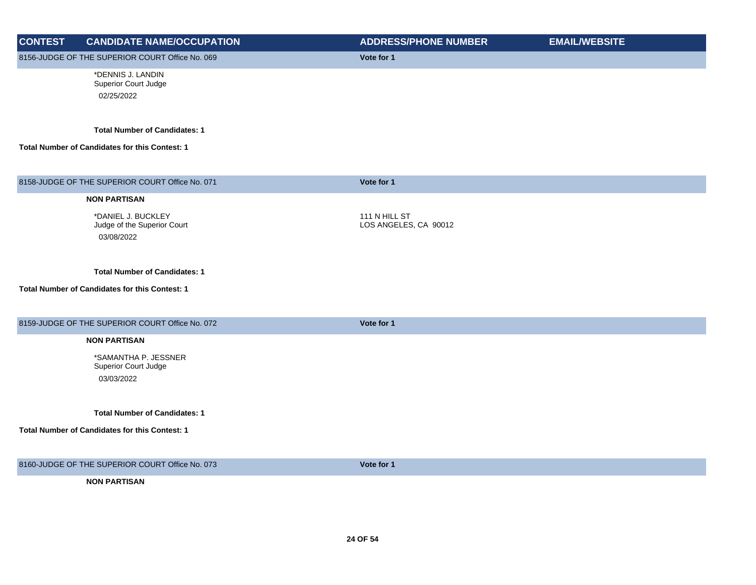| CONTEST | CANDIDATE NAME/OCCUPATION | ADDRESS/PHONE NUMBER | EMAIL/WEBSITE |
|---|---|---|---|
| 8156-JUDGE OF THE SUPERIOR COURT Office No. 069 | | Vote for 1 | |
| | *DENNIS J. LANDIN<br>Superior Court Judge<br>02/25/2022 | | |
| | **Total Number of Candidates: 1** | | |
| **Total Number of Candidates for this Contest: 1** | | | |
| 8158-JUDGE OF THE SUPERIOR COURT Office No. 071 | | Vote for 1 | |
| | **NON PARTISAN** | | |
| | *DANIEL J. BUCKLEY<br>Judge of the Superior Court<br>03/08/2022 | 111 N HILL ST<br>LOS ANGELES, CA 90012 | |
| | **Total Number of Candidates: 1** | | |
| **Total Number of Candidates for this Contest: 1** | | | |
| 8159-JUDGE OF THE SUPERIOR COURT Office No. 072 | | Vote for 1 | |
| | **NON PARTISAN** | | |
| | *SAMANTHA P. JESSNER<br>Superior Court Judge<br>03/03/2022 | | |
| | **Total Number of Candidates: 1** | | |
| **Total Number of Candidates for this Contest: 1** | | | |
| 8160-JUDGE OF THE SUPERIOR COURT Office No. 073 | | Vote for 1 | |
| | **NON PARTISAN** | | |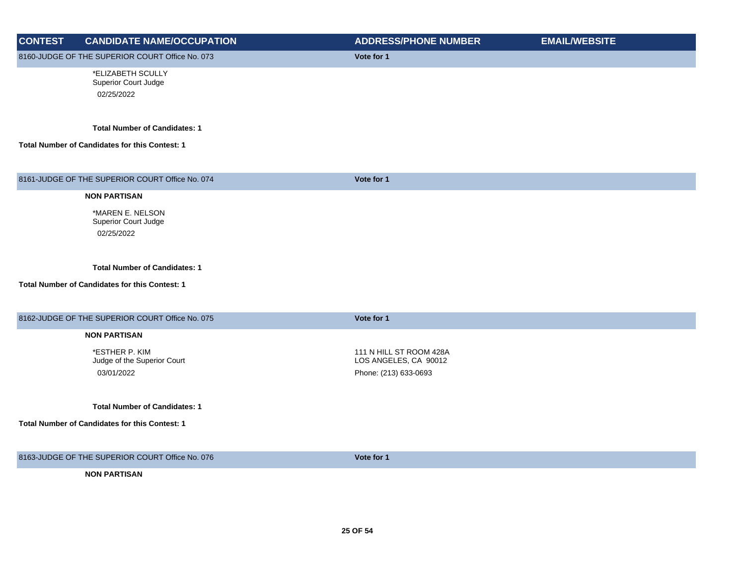| CONTEST | CANDIDATE NAME/OCCUPATION | ADDRESS/PHONE NUMBER | EMAIL/WEBSITE |
|---|---|---|---|
| 8160-JUDGE OF THE SUPERIOR COURT Office No. 073 | | **Vote for 1** | |
| | *ELIZABETH SCULLY<br>Superior Court Judge<br>02/25/2022 | | |
| | **Total Number of Candidates: 1** | | |
| **Total Number of Candidates for this Contest: 1** | | | |
| 8161-JUDGE OF THE SUPERIOR COURT Office No. 074 | | **Vote for 1** | |
| | **NON PARTISAN** | | |
| | *MAREN E. NELSON<br>Superior Court Judge<br>02/25/2022 | | |
| | **Total Number of Candidates: 1** | | |
| **Total Number of Candidates for this Contest: 1** | | | |
| 8162-JUDGE OF THE SUPERIOR COURT Office No. 075 | | **Vote for 1** | |
| | **NON PARTISAN** | | |
| | *ESTHER P. KIM<br>Judge of the Superior Court<br>03/01/2022 | 111 N HILL ST ROOM 428A<br>LOS ANGELES, CA 90012<br>Phone: (213) 633-0693 | |
| | **Total Number of Candidates: 1** | | |
| **Total Number of Candidates for this Contest: 1** | | | |
| 8163-JUDGE OF THE SUPERIOR COURT Office No. 076 | | **Vote for 1** | |
| | **NON PARTISAN** | | |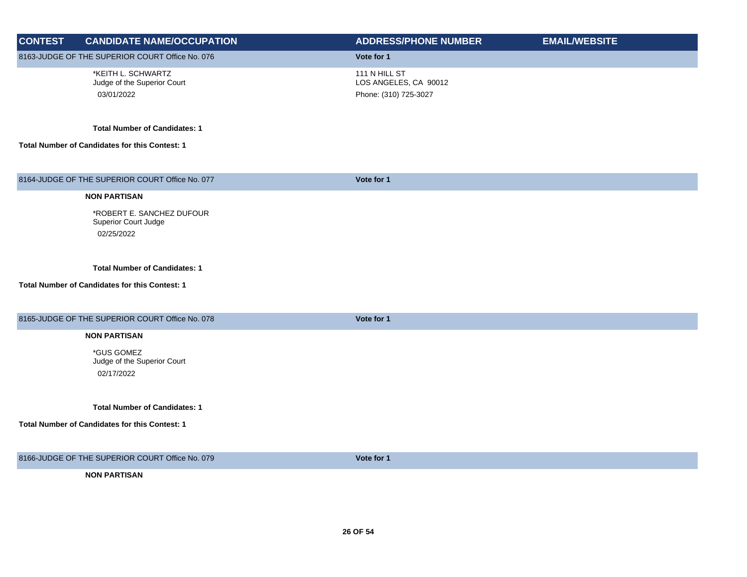| CONTEST | CANDIDATE NAME/OCCUPATION | ADDRESS/PHONE NUMBER | EMAIL/WEBSITE |
|---|---|---|---|
| 8163-JUDGE OF THE SUPERIOR COURT Office No. 076 | | Vote for 1 | |
| | *KEITH L. SCHWARTZ<br>Judge of the Superior Court<br>03/01/2022 | 111 N HILL ST<br>LOS ANGELES, CA 90012<br>Phone: (310) 725-3027 | |
| | **Total Number of Candidates: 1** | | |
| **Total Number of Candidates for this Contest: 1** | | | |
| 8164-JUDGE OF THE SUPERIOR COURT Office No. 077 | | Vote for 1 | |
| | **NON PARTISAN** | | |
| | *ROBERT E. SANCHEZ DUFOUR<br>Superior Court Judge<br>02/25/2022 | | |
| | **Total Number of Candidates: 1** | | |
| **Total Number of Candidates for this Contest: 1** | | | |
| 8165-JUDGE OF THE SUPERIOR COURT Office No. 078 | | Vote for 1 | |
| | **NON PARTISAN** | | |
| | *GUS GOMEZ<br>Judge of the Superior Court<br>02/17/2022 | | |
| | **Total Number of Candidates: 1** | | |
| **Total Number of Candidates for this Contest: 1** | | | |
| 8166-JUDGE OF THE SUPERIOR COURT Office No. 079 | | Vote for 1 | |
| | **NON PARTISAN** | | |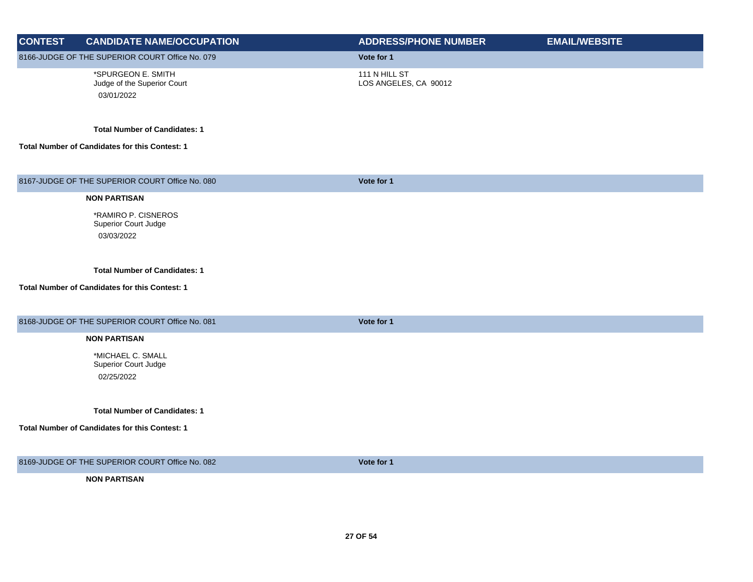| CONTEST | CANDIDATE NAME/OCCUPATION | ADDRESS/PHONE NUMBER | EMAIL/WEBSITE |
|---|---|---|---|
| 8166-JUDGE OF THE SUPERIOR COURT Office No. 079 | | **Vote for 1** | |
| | *SPURGEON E. SMITH<br>Judge of the Superior Court<br>03/01/2022 | 111 N HILL ST<br>LOS ANGELES, CA 90012 | |
| | **Total Number of Candidates: 1** | | |
| **Total Number of Candidates for this Contest: 1** | | | |
| 8167-JUDGE OF THE SUPERIOR COURT Office No. 080 | | **Vote for 1** | |
| | **NON PARTISAN** | | |
| | *RAMIRO P. CISNEROS<br>Superior Court Judge<br>03/03/2022 | | |
| | **Total Number of Candidates: 1** | | |
| **Total Number of Candidates for this Contest: 1** | | | |
| 8168-JUDGE OF THE SUPERIOR COURT Office No. 081 | | **Vote for 1** | |
| | **NON PARTISAN** | | |
| | *MICHAEL C. SMALL<br>Superior Court Judge<br>02/25/2022 | | |
| | **Total Number of Candidates: 1** | | |
| **Total Number of Candidates for this Contest: 1** | | | |
| 8169-JUDGE OF THE SUPERIOR COURT Office No. 082 | | **Vote for 1** | |
| | **NON PARTISAN** | | |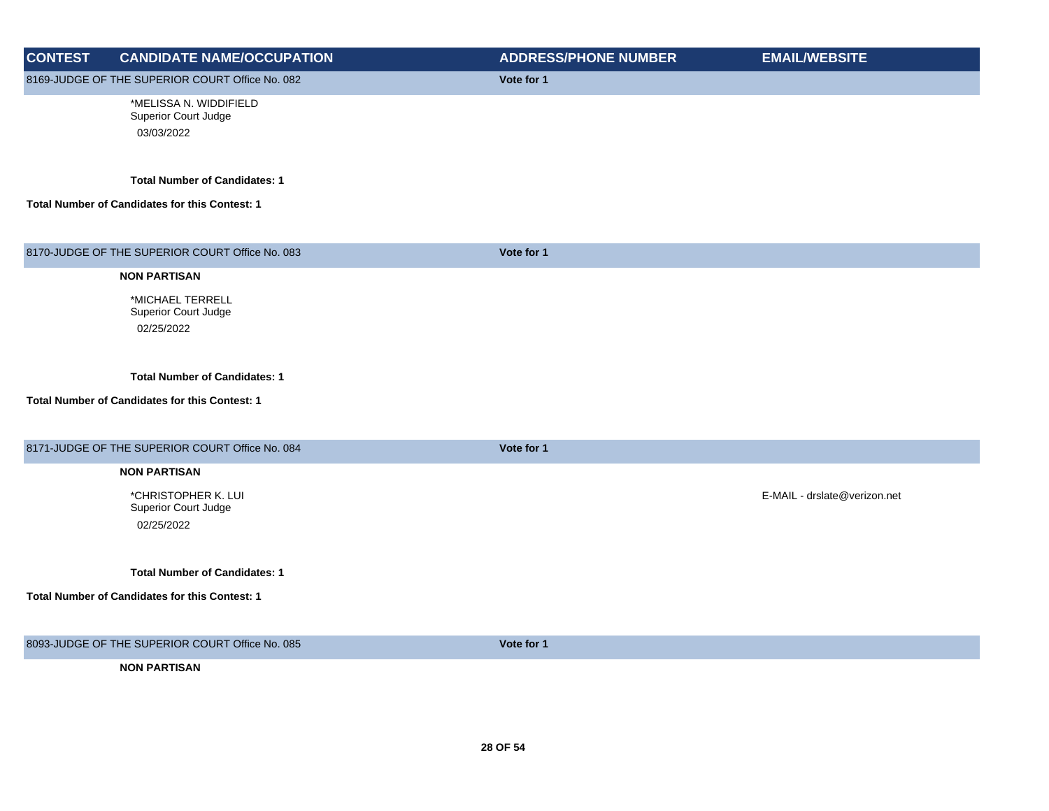| CONTEST | CANDIDATE NAME/OCCUPATION | ADDRESS/PHONE NUMBER | EMAIL/WEBSITE |
|---|---|---|---|
| 8169-JUDGE OF THE SUPERIOR COURT Office No. 082 | | Vote for 1 | |
| | *MELISSA N. WIDDIFIELD<br>Superior Court Judge<br>03/03/2022 | | |
| | **Total Number of Candidates: 1** | | |
| **Total Number of Candidates for this Contest: 1** | | | |
| 8170-JUDGE OF THE SUPERIOR COURT Office No. 083 | | Vote for 1 | |
| | **NON PARTISAN** | | |
| | *MICHAEL TERRELL<br>Superior Court Judge<br>02/25/2022 | | |
| | **Total Number of Candidates: 1** | | |
| **Total Number of Candidates for this Contest: 1** | | | |
| 8171-JUDGE OF THE SUPERIOR COURT Office No. 084 | | Vote for 1 | |
| | **NON PARTISAN** | | |
| | *CHRISTOPHER K. LUI<br>Superior Court Judge<br>02/25/2022 | | E-MAIL - drslate@verizon.net |
| | **Total Number of Candidates: 1** | | |
| **Total Number of Candidates for this Contest: 1** | | | |
| 8093-JUDGE OF THE SUPERIOR COURT Office No. 085 | | Vote for 1 | |
| | **NON PARTISAN** | | |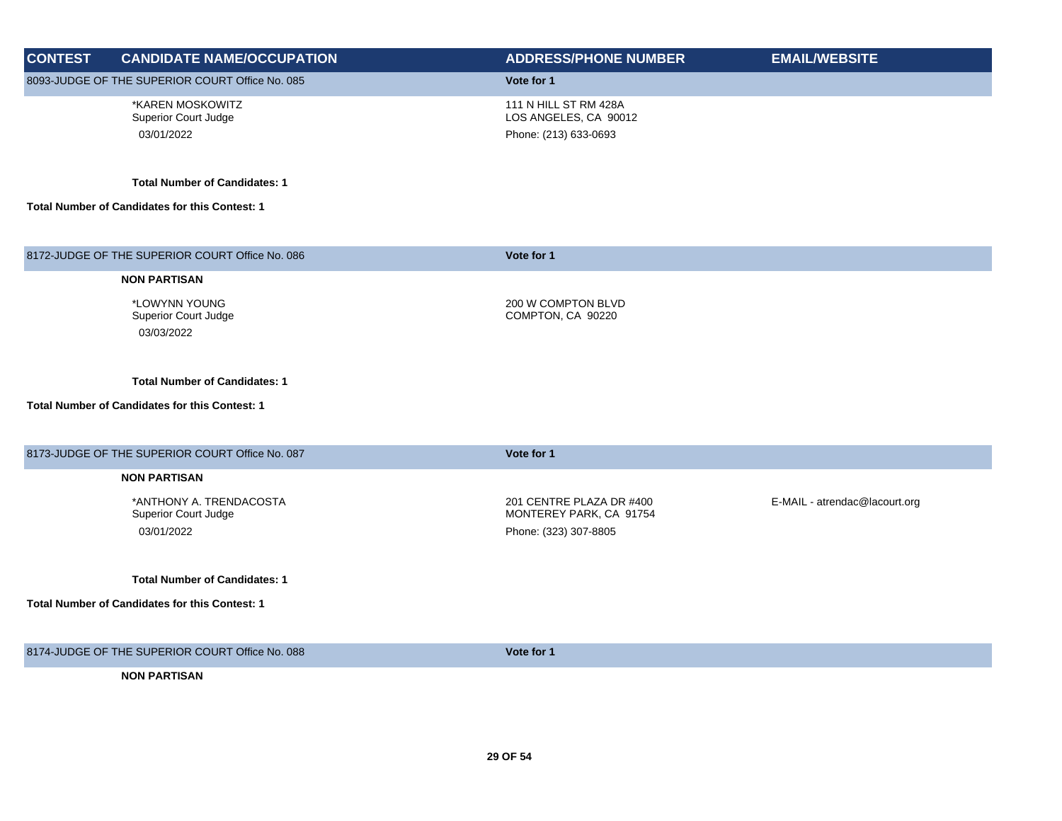| CONTEST | CANDIDATE NAME/OCCUPATION | ADDRESS/PHONE NUMBER | EMAIL/WEBSITE |
|---|---|---|---|
| 8093-JUDGE OF THE SUPERIOR COURT Office No. 085 | | Vote for 1 | |
| | *KAREN MOSKOWITZ<br>Superior Court Judge<br>03/01/2022 | 111 N HILL ST RM 428A<br>LOS ANGELES, CA 90012<br>Phone: (213) 633-0693 | |
| | **Total Number of Candidates: 1** | | |
| **Total Number of Candidates for this Contest: 1** | | | |
| 8172-JUDGE OF THE SUPERIOR COURT Office No. 086 | | Vote for 1 | |
| | **NON PARTISAN** | | |
| | *LOWYNN YOUNG<br>Superior Court Judge<br>03/03/2022 | 200 W COMPTON BLVD<br>COMPTON, CA 90220 | |
| | **Total Number of Candidates: 1** | | |
| **Total Number of Candidates for this Contest: 1** | | | |
| 8173-JUDGE OF THE SUPERIOR COURT Office No. 087 | | Vote for 1 | |
| | **NON PARTISAN** | | |
| | *ANTHONY A. TRENDACOSTA<br>Superior Court Judge<br>03/01/2022 | 201 CENTRE PLAZA DR #400<br>MONTEREY PARK, CA 91754<br>Phone: (323) 307-8805 | E-MAIL - atrendac@lacourt.org |
| | **Total Number of Candidates: 1** | | |
| **Total Number of Candidates for this Contest: 1** | | | |
| 8174-JUDGE OF THE SUPERIOR COURT Office No. 088 | | Vote for 1 | |
| | **NON PARTISAN** | | |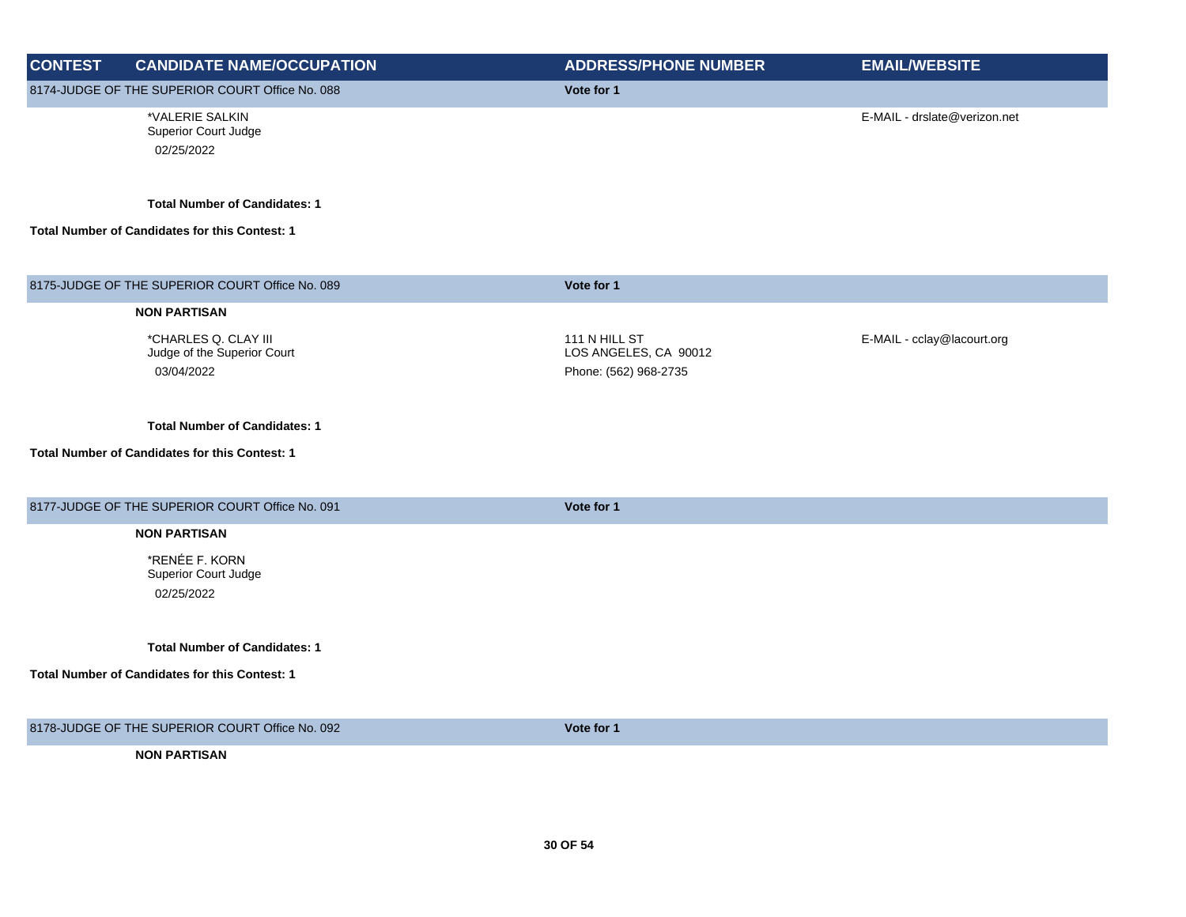| CONTEST | CANDIDATE NAME/OCCUPATION | ADDRESS/PHONE NUMBER | EMAIL/WEBSITE |
| --- | --- | --- | --- |
| 8174-JUDGE OF THE SUPERIOR COURT Office No. 088 | | Vote for 1 | |
| | *VALERIE SALKIN<br>Superior Court Judge<br>02/25/2022 | | E-MAIL - drslate@verizon.net |
| | **Total Number of Candidates: 1** | | |
| **Total Number of Candidates for this Contest: 1** | | | |
| 8175-JUDGE OF THE SUPERIOR COURT Office No. 089 | | Vote for 1 | |
| | **NON PARTISAN** | | |
| | *CHARLES Q. CLAY III<br>Judge of the Superior Court<br>03/04/2022 | 111 N HILL ST<br>LOS ANGELES, CA 90012<br>Phone: (562) 968-2735 | E-MAIL - cclay@lacourt.org |
| | **Total Number of Candidates: 1** | | |
| **Total Number of Candidates for this Contest: 1** | | | |
| 8177-JUDGE OF THE SUPERIOR COURT Office No. 091 | | Vote for 1 | |
| | **NON PARTISAN** | | |
| | *RENÉE F. KORN<br>Superior Court Judge<br>02/25/2022 | | |
| | **Total Number of Candidates: 1** | | |
| **Total Number of Candidates for this Contest: 1** | | | |
| 8178-JUDGE OF THE SUPERIOR COURT Office No. 092 | | Vote for 1 | |
| | **NON PARTISAN** | | |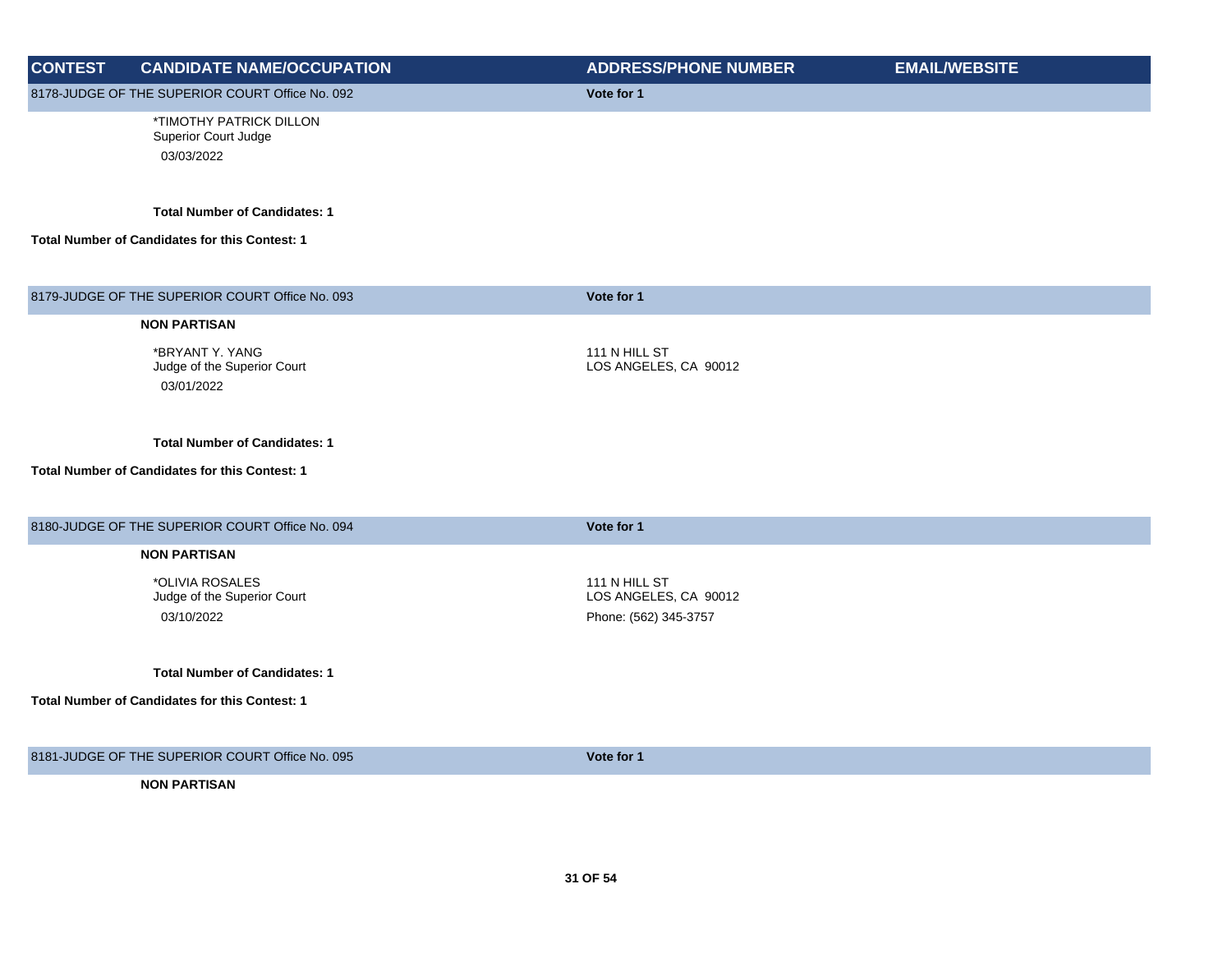| CONTEST | CANDIDATE NAME/OCCUPATION | ADDRESS/PHONE NUMBER | EMAIL/WEBSITE |
|---|---|---|---|
| 8178-JUDGE OF THE SUPERIOR COURT Office No. 092 | | Vote for 1 | |
| | *TIMOTHY PATRICK DILLON<br>Superior Court Judge<br>03/03/2022 | | |
| | **Total Number of Candidates: 1** | | |
| **Total Number of Candidates for this Contest: 1** | | | |
| 8179-JUDGE OF THE SUPERIOR COURT Office No. 093 | | Vote for 1 | |
| | **NON PARTISAN** | | |
| | *BRYANT Y. YANG<br>Judge of the Superior Court<br>03/01/2022 | 111 N HILL ST<br>LOS ANGELES, CA 90012 | |
| | **Total Number of Candidates: 1** | | |
| **Total Number of Candidates for this Contest: 1** | | | |
| 8180-JUDGE OF THE SUPERIOR COURT Office No. 094 | | Vote for 1 | |
| | **NON PARTISAN** | | |
| | *OLIVIA ROSALES<br>Judge of the Superior Court<br>03/10/2022 | 111 N HILL ST<br>LOS ANGELES, CA 90012<br>Phone: (562) 345-3757 | |
| | **Total Number of Candidates: 1** | | |
| **Total Number of Candidates for this Contest: 1** | | | |
| 8181-JUDGE OF THE SUPERIOR COURT Office No. 095 | | Vote for 1 | |
| | **NON PARTISAN** | | |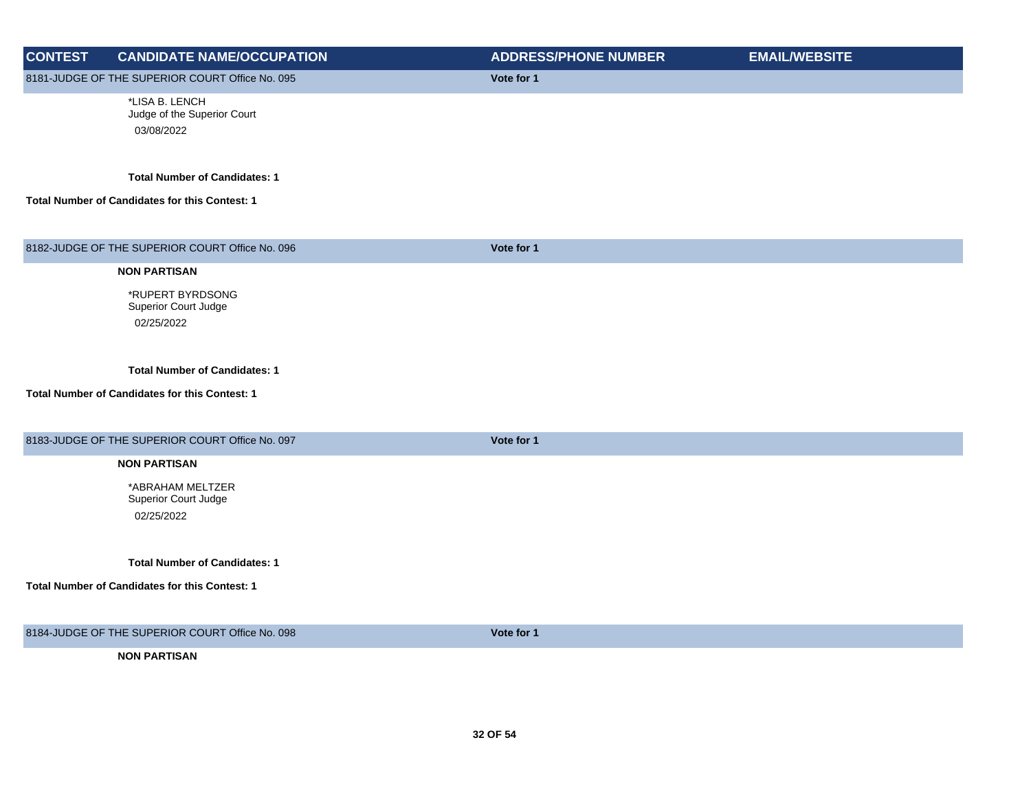| CONTEST | CANDIDATE NAME/OCCUPATION | ADDRESS/PHONE NUMBER | EMAIL/WEBSITE |
|---|---|---|---|

**8181-JUDGE OF THE SUPERIOR COURT Office No. 095** — **Vote for 1**

*LISA B. LENCH
Judge of the Superior Court
03/08/2022

**Total Number of Candidates: 1**

**Total Number of Candidates for this Contest: 1**

**8182-JUDGE OF THE SUPERIOR COURT Office No. 096** — **Vote for 1**

**NON PARTISAN**

*RUPERT BYRDSONG
Superior Court Judge
02/25/2022

**Total Number of Candidates: 1**

**Total Number of Candidates for this Contest: 1**

**8183-JUDGE OF THE SUPERIOR COURT Office No. 097** — **Vote for 1**

**NON PARTISAN**

*ABRAHAM MELTZER
Superior Court Judge
02/25/2022

**Total Number of Candidates: 1**

**Total Number of Candidates for this Contest: 1**

**8184-JUDGE OF THE SUPERIOR COURT Office No. 098** — **Vote for 1**

**NON PARTISAN**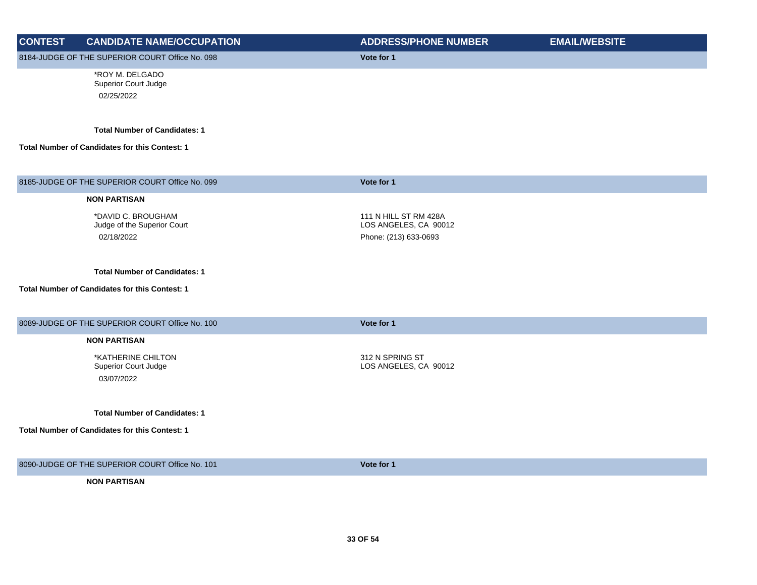| CONTEST | CANDIDATE NAME/OCCUPATION | ADDRESS/PHONE NUMBER | EMAIL/WEBSITE |
| --- | --- | --- | --- |
| 8184-JUDGE OF THE SUPERIOR COURT Office No. 098 | | Vote for 1 | |
| | *ROY M. DELGADO<br>Superior Court Judge<br>02/25/2022 | | |
| | **Total Number of Candidates: 1** | | |
| **Total Number of Candidates for this Contest: 1** | | | |
| 8185-JUDGE OF THE SUPERIOR COURT Office No. 099 | | Vote for 1 | |
| | **NON PARTISAN** | | |
| | *DAVID C. BROUGHAM<br>Judge of the Superior Court<br>02/18/2022 | 111 N HILL ST RM 428A<br>LOS ANGELES, CA 90012<br>Phone: (213) 633-0693 | |
| | **Total Number of Candidates: 1** | | |
| **Total Number of Candidates for this Contest: 1** | | | |
| 8089-JUDGE OF THE SUPERIOR COURT Office No. 100 | | Vote for 1 | |
| | **NON PARTISAN** | | |
| | *KATHERINE CHILTON<br>Superior Court Judge<br>03/07/2022 | 312 N SPRING ST<br>LOS ANGELES, CA 90012 | |
| | **Total Number of Candidates: 1** | | |
| **Total Number of Candidates for this Contest: 1** | | | |
| 8090-JUDGE OF THE SUPERIOR COURT Office No. 101 | | Vote for 1 | |
| | **NON PARTISAN** | | |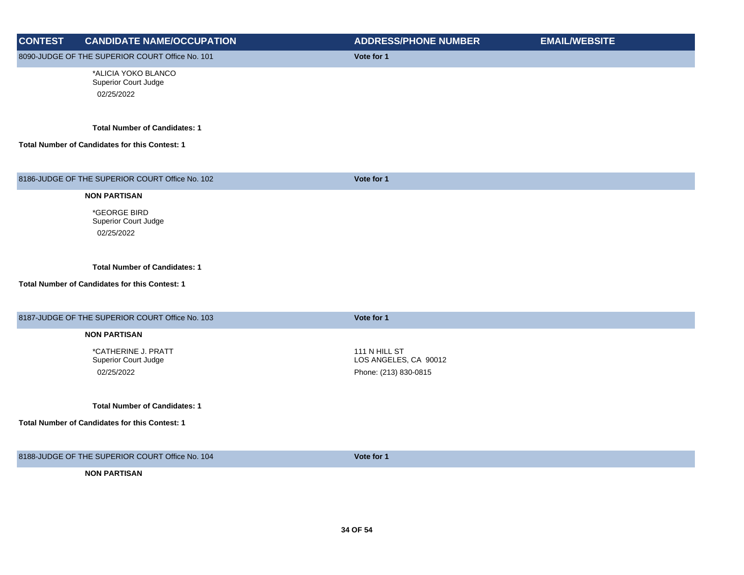| CONTEST | CANDIDATE NAME/OCCUPATION | ADDRESS/PHONE NUMBER | EMAIL/WEBSITE |
|---|---|---|---|
| **8090-JUDGE OF THE SUPERIOR COURT Office No. 101** | | **Vote for 1** | |
| | *ALICIA YOKO BLANCO<br>Superior Court Judge<br>02/25/2022 | | |
| | **Total Number of Candidates: 1** | | |
| **Total Number of Candidates for this Contest: 1** | | | |
| **8186-JUDGE OF THE SUPERIOR COURT Office No. 102** | | **Vote for 1** | |
| | **NON PARTISAN** | | |
| | *GEORGE BIRD<br>Superior Court Judge<br>02/25/2022 | | |
| | **Total Number of Candidates: 1** | | |
| **Total Number of Candidates for this Contest: 1** | | | |
| **8187-JUDGE OF THE SUPERIOR COURT Office No. 103** | | **Vote for 1** | |
| | **NON PARTISAN** | | |
| | *CATHERINE J. PRATT<br>Superior Court Judge<br>02/25/2022 | 111 N HILL ST<br>LOS ANGELES, CA 90012<br>Phone: (213) 830-0815 | |
| | **Total Number of Candidates: 1** | | |
| **Total Number of Candidates for this Contest: 1** | | | |
| **8188-JUDGE OF THE SUPERIOR COURT Office No. 104** | | **Vote for 1** | |
| | **NON PARTISAN** | | |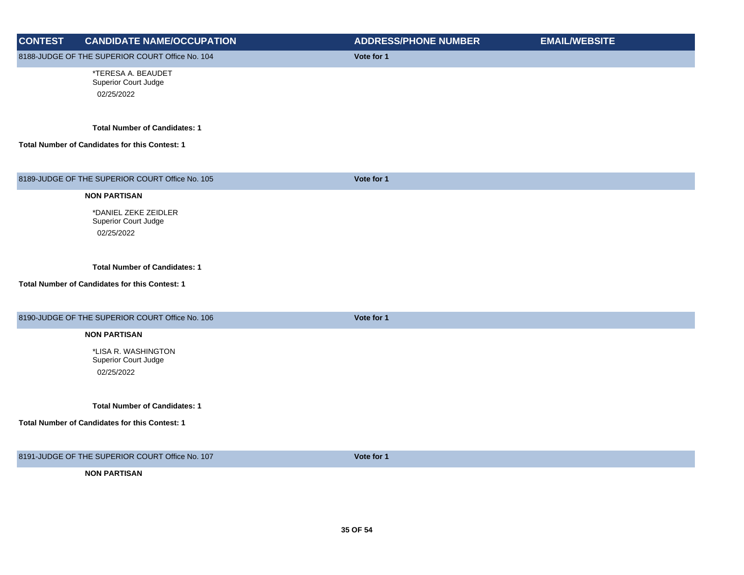| CONTEST | CANDIDATE NAME/OCCUPATION | ADDRESS/PHONE NUMBER | EMAIL/WEBSITE |
|---|---|---|---|
| 8188-JUDGE OF THE SUPERIOR COURT Office No. 104 | | Vote for 1 | |
| | *TERESA A. BEAUDET<br>Superior Court Judge<br>02/25/2022 | | |
| | **Total Number of Candidates: 1** | | |
| **Total Number of Candidates for this Contest: 1** | | | |
| 8189-JUDGE OF THE SUPERIOR COURT Office No. 105 | | Vote for 1 | |
| | **NON PARTISAN** | | |
| | *DANIEL ZEKE ZEIDLER<br>Superior Court Judge<br>02/25/2022 | | |
| | **Total Number of Candidates: 1** | | |
| **Total Number of Candidates for this Contest: 1** | | | |
| 8190-JUDGE OF THE SUPERIOR COURT Office No. 106 | | Vote for 1 | |
| | **NON PARTISAN** | | |
| | *LISA R. WASHINGTON<br>Superior Court Judge<br>02/25/2022 | | |
| | **Total Number of Candidates: 1** | | |
| **Total Number of Candidates for this Contest: 1** | | | |
| 8191-JUDGE OF THE SUPERIOR COURT Office No. 107 | | Vote for 1 | |
| | **NON PARTISAN** | | |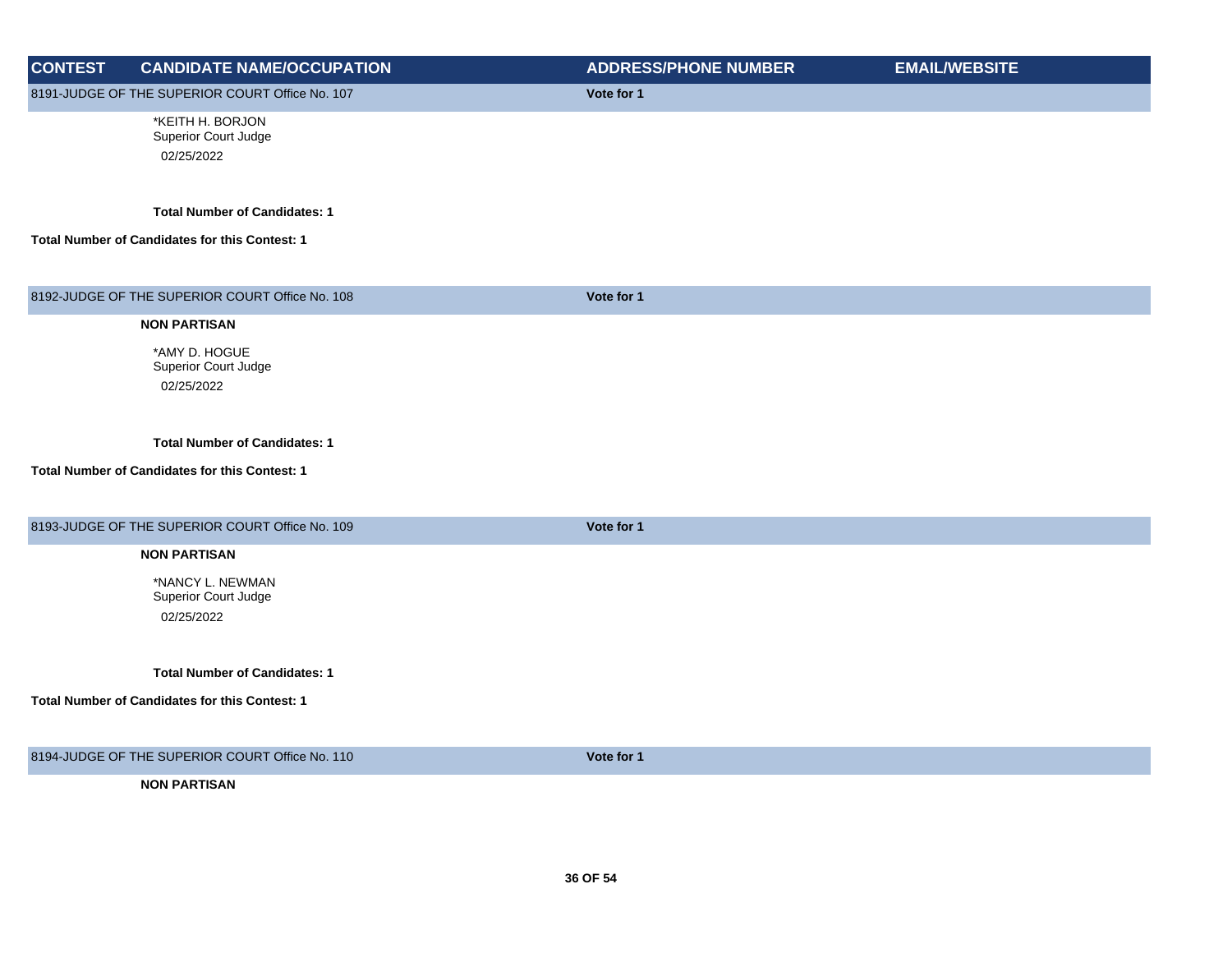| CONTEST | CANDIDATE NAME/OCCUPATION | ADDRESS/PHONE NUMBER | EMAIL/WEBSITE |
|---|---|---|---|
| 8191-JUDGE OF THE SUPERIOR COURT Office No. 107 | | **Vote for 1** | |
| | *KEITH H. BORJON<br>Superior Court Judge<br>02/25/2022 | | |
| | **Total Number of Candidates: 1** | | |
| **Total Number of Candidates for this Contest: 1** | | | |
| 8192-JUDGE OF THE SUPERIOR COURT Office No. 108 | | **Vote for 1** | |
| | **NON PARTISAN** | | |
| | *AMY D. HOGUE<br>Superior Court Judge<br>02/25/2022 | | |
| | **Total Number of Candidates: 1** | | |
| **Total Number of Candidates for this Contest: 1** | | | |
| 8193-JUDGE OF THE SUPERIOR COURT Office No. 109 | | **Vote for 1** | |
| | **NON PARTISAN** | | |
| | *NANCY L. NEWMAN<br>Superior Court Judge<br>02/25/2022 | | |
| | **Total Number of Candidates: 1** | | |
| **Total Number of Candidates for this Contest: 1** | | | |
| 8194-JUDGE OF THE SUPERIOR COURT Office No. 110 | | **Vote for 1** | |
| | **NON PARTISAN** | | |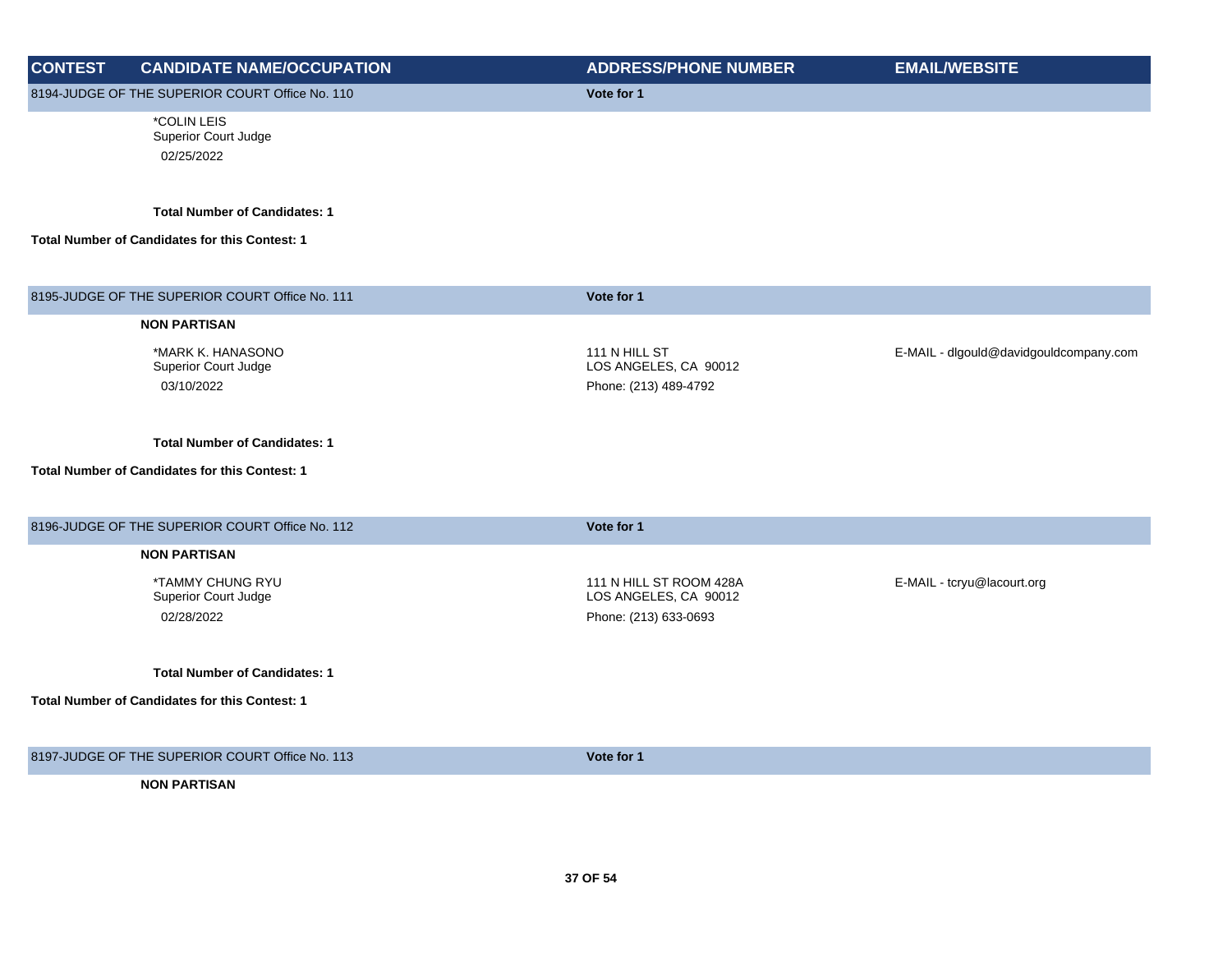| CONTEST | CANDIDATE NAME/OCCUPATION | ADDRESS/PHONE NUMBER | EMAIL/WEBSITE |
| --- | --- | --- | --- |
| 8194-JUDGE OF THE SUPERIOR COURT Office No. 110 | | Vote for 1 | |
| | *COLIN LEIS<br>Superior Court Judge<br>02/25/2022 | | |
| | **Total Number of Candidates: 1** | | |
| **Total Number of Candidates for this Contest: 1** | | | |
| 8195-JUDGE OF THE SUPERIOR COURT Office No. 111 | | Vote for 1 | |
| | **NON PARTISAN** | | |
| | *MARK K. HANASONO<br>Superior Court Judge<br>03/10/2022 | 111 N HILL ST<br>LOS ANGELES, CA 90012<br>Phone: (213) 489-4792 | E-MAIL - dlgould@davidgouldcompany.com |
| | **Total Number of Candidates: 1** | | |
| **Total Number of Candidates for this Contest: 1** | | | |
| 8196-JUDGE OF THE SUPERIOR COURT Office No. 112 | | Vote for 1 | |
| | **NON PARTISAN** | | |
| | *TAMMY CHUNG RYU<br>Superior Court Judge<br>02/28/2022 | 111 N HILL ST ROOM 428A<br>LOS ANGELES, CA 90012<br>Phone: (213) 633-0693 | E-MAIL - tcryu@lacourt.org |
| | **Total Number of Candidates: 1** | | |
| **Total Number of Candidates for this Contest: 1** | | | |
| 8197-JUDGE OF THE SUPERIOR COURT Office No. 113 | | Vote for 1 | |
| | **NON PARTISAN** | | |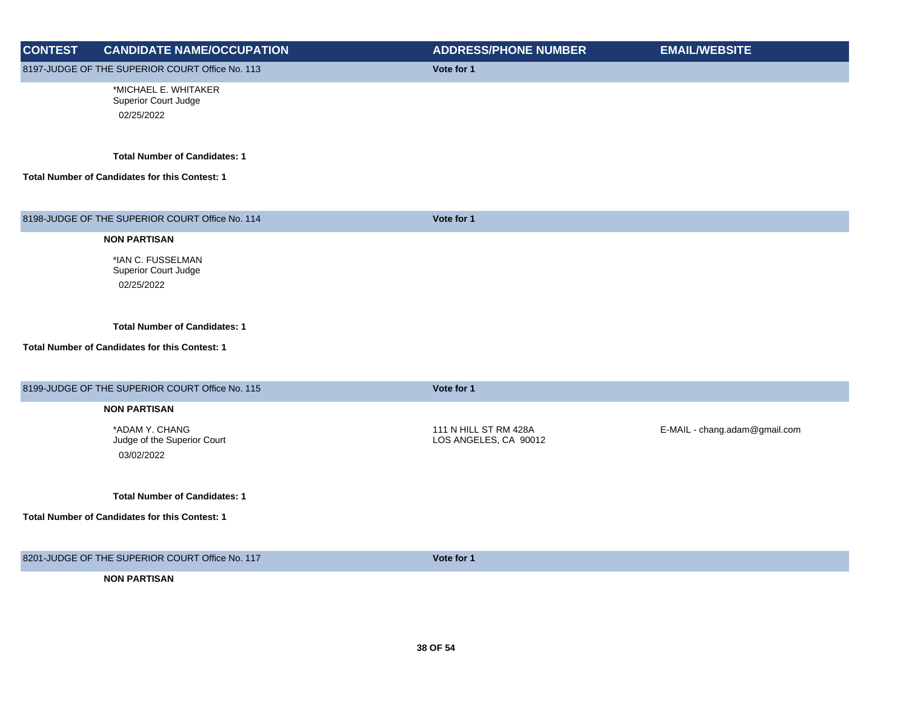| CONTEST | CANDIDATE NAME/OCCUPATION | ADDRESS/PHONE NUMBER | EMAIL/WEBSITE |
|---|---|---|---|
| 8197-JUDGE OF THE SUPERIOR COURT Office No. 113 | | Vote for 1 | |
| | *MICHAEL E. WHITAKER<br>Superior Court Judge<br>02/25/2022 | | |
| | **Total Number of Candidates: 1** | | |
| **Total Number of Candidates for this Contest: 1** | | | |
| 8198-JUDGE OF THE SUPERIOR COURT Office No. 114 | | Vote for 1 | |
| | **NON PARTISAN** | | |
| | *IAN C. FUSSELMAN<br>Superior Court Judge<br>02/25/2022 | | |
| | **Total Number of Candidates: 1** | | |
| **Total Number of Candidates for this Contest: 1** | | | |
| 8199-JUDGE OF THE SUPERIOR COURT Office No. 115 | | Vote for 1 | |
| | **NON PARTISAN** | | |
| | *ADAM Y. CHANG<br>Judge of the Superior Court<br>03/02/2022 | 111 N HILL ST RM 428A<br>LOS ANGELES, CA 90012 | E-MAIL - chang.adam@gmail.com |
| | **Total Number of Candidates: 1** | | |
| **Total Number of Candidates for this Contest: 1** | | | |
| 8201-JUDGE OF THE SUPERIOR COURT Office No. 117 | | Vote for 1 | |
| | **NON PARTISAN** | | |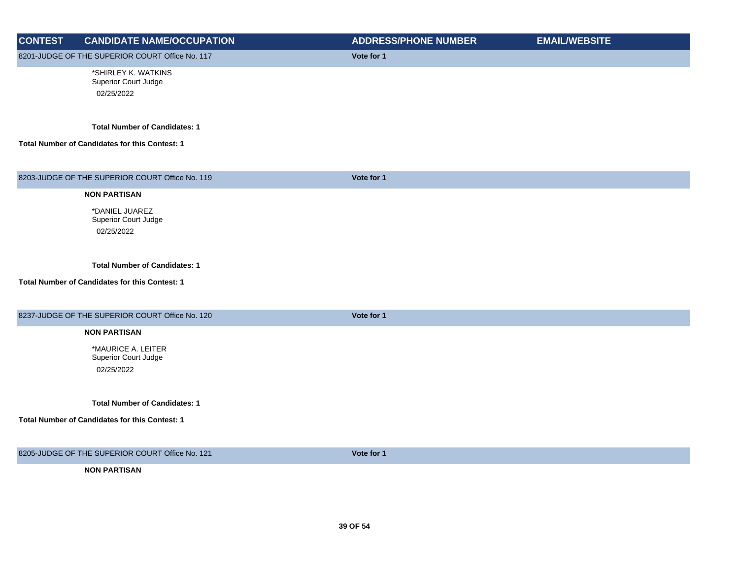| CONTEST | CANDIDATE NAME/OCCUPATION | ADDRESS/PHONE NUMBER | EMAIL/WEBSITE |
| --- | --- | --- | --- |
| 8201-JUDGE OF THE SUPERIOR COURT Office No. 117 | | **Vote for 1** | |
| | *SHIRLEY K. WATKINS<br>Superior Court Judge<br>02/25/2022 | | |
| | **Total Number of Candidates: 1** | | |
| **Total Number of Candidates for this Contest: 1** | | | |
| 8203-JUDGE OF THE SUPERIOR COURT Office No. 119 | | **Vote for 1** | |
| | **NON PARTISAN** | | |
| | *DANIEL JUAREZ<br>Superior Court Judge<br>02/25/2022 | | |
| | **Total Number of Candidates: 1** | | |
| **Total Number of Candidates for this Contest: 1** | | | |
| 8237-JUDGE OF THE SUPERIOR COURT Office No. 120 | | **Vote for 1** | |
| | **NON PARTISAN** | | |
| | *MAURICE A. LEITER<br>Superior Court Judge<br>02/25/2022 | | |
| | **Total Number of Candidates: 1** | | |
| **Total Number of Candidates for this Contest: 1** | | | |
| 8205-JUDGE OF THE SUPERIOR COURT Office No. 121 | | **Vote for 1** | |
| | **NON PARTISAN** | | |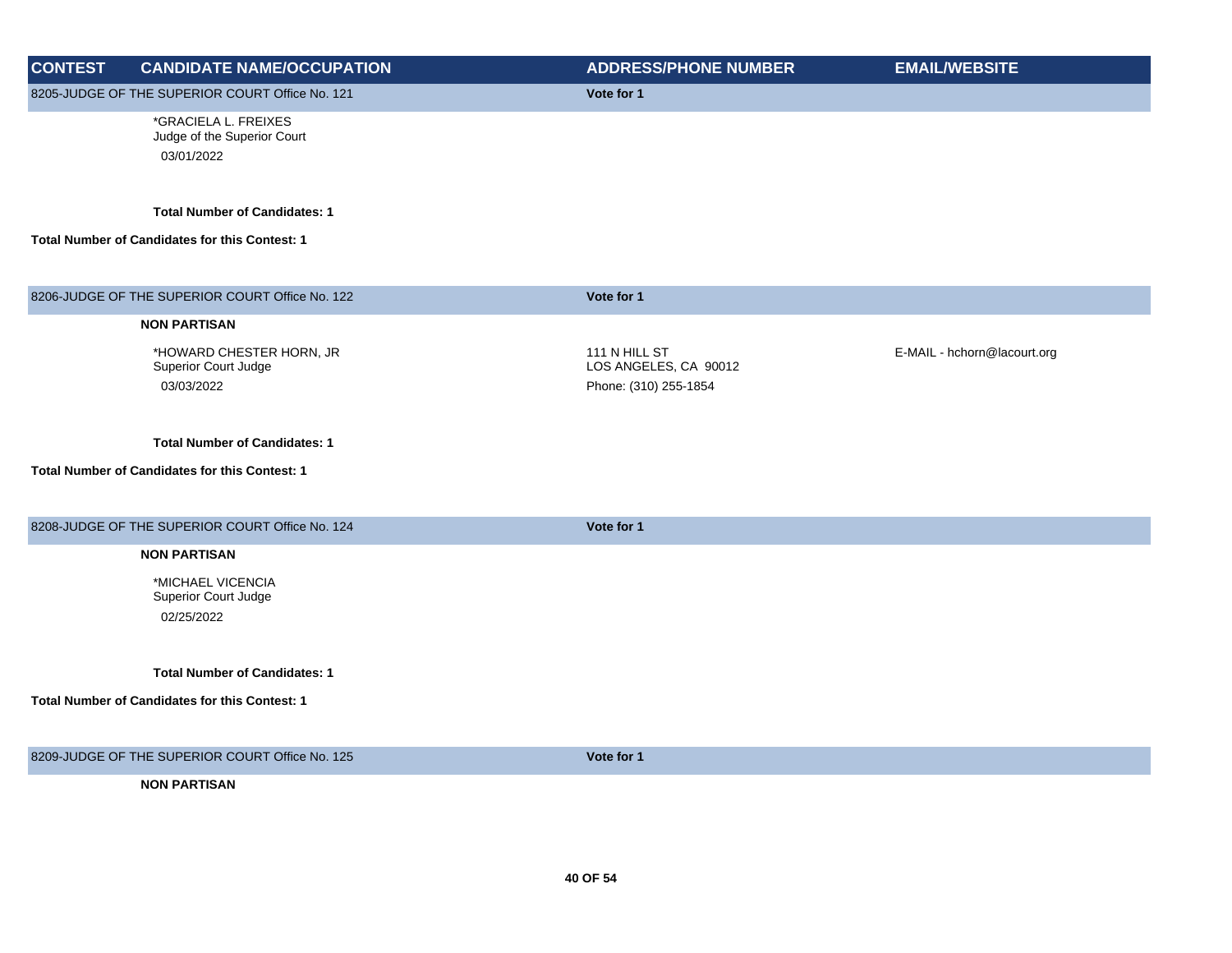| CONTEST | CANDIDATE NAME/OCCUPATION | ADDRESS/PHONE NUMBER | EMAIL/WEBSITE |
|---|---|---|---|
| 8205-JUDGE OF THE SUPERIOR COURT Office No. 121 | | Vote for 1 | |
| | *GRACIELA L. FREIXES<br>Judge of the Superior Court<br>03/01/2022 | | |
| | **Total Number of Candidates: 1** | | |
| **Total Number of Candidates for this Contest: 1** | | | |
| 8206-JUDGE OF THE SUPERIOR COURT Office No. 122 | | Vote for 1 | |
| | **NON PARTISAN** | | |
| | *HOWARD CHESTER HORN, JR<br>Superior Court Judge<br>03/03/2022 | 111 N HILL ST<br>LOS ANGELES, CA 90012<br>Phone: (310) 255-1854 | E-MAIL - hchorn@lacourt.org |
| | **Total Number of Candidates: 1** | | |
| **Total Number of Candidates for this Contest: 1** | | | |
| 8208-JUDGE OF THE SUPERIOR COURT Office No. 124 | | Vote for 1 | |
| | **NON PARTISAN** | | |
| | *MICHAEL VICENCIA<br>Superior Court Judge<br>02/25/2022 | | |
| | **Total Number of Candidates: 1** | | |
| **Total Number of Candidates for this Contest: 1** | | | |
| 8209-JUDGE OF THE SUPERIOR COURT Office No. 125 | | Vote for 1 | |
| | **NON PARTISAN** | | |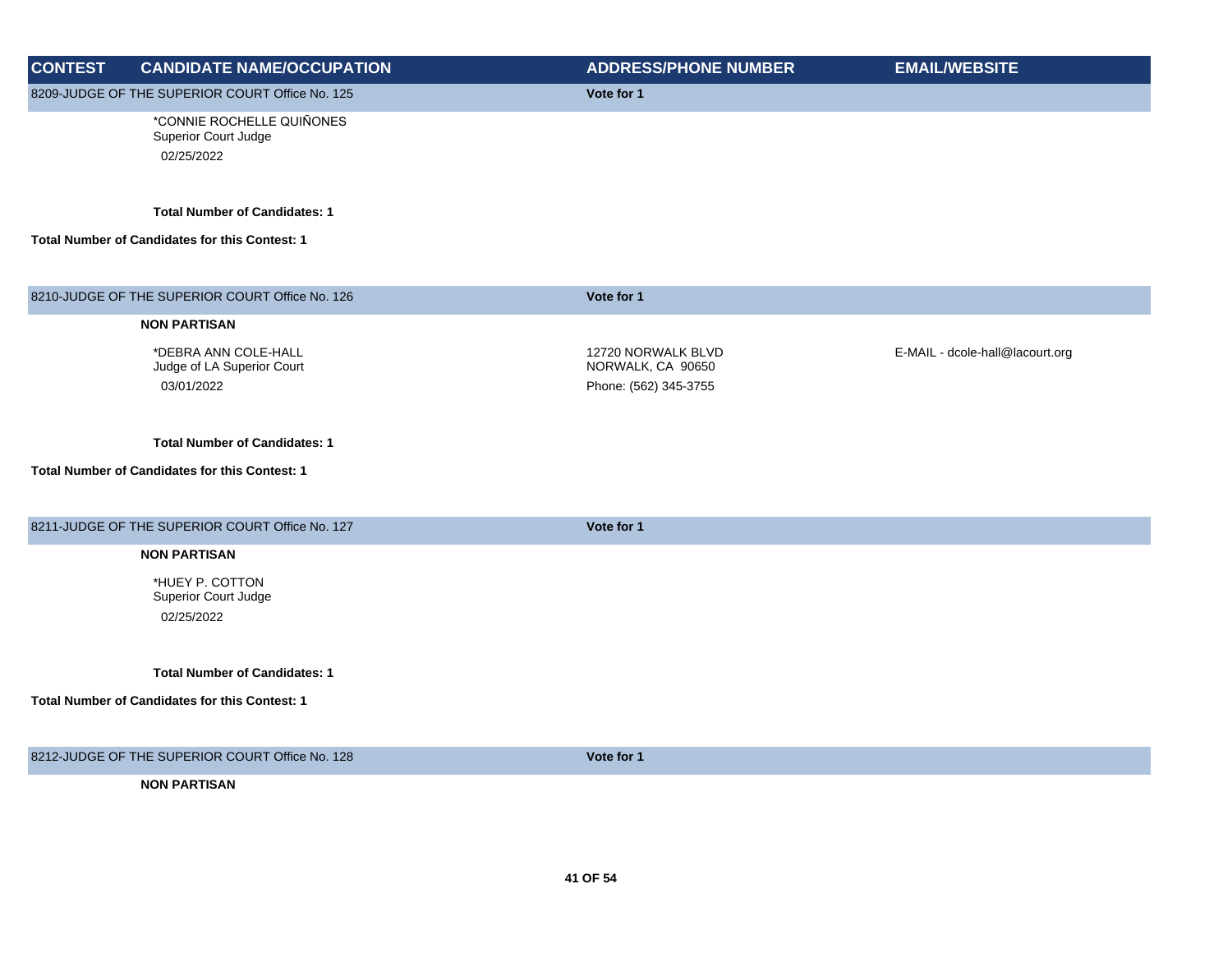| CONTEST | CANDIDATE NAME/OCCUPATION | ADDRESS/PHONE NUMBER | EMAIL/WEBSITE |
| --- | --- | --- | --- |
| 8209-JUDGE OF THE SUPERIOR COURT Office No. 125 | | Vote for 1 | |
| | *CONNIE ROCHELLE QUIÑONES<br>Superior Court Judge<br>02/25/2022 | | |
| | **Total Number of Candidates: 1** | | |
| **Total Number of Candidates for this Contest: 1** | | | |
| 8210-JUDGE OF THE SUPERIOR COURT Office No. 126 | | Vote for 1 | |
| | **NON PARTISAN** | | |
| | *DEBRA ANN COLE-HALL<br>Judge of LA Superior Court<br>03/01/2022 | 12720 NORWALK BLVD<br>NORWALK, CA 90650<br>Phone: (562) 345-3755 | E-MAIL - dcole-hall@lacourt.org |
| | **Total Number of Candidates: 1** | | |
| **Total Number of Candidates for this Contest: 1** | | | |
| 8211-JUDGE OF THE SUPERIOR COURT Office No. 127 | | Vote for 1 | |
| | **NON PARTISAN** | | |
| | *HUEY P. COTTON<br>Superior Court Judge<br>02/25/2022 | | |
| | **Total Number of Candidates: 1** | | |
| **Total Number of Candidates for this Contest: 1** | | | |
| 8212-JUDGE OF THE SUPERIOR COURT Office No. 128 | | Vote for 1 | |
| | **NON PARTISAN** | | |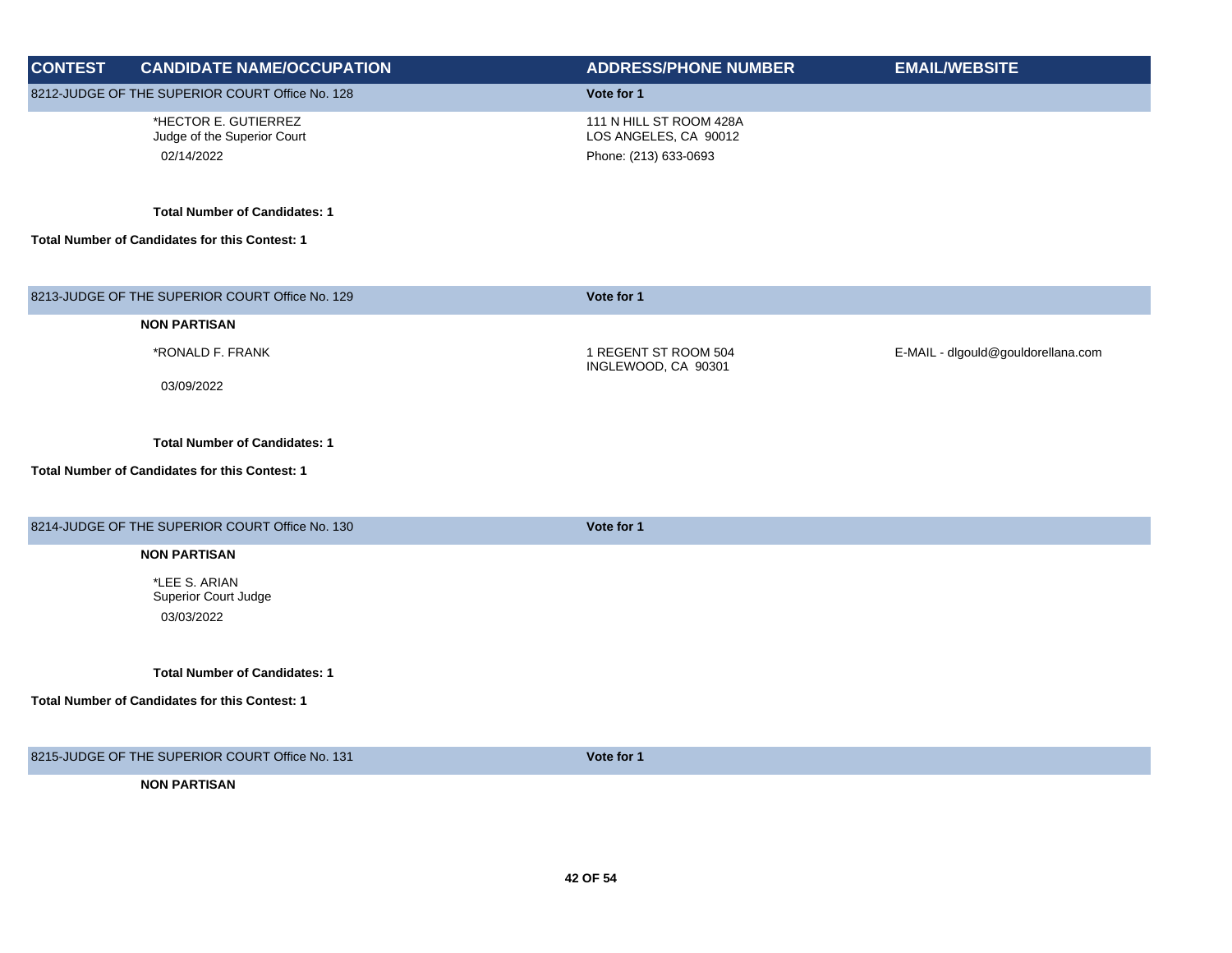| CONTEST | CANDIDATE NAME/OCCUPATION | ADDRESS/PHONE NUMBER | EMAIL/WEBSITE |
|---|---|---|---|
| 8212-JUDGE OF THE SUPERIOR COURT Office No. 128 | | Vote for 1 | |
| | *HECTOR E. GUTIERREZ<br>Judge of the Superior Court<br>02/14/2022 | 111 N HILL ST ROOM 428A<br>LOS ANGELES, CA 90012<br>Phone: (213) 633-0693 | |
| | **Total Number of Candidates: 1** | | |
| **Total Number of Candidates for this Contest: 1** | | | |
| 8213-JUDGE OF THE SUPERIOR COURT Office No. 129 | | Vote for 1 | |
| | **NON PARTISAN** | | |
| | *RONALD F. FRANK<br>03/09/2022 | 1 REGENT ST ROOM 504<br>INGLEWOOD, CA 90301 | E-MAIL - dlgould@gouldorellana.com |
| | **Total Number of Candidates: 1** | | |
| **Total Number of Candidates for this Contest: 1** | | | |
| 8214-JUDGE OF THE SUPERIOR COURT Office No. 130 | | Vote for 1 | |
| | **NON PARTISAN** | | |
| | *LEE S. ARIAN<br>Superior Court Judge<br>03/03/2022 | | |
| | **Total Number of Candidates: 1** | | |
| **Total Number of Candidates for this Contest: 1** | | | |
| 8215-JUDGE OF THE SUPERIOR COURT Office No. 131 | | Vote for 1 | |
| | **NON PARTISAN** | | |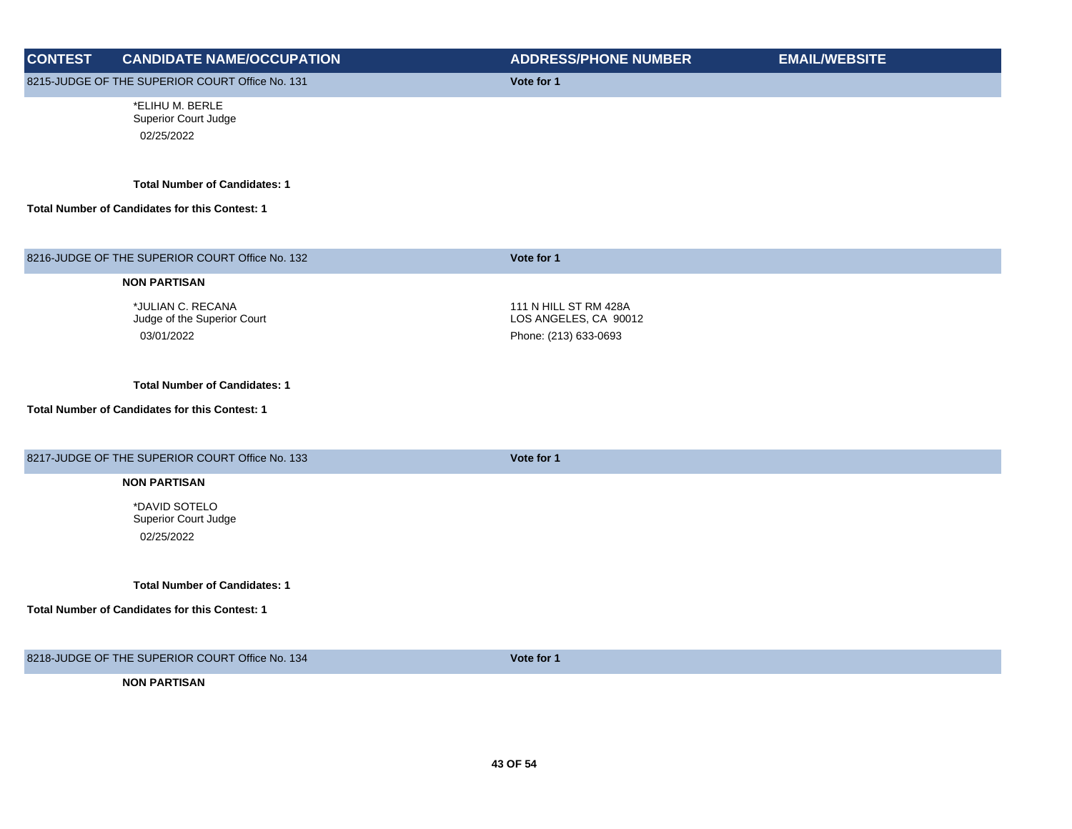| CONTEST | CANDIDATE NAME/OCCUPATION | ADDRESS/PHONE NUMBER | EMAIL/WEBSITE |
|---|---|---|---|
| 8215-JUDGE OF THE SUPERIOR COURT Office No. 131 | | Vote for 1 | |
| | *ELIHU M. BERLE<br>Superior Court Judge<br>02/25/2022 | | |
| | **Total Number of Candidates: 1** | | |
| **Total Number of Candidates for this Contest: 1** | | | |
| 8216-JUDGE OF THE SUPERIOR COURT Office No. 132 | | Vote for 1 | |
| | **NON PARTISAN** | | |
| | *JULIAN C. RECANA<br>Judge of the Superior Court<br>03/01/2022 | 111 N HILL ST RM 428A<br>LOS ANGELES, CA 90012<br>Phone: (213) 633-0693 | |
| | **Total Number of Candidates: 1** | | |
| **Total Number of Candidates for this Contest: 1** | | | |
| 8217-JUDGE OF THE SUPERIOR COURT Office No. 133 | | Vote for 1 | |
| | **NON PARTISAN** | | |
| | *DAVID SOTELO<br>Superior Court Judge<br>02/25/2022 | | |
| | **Total Number of Candidates: 1** | | |
| **Total Number of Candidates for this Contest: 1** | | | |
| 8218-JUDGE OF THE SUPERIOR COURT Office No. 134 | | Vote for 1 | |
| | **NON PARTISAN** | | |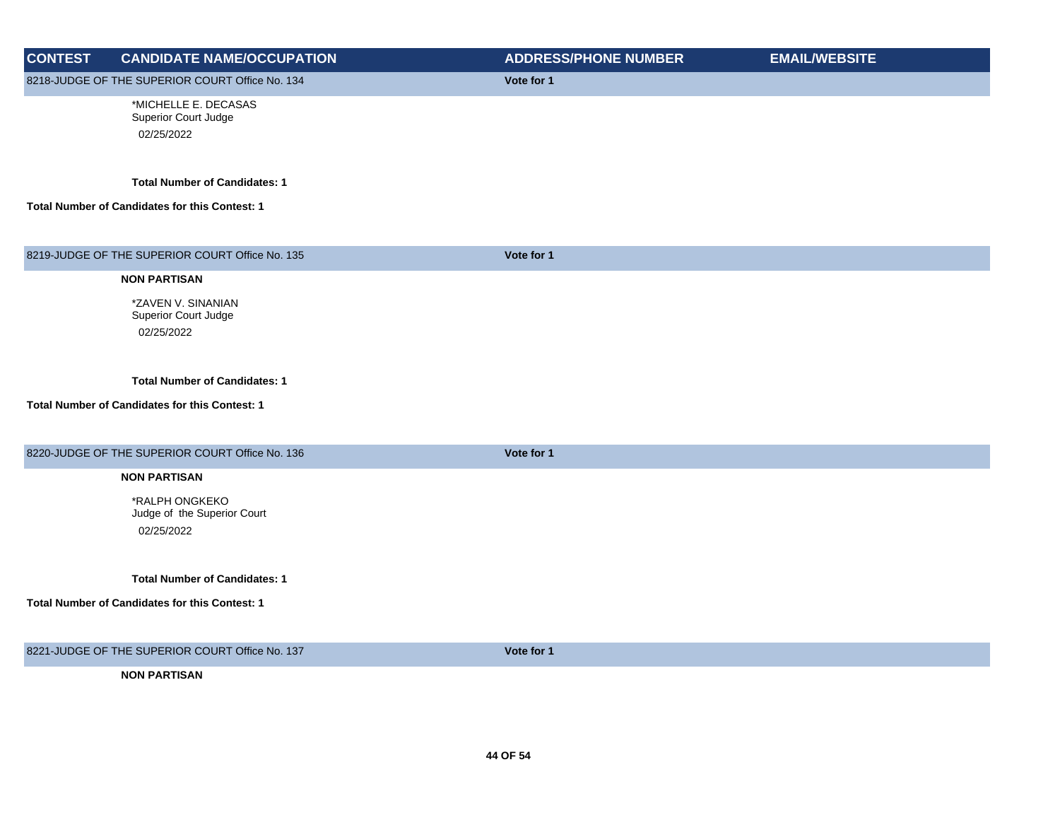| CONTEST | CANDIDATE NAME/OCCUPATION | ADDRESS/PHONE NUMBER | EMAIL/WEBSITE |
|---|---|---|---|
| 8218-JUDGE OF THE SUPERIOR COURT Office No. 134 | | Vote for 1 | |
| | *MICHELLE E. DECASAS<br>Superior Court Judge<br>02/25/2022 | | |
| | **Total Number of Candidates: 1** | | |
| **Total Number of Candidates for this Contest: 1** | | | |
| 8219-JUDGE OF THE SUPERIOR COURT Office No. 135 | | Vote for 1 | |
| | **NON PARTISAN** | | |
| | *ZAVEN V. SINANIAN<br>Superior Court Judge<br>02/25/2022 | | |
| | **Total Number of Candidates: 1** | | |
| **Total Number of Candidates for this Contest: 1** | | | |
| 8220-JUDGE OF THE SUPERIOR COURT Office No. 136 | | Vote for 1 | |
| | **NON PARTISAN** | | |
| | *RALPH ONGKEKO<br>Judge of the Superior Court<br>02/25/2022 | | |
| | **Total Number of Candidates: 1** | | |
| **Total Number of Candidates for this Contest: 1** | | | |
| 8221-JUDGE OF THE SUPERIOR COURT Office No. 137 | | Vote for 1 | |
| | **NON PARTISAN** | | |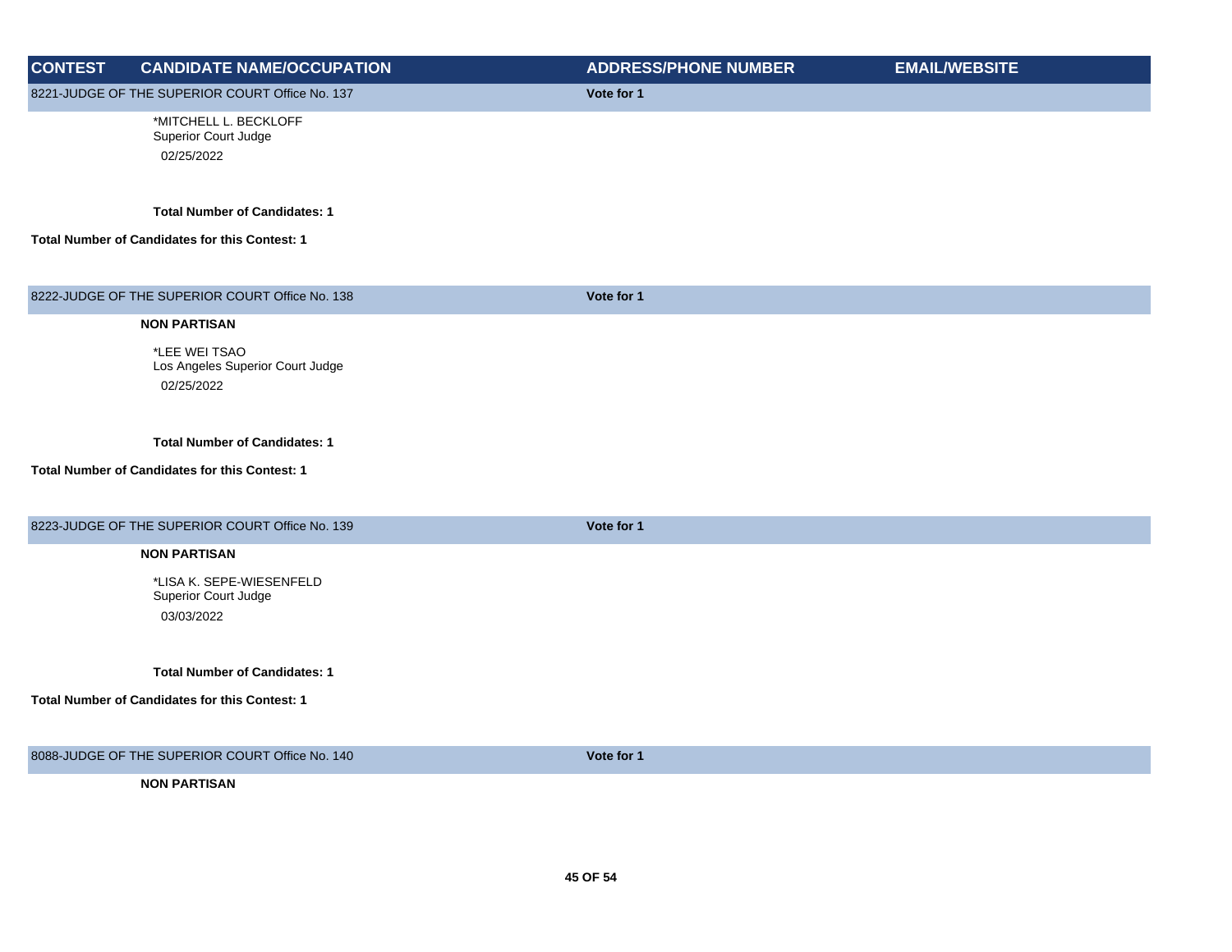| CONTEST | CANDIDATE NAME/OCCUPATION | ADDRESS/PHONE NUMBER | EMAIL/WEBSITE |
|---|---|---|---|
| 8221-JUDGE OF THE SUPERIOR COURT Office No. 137 | | Vote for 1 | |
| | *MITCHELL L. BECKLOFF<br>Superior Court Judge<br>02/25/2022 | | |
| | **Total Number of Candidates: 1** | | |
| **Total Number of Candidates for this Contest: 1** | | | |
| 8222-JUDGE OF THE SUPERIOR COURT Office No. 138 | | Vote for 1 | |
| | **NON PARTISAN** | | |
| | *LEE WEI TSAO<br>Los Angeles Superior Court Judge<br>02/25/2022 | | |
| | **Total Number of Candidates: 1** | | |
| **Total Number of Candidates for this Contest: 1** | | | |
| 8223-JUDGE OF THE SUPERIOR COURT Office No. 139 | | Vote for 1 | |
| | **NON PARTISAN** | | |
| | *LISA K. SEPE-WIESENFELD<br>Superior Court Judge<br>03/03/2022 | | |
| | **Total Number of Candidates: 1** | | |
| **Total Number of Candidates for this Contest: 1** | | | |
| 8088-JUDGE OF THE SUPERIOR COURT Office No. 140 | | Vote for 1 | |
| | **NON PARTISAN** | | |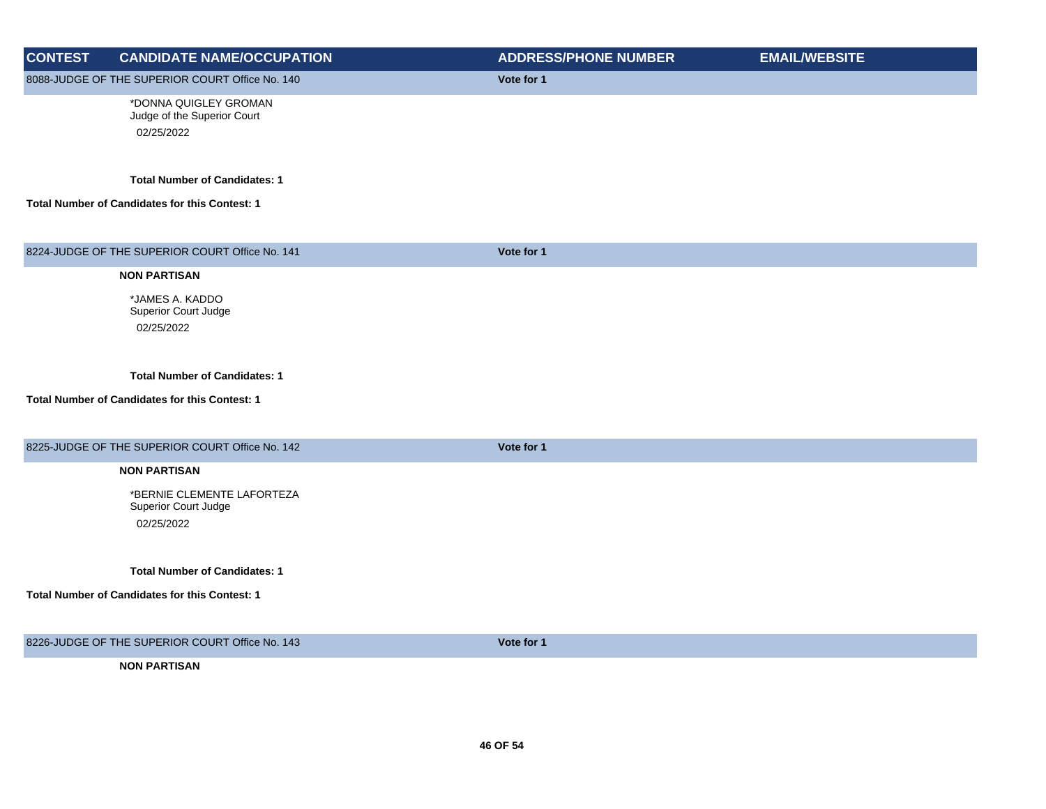| CONTEST | CANDIDATE NAME/OCCUPATION | ADDRESS/PHONE NUMBER | EMAIL/WEBSITE |
|---|---|---|---|
| 8088-JUDGE OF THE SUPERIOR COURT Office No. 140 | | Vote for 1 | |
| | *DONNA QUIGLEY GROMAN<br>Judge of the Superior Court<br>02/25/2022 | | |
| | **Total Number of Candidates: 1** | | |
| **Total Number of Candidates for this Contest: 1** | | | |
| 8224-JUDGE OF THE SUPERIOR COURT Office No. 141 | | Vote for 1 | |
| | **NON PARTISAN** | | |
| | *JAMES A. KADDO<br>Superior Court Judge<br>02/25/2022 | | |
| | **Total Number of Candidates: 1** | | |
| **Total Number of Candidates for this Contest: 1** | | | |
| 8225-JUDGE OF THE SUPERIOR COURT Office No. 142 | | Vote for 1 | |
| | **NON PARTISAN** | | |
| | *BERNIE CLEMENTE LAFORTEZA<br>Superior Court Judge<br>02/25/2022 | | |
| | **Total Number of Candidates: 1** | | |
| **Total Number of Candidates for this Contest: 1** | | | |
| 8226-JUDGE OF THE SUPERIOR COURT Office No. 143 | | Vote for 1 | |
| | **NON PARTISAN** | | |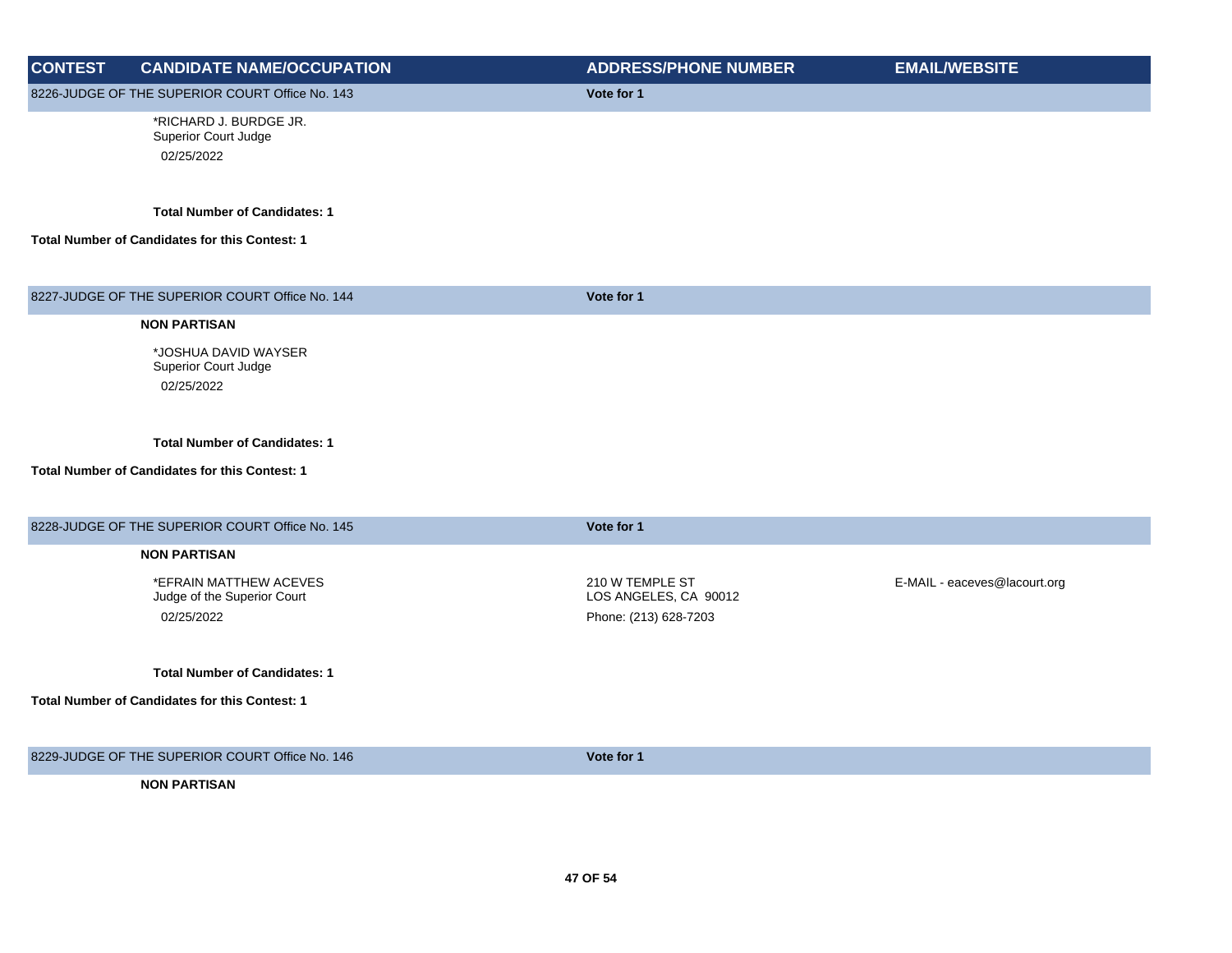| CONTEST | CANDIDATE NAME/OCCUPATION | ADDRESS/PHONE NUMBER | EMAIL/WEBSITE |
|---|---|---|---|
| 8226-JUDGE OF THE SUPERIOR COURT Office No. 143 | | Vote for 1 | |
| | *RICHARD J. BURDGE JR.<br>Superior Court Judge<br>02/25/2022 | | |
| | **Total Number of Candidates: 1** | | |
| **Total Number of Candidates for this Contest: 1** | | | |
| 8227-JUDGE OF THE SUPERIOR COURT Office No. 144 | | Vote for 1 | |
| | **NON PARTISAN** | | |
| | *JOSHUA DAVID WAYSER<br>Superior Court Judge<br>02/25/2022 | | |
| | **Total Number of Candidates: 1** | | |
| **Total Number of Candidates for this Contest: 1** | | | |
| 8228-JUDGE OF THE SUPERIOR COURT Office No. 145 | | Vote for 1 | |
| | **NON PARTISAN** | | |
| | *EFRAIN MATTHEW ACEVES<br>Judge of the Superior Court<br>02/25/2022 | 210 W TEMPLE ST<br>LOS ANGELES, CA 90012<br>Phone: (213) 628-7203 | E-MAIL - eaceves@lacourt.org |
| | **Total Number of Candidates: 1** | | |
| **Total Number of Candidates for this Contest: 1** | | | |
| 8229-JUDGE OF THE SUPERIOR COURT Office No. 146 | | Vote for 1 | |
| | **NON PARTISAN** | | |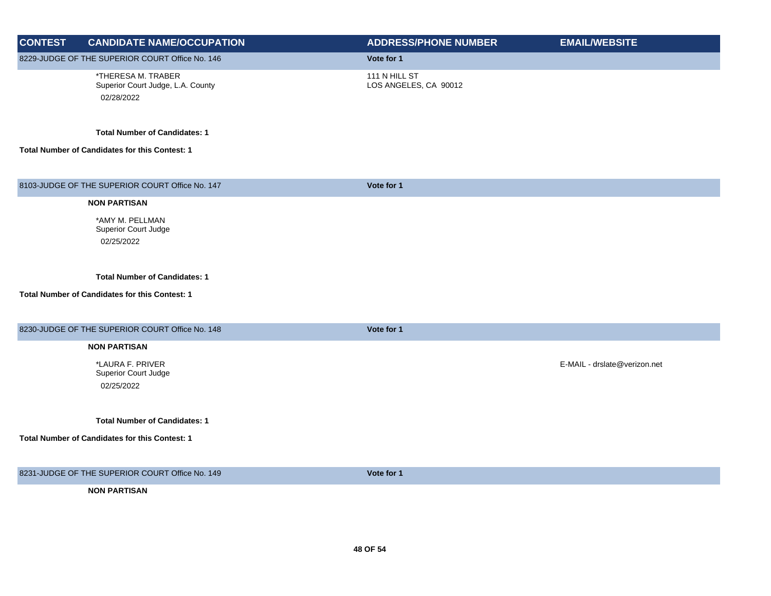| CONTEST | CANDIDATE NAME/OCCUPATION | ADDRESS/PHONE NUMBER | EMAIL/WEBSITE |
|---|---|---|---|
| 8229-JUDGE OF THE SUPERIOR COURT Office No. 146 | | Vote for 1 | |
| | *THERESA M. TRABER<br>Superior Court Judge, L.A. County<br>02/28/2022 | 111 N HILL ST<br>LOS ANGELES, CA 90012 | |
| | **Total Number of Candidates: 1** | | |
| **Total Number of Candidates for this Contest: 1** | | | |
| 8103-JUDGE OF THE SUPERIOR COURT Office No. 147 | | Vote for 1 | |
| | **NON PARTISAN** | | |
| | *AMY M. PELLMAN<br>Superior Court Judge<br>02/25/2022 | | |
| | **Total Number of Candidates: 1** | | |
| **Total Number of Candidates for this Contest: 1** | | | |
| 8230-JUDGE OF THE SUPERIOR COURT Office No. 148 | | Vote for 1 | |
| | **NON PARTISAN** | | |
| | *LAURA F. PRIVER<br>Superior Court Judge<br>02/25/2022 | | E-MAIL - drslate@verizon.net |
| | **Total Number of Candidates: 1** | | |
| **Total Number of Candidates for this Contest: 1** | | | |
| 8231-JUDGE OF THE SUPERIOR COURT Office No. 149 | | Vote for 1 | |
| | **NON PARTISAN** | | |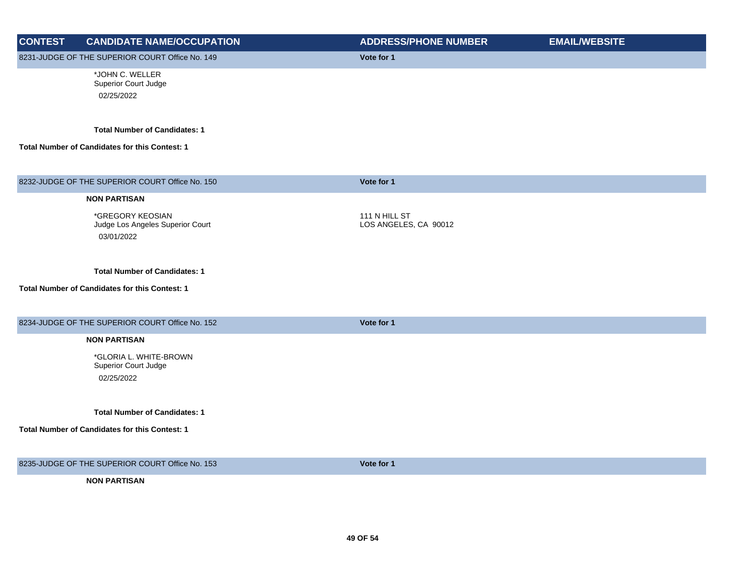| CONTEST | CANDIDATE NAME/OCCUPATION | ADDRESS/PHONE NUMBER | EMAIL/WEBSITE |
| --- | --- | --- | --- |
| 8231-JUDGE OF THE SUPERIOR COURT Office No. 149 | | Vote for 1 | |
| | *JOHN C. WELLER<br>Superior Court Judge<br>02/25/2022 | | |
| | **Total Number of Candidates: 1** | | |
| **Total Number of Candidates for this Contest: 1** | | | |
| 8232-JUDGE OF THE SUPERIOR COURT Office No. 150 | | Vote for 1 | |
| | **NON PARTISAN** | | |
| | *GREGORY KEOSIAN<br>Judge Los Angeles Superior Court<br>03/01/2022 | 111 N HILL ST<br>LOS ANGELES, CA 90012 | |
| | **Total Number of Candidates: 1** | | |
| **Total Number of Candidates for this Contest: 1** | | | |
| 8234-JUDGE OF THE SUPERIOR COURT Office No. 152 | | Vote for 1 | |
| | **NON PARTISAN** | | |
| | *GLORIA L. WHITE-BROWN<br>Superior Court Judge<br>02/25/2022 | | |
| | **Total Number of Candidates: 1** | | |
| **Total Number of Candidates for this Contest: 1** | | | |
| 8235-JUDGE OF THE SUPERIOR COURT Office No. 153 | | Vote for 1 | |
| | **NON PARTISAN** | | |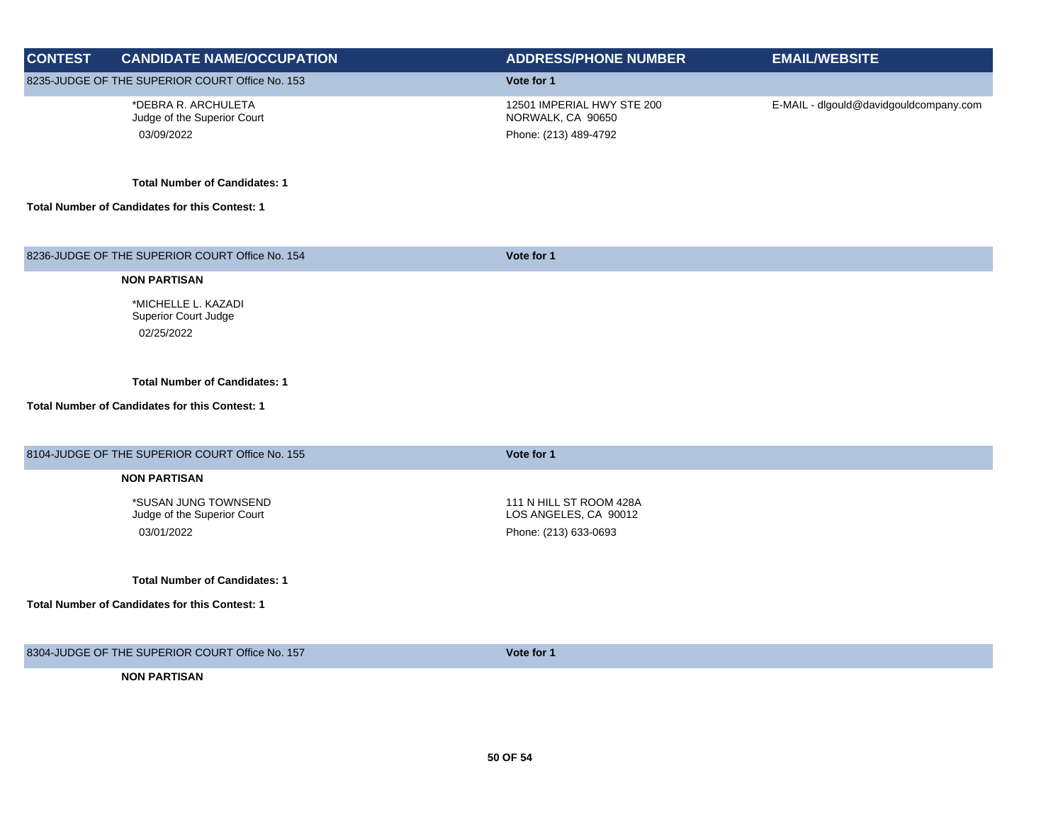| CONTEST | CANDIDATE NAME/OCCUPATION | ADDRESS/PHONE NUMBER | EMAIL/WEBSITE |
|---|---|---|---|
| 8235-JUDGE OF THE SUPERIOR COURT Office No. 153 | | Vote for 1 | |
| | *DEBRA R. ARCHULETA<br>Judge of the Superior Court<br>03/09/2022 | 12501 IMPERIAL HWY STE 200<br>NORWALK, CA 90650<br>Phone: (213) 489-4792 | E-MAIL - dlgould@davidgouldcompany.com |
| | **Total Number of Candidates: 1** | | |
| **Total Number of Candidates for this Contest: 1** | | | |
| 8236-JUDGE OF THE SUPERIOR COURT Office No. 154 | | Vote for 1 | |
| | **NON PARTISAN** | | |
| | *MICHELLE L. KAZADI<br>Superior Court Judge<br>02/25/2022 | | |
| | **Total Number of Candidates: 1** | | |
| **Total Number of Candidates for this Contest: 1** | | | |
| 8104-JUDGE OF THE SUPERIOR COURT Office No. 155 | | Vote for 1 | |
| | **NON PARTISAN** | | |
| | *SUSAN JUNG TOWNSEND<br>Judge of the Superior Court<br>03/01/2022 | 111 N HILL ST ROOM 428A<br>LOS ANGELES, CA 90012<br>Phone: (213) 633-0693 | |
| | **Total Number of Candidates: 1** | | |
| **Total Number of Candidates for this Contest: 1** | | | |
| 8304-JUDGE OF THE SUPERIOR COURT Office No. 157 | | Vote for 1 | |
| | **NON PARTISAN** | | |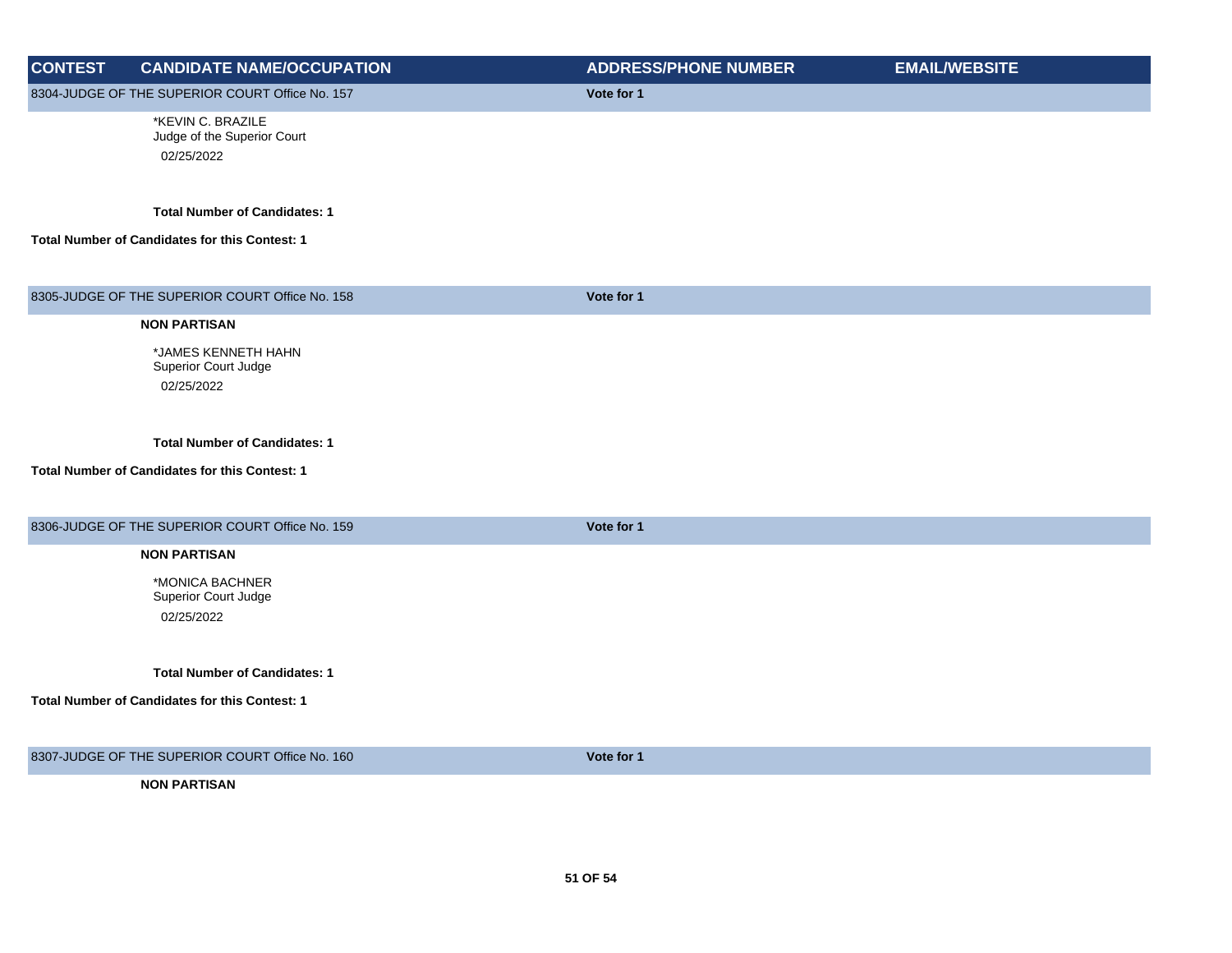| CONTEST | CANDIDATE NAME/OCCUPATION | ADDRESS/PHONE NUMBER | EMAIL/WEBSITE |
|---|---|---|---|
| 8304-JUDGE OF THE SUPERIOR COURT Office No. 157 | | Vote for 1 | |
| | *KEVIN C. BRAZILE<br>Judge of the Superior Court<br>02/25/2022 | | |
| | **Total Number of Candidates: 1** | | |
| **Total Number of Candidates for this Contest: 1** | | | |
| 8305-JUDGE OF THE SUPERIOR COURT Office No. 158 | | Vote for 1 | |
| | **NON PARTISAN** | | |
| | *JAMES KENNETH HAHN<br>Superior Court Judge<br>02/25/2022 | | |
| | **Total Number of Candidates: 1** | | |
| **Total Number of Candidates for this Contest: 1** | | | |
| 8306-JUDGE OF THE SUPERIOR COURT Office No. 159 | | Vote for 1 | |
| | **NON PARTISAN** | | |
| | *MONICA BACHNER<br>Superior Court Judge<br>02/25/2022 | | |
| | **Total Number of Candidates: 1** | | |
| **Total Number of Candidates for this Contest: 1** | | | |
| 8307-JUDGE OF THE SUPERIOR COURT Office No. 160 | | Vote for 1 | |
| | **NON PARTISAN** | | |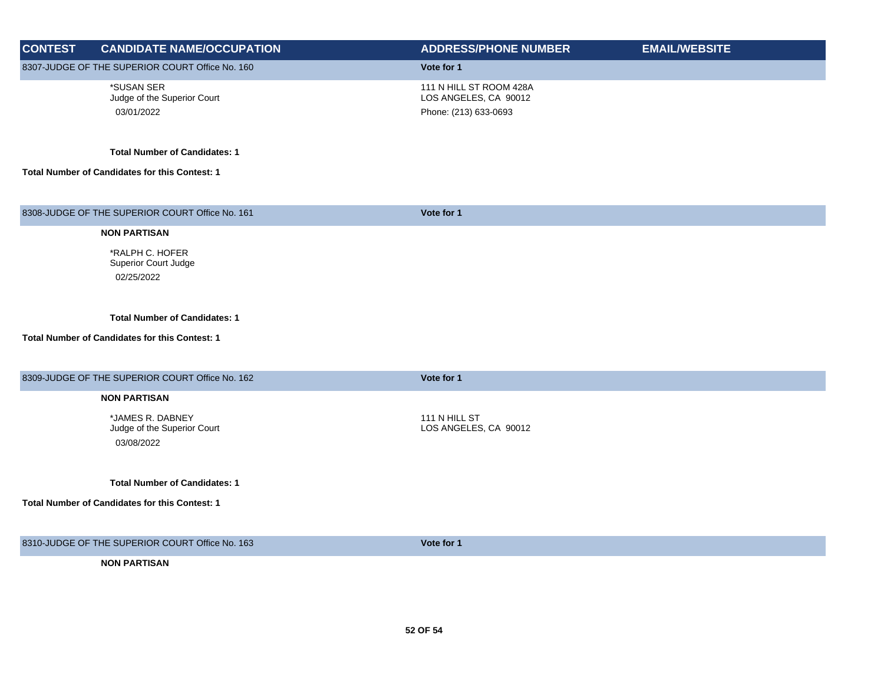| CONTEST | CANDIDATE NAME/OCCUPATION | ADDRESS/PHONE NUMBER | EMAIL/WEBSITE |
|---|---|---|---|
| 8307-JUDGE OF THE SUPERIOR COURT Office No. 160 | | Vote for 1 | |
| | *SUSAN SER<br>Judge of the Superior Court<br>03/01/2022 | 111 N HILL ST ROOM 428A<br>LOS ANGELES, CA 90012<br>Phone: (213) 633-0693 | |
| | **Total Number of Candidates: 1** | | |
| **Total Number of Candidates for this Contest: 1** | | | |
| 8308-JUDGE OF THE SUPERIOR COURT Office No. 161 | | Vote for 1 | |
| | **NON PARTISAN** | | |
| | *RALPH C. HOFER<br>Superior Court Judge<br>02/25/2022 | | |
| | **Total Number of Candidates: 1** | | |
| **Total Number of Candidates for this Contest: 1** | | | |
| 8309-JUDGE OF THE SUPERIOR COURT Office No. 162 | | Vote for 1 | |
| | **NON PARTISAN** | | |
| | *JAMES R. DABNEY<br>Judge of the Superior Court<br>03/08/2022 | 111 N HILL ST<br>LOS ANGELES, CA 90012 | |
| | **Total Number of Candidates: 1** | | |
| **Total Number of Candidates for this Contest: 1** | | | |
| 8310-JUDGE OF THE SUPERIOR COURT Office No. 163 | | Vote for 1 | |
| | **NON PARTISAN** | | |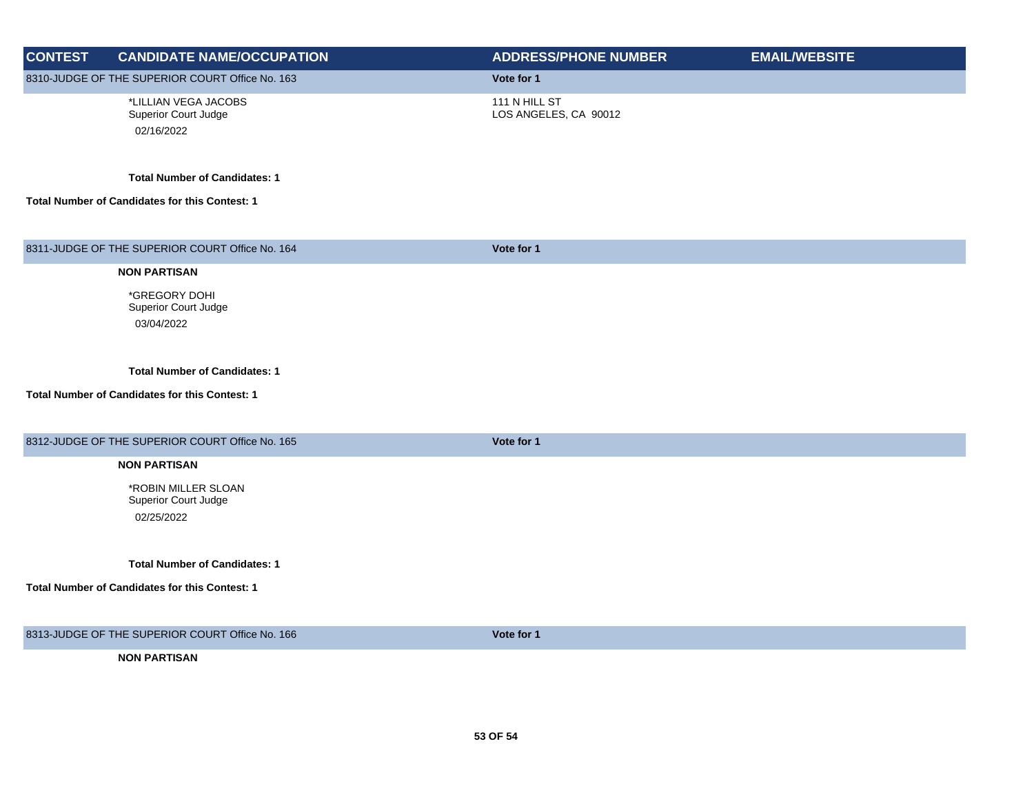| CONTEST | CANDIDATE NAME/OCCUPATION | ADDRESS/PHONE NUMBER | EMAIL/WEBSITE |
|---|---|---|---|
| 8310-JUDGE OF THE SUPERIOR COURT Office No. 163 | | Vote for 1 | |
| | *LILLIAN VEGA JACOBS<br>Superior Court Judge<br>02/16/2022 | 111 N HILL ST<br>LOS ANGELES, CA 90012 | |
| | **Total Number of Candidates: 1** | | |
| **Total Number of Candidates for this Contest: 1** | | | |
| 8311-JUDGE OF THE SUPERIOR COURT Office No. 164 | | Vote for 1 | |
| | **NON PARTISAN** | | |
| | *GREGORY DOHI<br>Superior Court Judge<br>03/04/2022 | | |
| | **Total Number of Candidates: 1** | | |
| **Total Number of Candidates for this Contest: 1** | | | |
| 8312-JUDGE OF THE SUPERIOR COURT Office No. 165 | | Vote for 1 | |
| | **NON PARTISAN** | | |
| | *ROBIN MILLER SLOAN<br>Superior Court Judge<br>02/25/2022 | | |
| | **Total Number of Candidates: 1** | | |
| **Total Number of Candidates for this Contest: 1** | | | |
| 8313-JUDGE OF THE SUPERIOR COURT Office No. 166 | | Vote for 1 | |
| | **NON PARTISAN** | | |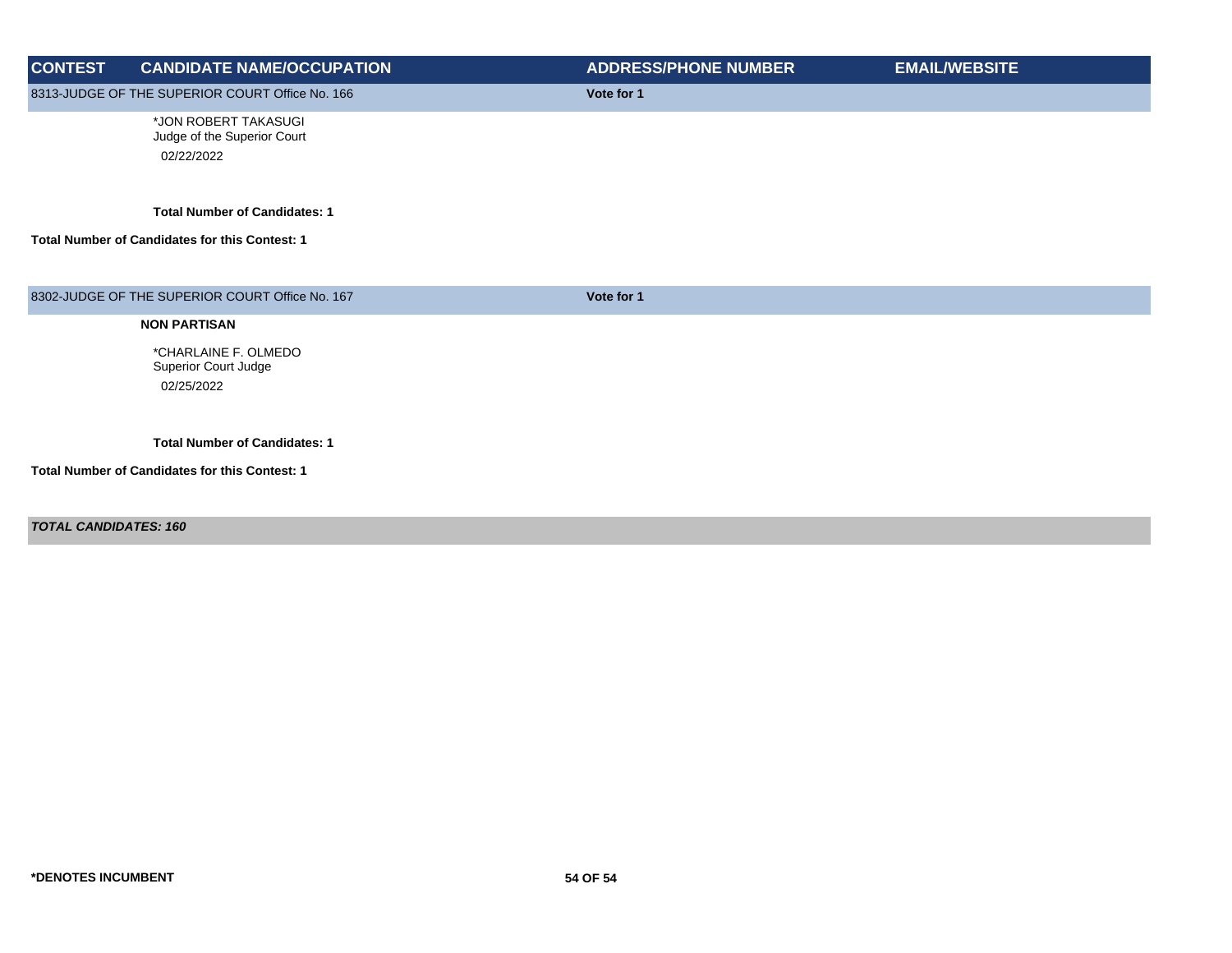| CONTEST | CANDIDATE NAME/OCCUPATION | ADDRESS/PHONE NUMBER | EMAIL/WEBSITE |
| --- | --- | --- | --- |
| 8313-JUDGE OF THE SUPERIOR COURT Office No. 166 | | **Vote for 1** | |
| | *JON ROBERT TAKASUGI<br>Judge of the Superior Court<br>02/22/2022 | | |
| | **Total Number of Candidates: 1** | | |
| **Total Number of Candidates for this Contest: 1** | | | |
| 8302-JUDGE OF THE SUPERIOR COURT Office No. 167 | | **Vote for 1** | |
| | **NON PARTISAN** | | |
| | *CHARLAINE F. OLMEDO<br>Superior Court Judge<br>02/25/2022 | | |
| | **Total Number of Candidates: 1** | | |
| **Total Number of Candidates for this Contest: 1** | | | |
| ***TOTAL CANDIDATES: 160*** | | | |

***DENOTES INCUMBENT**